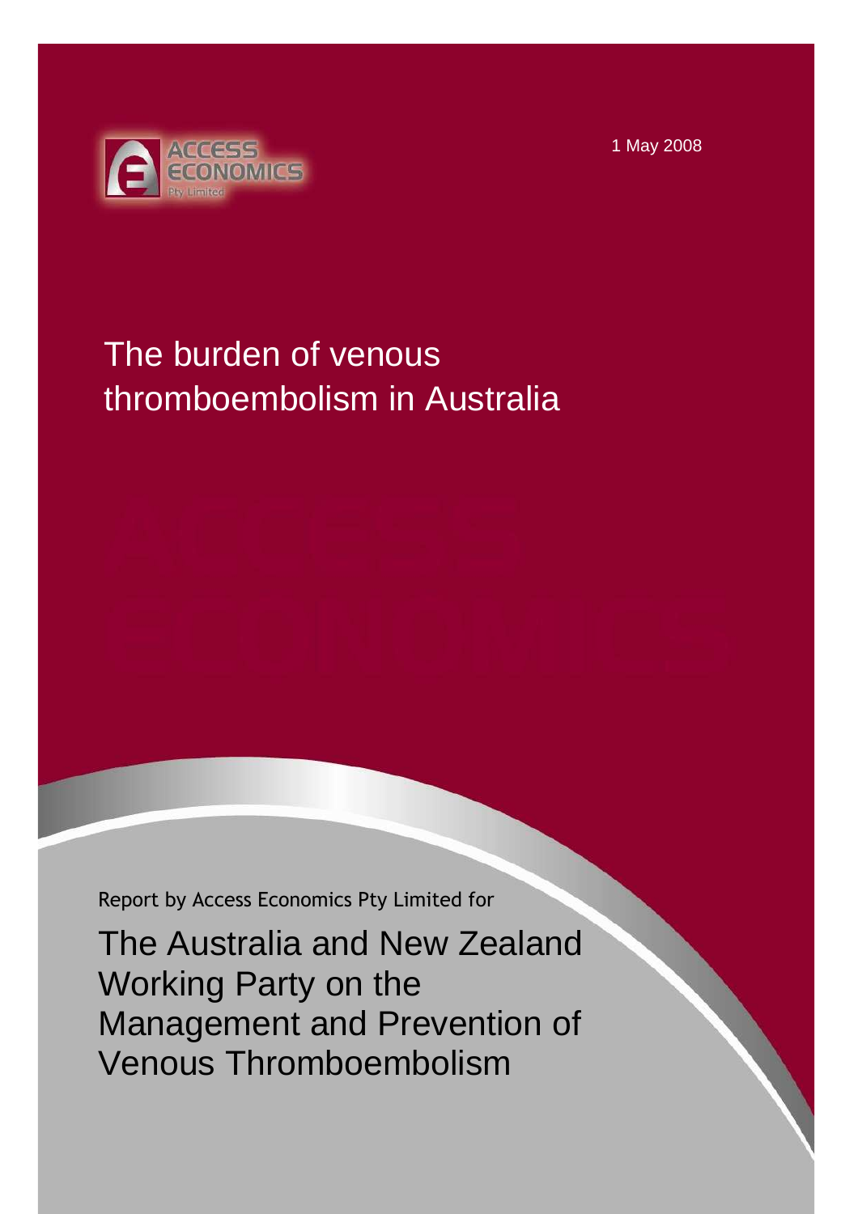1 May 2008

# The burden of venous thromboembolism in Australia

Report by Access Economics Pty Limited for

## The Australia and New Zealand Working Party on the Management and Prevention of Venous Thromboembolism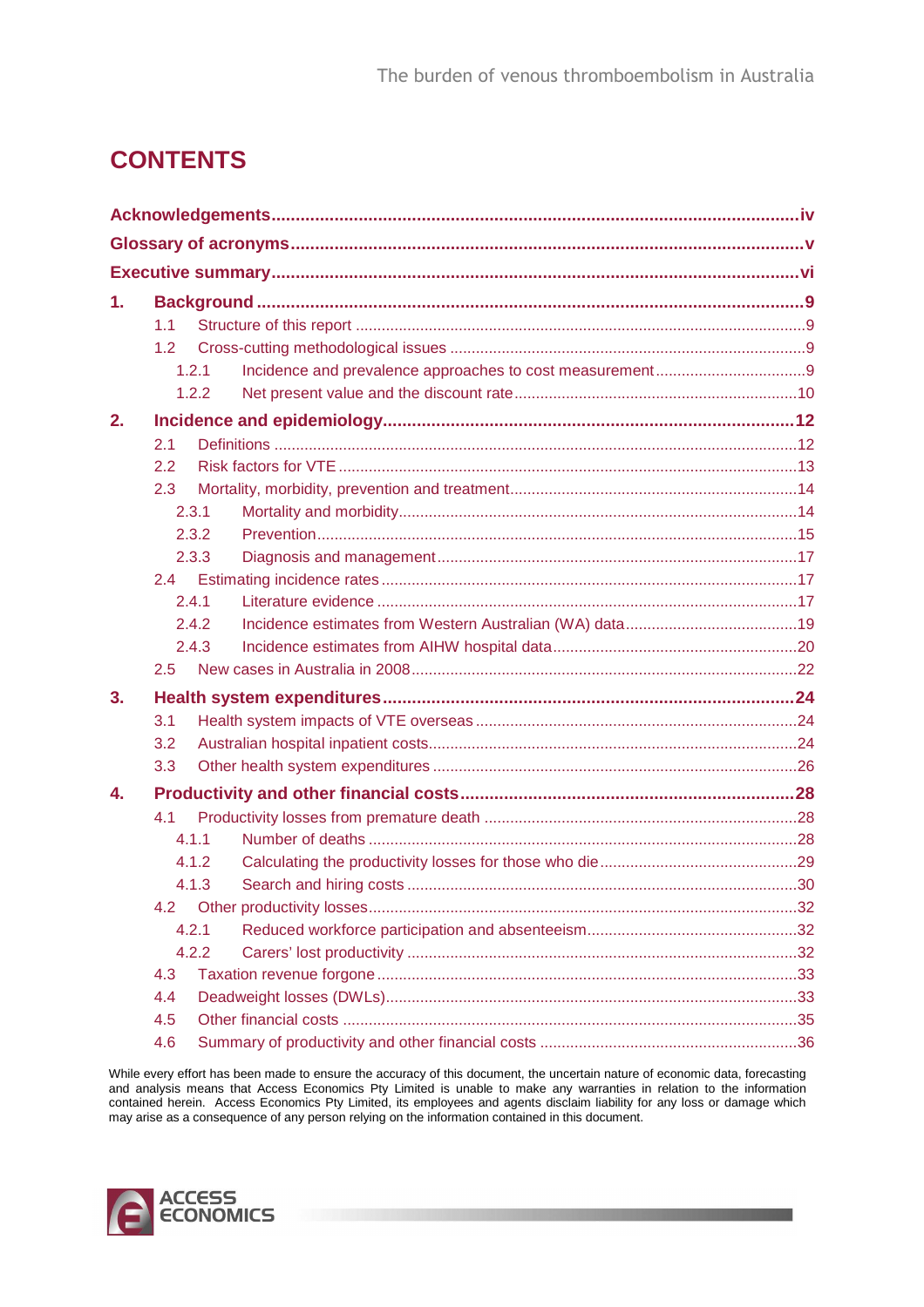# CONTENTS

**Acknowledgements** ........ iv

**Glossary of acronyms** ........ v

**Executive summary** ........ vi

**1. Background** ........ 9

- 1.1 Structure of this report ........ 9
- 1.2 Cross-cutting methodological issues ........ 9
  - 1.2.1 Incidence and prevalence approaches to cost measurement ........ 9
  - 1.2.2 Net present value and the discount rate ........ 10

**2. Incidence and epidemiology** ........ 12

- 2.1 Definitions ........ 12
- 2.2 Risk factors for VTE ........ 13
- 2.3 Mortality, morbidity, prevention and treatment ........ 14
  - 2.3.1 Mortality and morbidity ........ 14
  - 2.3.2 Prevention ........ 15
  - 2.3.3 Diagnosis and management ........ 17
- 2.4 Estimating incidence rates ........ 17
  - 2.4.1 Literature evidence ........ 17
  - 2.4.2 Incidence estimates from Western Australian (WA) data ........ 19
  - 2.4.3 Incidence estimates from AIHW hospital data ........ 20
- 2.5 New cases in Australia in 2008 ........ 22

**3. Health system expenditures** ........ 24

- 3.1 Health system impacts of VTE overseas ........ 24
- 3.2 Australian hospital inpatient costs ........ 24
- 3.3 Other health system expenditures ........ 26

**4. Productivity and other financial costs** ........ 28

- 4.1 Productivity losses from premature death ........ 28
  - 4.1.1 Number of deaths ........ 28
  - 4.1.2 Calculating the productivity losses for those who die ........ 29
  - 4.1.3 Search and hiring costs ........ 30
- 4.2 Other productivity losses ........ 32
  - 4.2.1 Reduced workforce participation and absenteeism ........ 32
  - 4.2.2 Carers' lost productivity ........ 32
- 4.3 Taxation revenue forgone ........ 33
- 4.4 Deadweight losses (DWLs) ........ 33
- 4.5 Other financial costs ........ 35
- 4.6 Summary of productivity and other financial costs ........ 36

While every effort has been made to ensure the accuracy of this document, the uncertain nature of economic data, forecasting and analysis means that Access Economics Pty Limited is unable to make any warranties in relation to the information contained herein. Access Economics Pty Limited, its employees and agents disclaim liability for any loss or damage which may arise as a consequence of any person relying on the information contained in this document.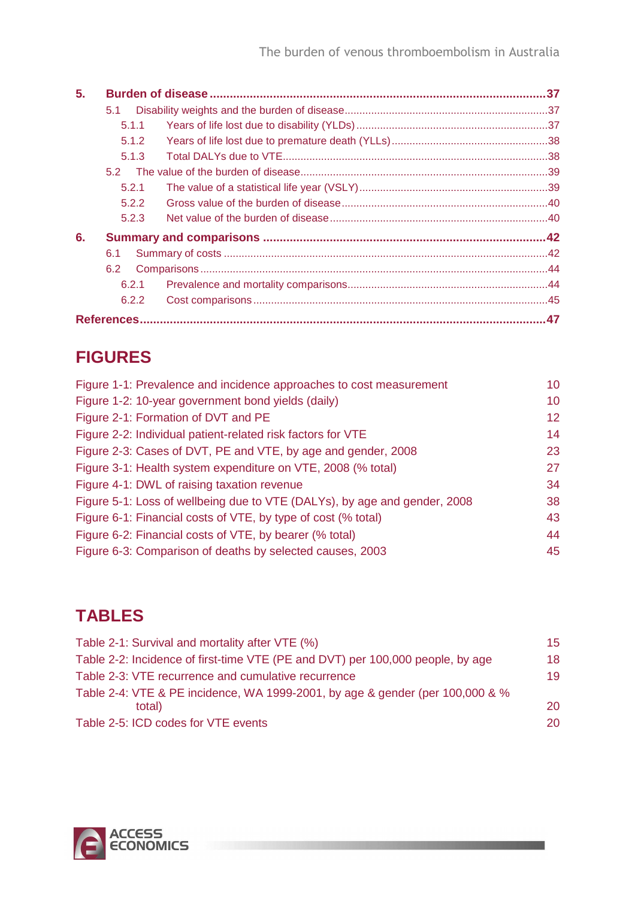| | | |
|---|---|---|
| **5.** | **Burden of disease** | **37** |
| 5.1 | Disability weights and the burden of disease | 37 |
| 5.1.1 | Years of life lost due to disability (YLDs) | 37 |
| 5.1.2 | Years of life lost due to premature death (YLLs) | 38 |
| 5.1.3 | Total DALYs due to VTE | 38 |
| 5.2 | The value of the burden of disease | 39 |
| 5.2.1 | The value of a statistical life year (VSLY) | 39 |
| 5.2.2 | Gross value of the burden of disease | 40 |
| 5.2.3 | Net value of the burden of disease | 40 |
| **6.** | **Summary and comparisons** | **42** |
| 6.1 | Summary of costs | 42 |
| 6.2 | Comparisons | 44 |
| 6.2.1 | Prevalence and mortality comparisons | 44 |
| 6.2.2 | Cost comparisons | 45 |
| | **References** | **47** |

# FIGURES

| | |
|---|---|
| Figure 1-1: Prevalence and incidence approaches to cost measurement | 10 |
| Figure 1-2: 10-year government bond yields (daily) | 10 |
| Figure 2-1: Formation of DVT and PE | 12 |
| Figure 2-2: Individual patient-related risk factors for VTE | 14 |
| Figure 2-3: Cases of DVT, PE and VTE, by age and gender, 2008 | 23 |
| Figure 3-1: Health system expenditure on VTE, 2008 (% total) | 27 |
| Figure 4-1: DWL of raising taxation revenue | 34 |
| Figure 5-1: Loss of wellbeing due to VTE (DALYs), by age and gender, 2008 | 38 |
| Figure 6-1: Financial costs of VTE, by type of cost (% total) | 43 |
| Figure 6-2: Financial costs of VTE, by bearer (% total) | 44 |
| Figure 6-3: Comparison of deaths by selected causes, 2003 | 45 |

# TABLES

| | |
|---|---|
| Table 2-1: Survival and mortality after VTE (%) | 15 |
| Table 2-2: Incidence of first-time VTE (PE and DVT) per 100,000 people, by age | 18 |
| Table 2-3: VTE recurrence and cumulative recurrence | 19 |
| Table 2-4: VTE & PE incidence, WA 1999-2001, by age & gender (per 100,000 & % total) | 20 |
| Table 2-5: ICD codes for VTE events | 20 |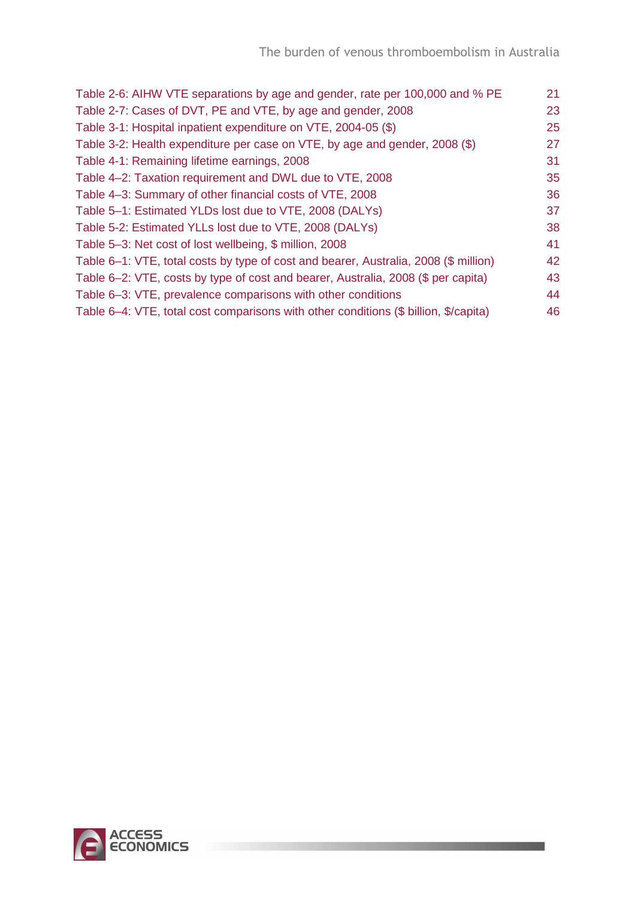Table 2-6: AIHW VTE separations by age and gender, rate per 100,000 and % PE 21
Table 2-7: Cases of DVT, PE and VTE, by age and gender, 2008 23
Table 3-1: Hospital inpatient expenditure on VTE, 2004-05 ($) 25
Table 3-2: Health expenditure per case on VTE, by age and gender, 2008 ($) 27
Table 4-1: Remaining lifetime earnings, 2008 31
Table 4–2: Taxation requirement and DWL due to VTE, 2008 35
Table 4–3: Summary of other financial costs of VTE, 2008 36
Table 5–1: Estimated YLDs lost due to VTE, 2008 (DALYs) 37
Table 5-2: Estimated YLLs lost due to VTE, 2008 (DALYs) 38
Table 5–3: Net cost of lost wellbeing, $ million, 2008 41
Table 6–1: VTE, total costs by type of cost and bearer, Australia, 2008 ($ million) 42
Table 6–2: VTE, costs by type of cost and bearer, Australia, 2008 ($ per capita) 43
Table 6–3: VTE, prevalence comparisons with other conditions 44
Table 6–4: VTE, total cost comparisons with other conditions ($ billion, $/capita) 46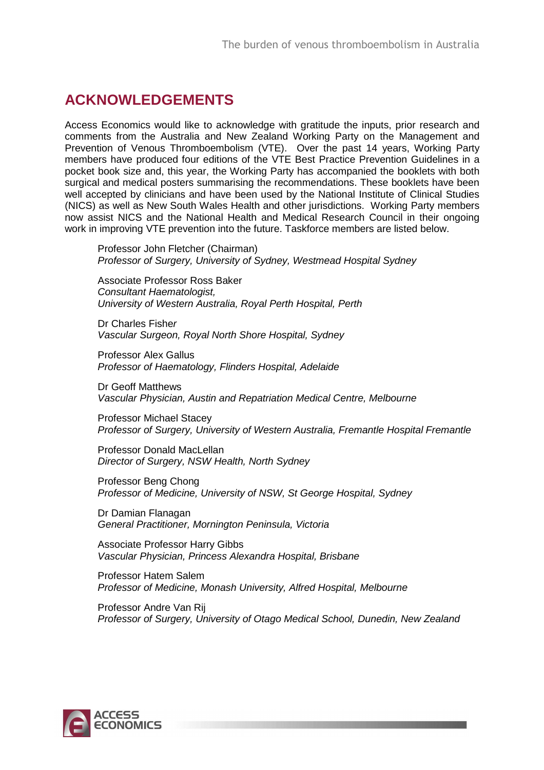## ACKNOWLEDGEMENTS

Access Economics would like to acknowledge with gratitude the inputs, prior research and comments from the Australia and New Zealand Working Party on the Management and Prevention of Venous Thromboembolism (VTE). Over the past 14 years, Working Party members have produced four editions of the VTE Best Practice Prevention Guidelines in a pocket book size and, this year, the Working Party has accompanied the booklets with both surgical and medical posters summarising the recommendations. These booklets have been well accepted by clinicians and have been used by the National Institute of Clinical Studies (NICS) as well as New South Wales Health and other jurisdictions. Working Party members now assist NICS and the National Health and Medical Research Council in their ongoing work in improving VTE prevention into the future. Taskforce members are listed below.

Professor John Fletcher (Chairman)
*Professor of Surgery, University of Sydney, Westmead Hospital Sydney*

Associate Professor Ross Baker
*Consultant Haematologist,*
*University of Western Australia, Royal Perth Hospital, Perth*

Dr Charles Fisher
*Vascular Surgeon, Royal North Shore Hospital, Sydney*

Professor Alex Gallus
*Professor of Haematology, Flinders Hospital, Adelaide*

Dr Geoff Matthews
*Vascular Physician, Austin and Repatriation Medical Centre, Melbourne*

Professor Michael Stacey
*Professor of Surgery, University of Western Australia, Fremantle Hospital Fremantle*

Professor Donald MacLellan
*Director of Surgery, NSW Health, North Sydney*

Professor Beng Chong
*Professor of Medicine, University of NSW, St George Hospital, Sydney*

Dr Damian Flanagan
*General Practitioner, Mornington Peninsula, Victoria*

Associate Professor Harry Gibbs
*Vascular Physician, Princess Alexandra Hospital, Brisbane*

Professor Hatem Salem
*Professor of Medicine, Monash University, Alfred Hospital, Melbourne*

Professor Andre Van Rij
*Professor of Surgery, University of Otago Medical School, Dunedin, New Zealand*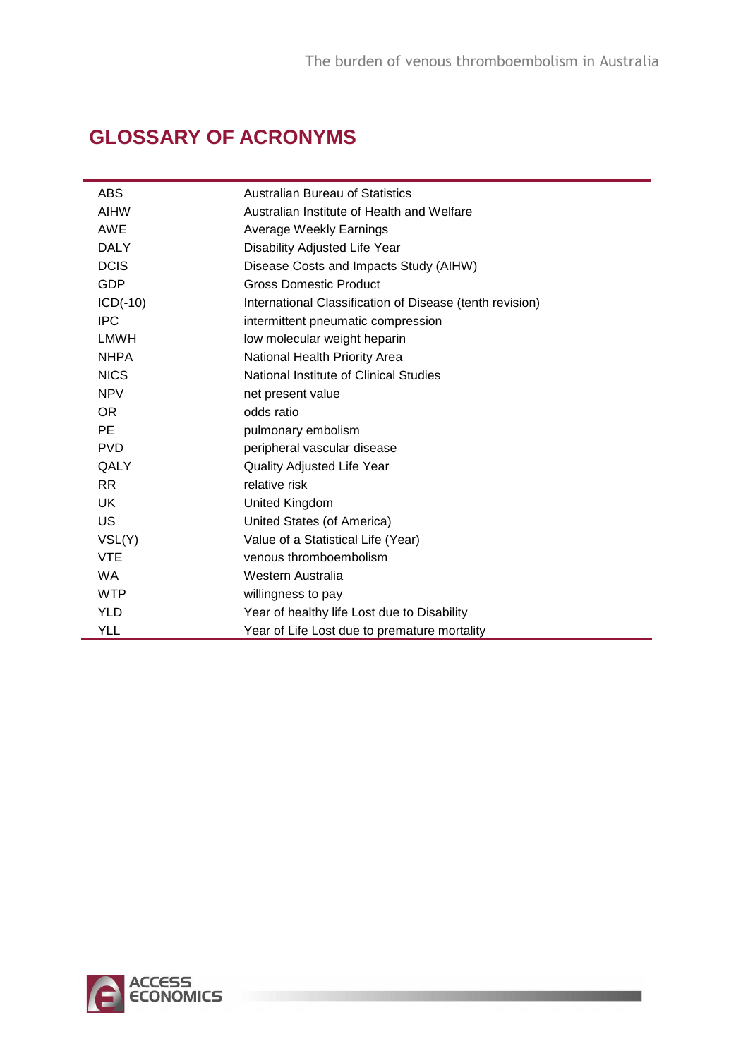# GLOSSARY OF ACRONYMS

| | |
|---|---|
| ABS | Australian Bureau of Statistics |
| AIHW | Australian Institute of Health and Welfare |
| AWE | Average Weekly Earnings |
| DALY | Disability Adjusted Life Year |
| DCIS | Disease Costs and Impacts Study (AIHW) |
| GDP | Gross Domestic Product |
| ICD(-10) | International Classification of Disease (tenth revision) |
| IPC | intermittent pneumatic compression |
| LMWH | low molecular weight heparin |
| NHPA | National Health Priority Area |
| NICS | National Institute of Clinical Studies |
| NPV | net present value |
| OR | odds ratio |
| PE | pulmonary embolism |
| PVD | peripheral vascular disease |
| QALY | Quality Adjusted Life Year |
| RR | relative risk |
| UK | United Kingdom |
| US | United States (of America) |
| VSL(Y) | Value of a Statistical Life (Year) |
| VTE | venous thromboembolism |
| WA | Western Australia |
| WTP | willingness to pay |
| YLD | Year of healthy life Lost due to Disability |
| YLL | Year of Life Lost due to premature mortality |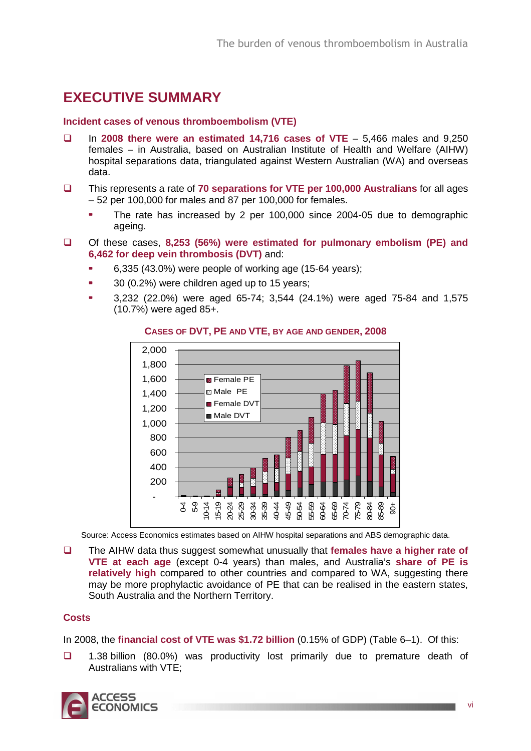# EXECUTIVE SUMMARY

### Incident cases of venous thromboembolism (VTE)

- In **2008 there were an estimated 14,716 cases of VTE** – 5,466 males and 9,250 females – in Australia, based on Australian Institute of Health and Welfare (AIHW) hospital separations data, triangulated against Western Australian (WA) and overseas data.
- This represents a rate of **70 separations for VTE per 100,000 Australians** for all ages – 52 per 100,000 for males and 87 per 100,000 for females.
  - The rate has increased by 2 per 100,000 since 2004-05 due to demographic ageing.
- Of these cases, **8,253 (56%) were estimated for pulmonary embolism (PE) and 6,462 for deep vein thrombosis (DVT)** and:
  - 6,335 (43.0%) were people of working age (15-64 years);
  - 30 (0.2%) were children aged up to 15 years;
  - 3,232 (22.0%) were aged 65-74; 3,544 (24.1%) were aged 75-84 and 1,575 (10.7%) were aged 85+.

**CASES OF DVT, PE AND VTE, BY AGE AND GENDER, 2008**

Source: Access Economics estimates based on AIHW hospital separations and ABS demographic data.

- The AIHW data thus suggest somewhat unusually that **females have a higher rate of VTE at each age** (except 0-4 years) than males, and Australia's **share of PE is relatively high** compared to other countries and compared to WA, suggesting there may be more prophylactic avoidance of PE that can be realised in the eastern states, South Australia and the Northern Territory.

### Costs

In 2008, the **financial cost of VTE was $1.72 billion** (0.15% of GDP) (Table 6–1). Of this:

- 1.38 billion (80.0%) was productivity lost primarily due to premature death of Australians with VTE;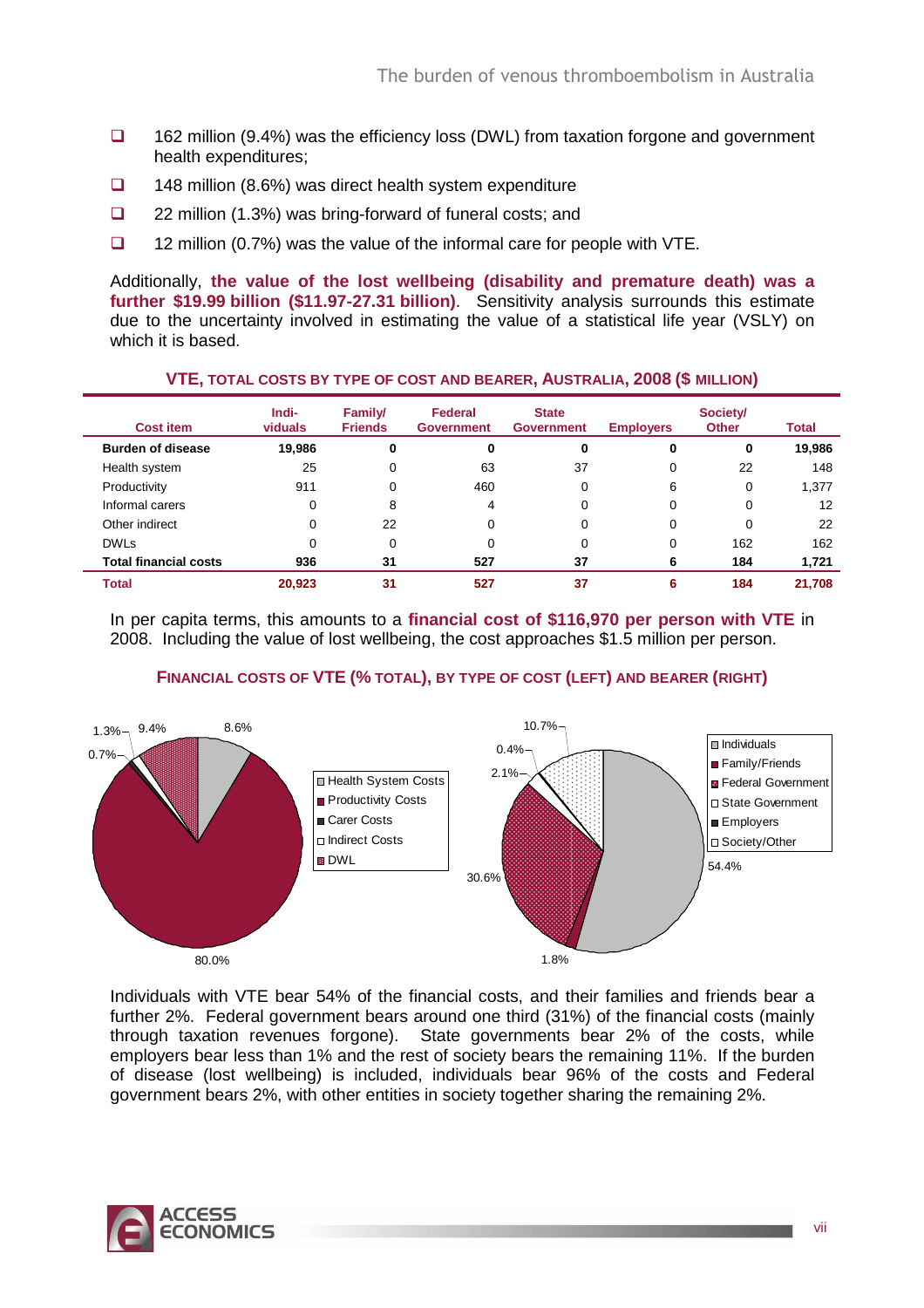- 162 million (9.4%) was the efficiency loss (DWL) from taxation forgone and government health expenditures;
- 148 million (8.6%) was direct health system expenditure
- 22 million (1.3%) was bring-forward of funeral costs; and
- 12 million (0.7%) was the value of the informal care for people with VTE.

Additionally, **the value of the lost wellbeing (disability and premature death) was a further $19.99 billion ($11.97-27.31 billion)**. Sensitivity analysis surrounds this estimate due to the uncertainty involved in estimating the value of a statistical life year (VSLY) on which it is based.

**VTE, TOTAL COSTS BY TYPE OF COST AND BEARER, AUSTRALIA, 2008 ($ MILLION)**

| Cost item | Individuals | Family/ Friends | Federal Government | State Government | Employers | Society/ Other | Total |
|---|---|---|---|---|---|---|---|
| **Burden of disease** | **19,986** | **0** | **0** | **0** | **0** | **0** | **19,986** |
| Health system | 25 | 0 | 63 | 37 | 0 | 22 | 148 |
| Productivity | 911 | 0 | 460 | 0 | 6 | 0 | 1,377 |
| Informal carers | 0 | 8 | 4 | 0 | 0 | 0 | 12 |
| Other indirect | 0 | 22 | 0 | 0 | 0 | 0 | 22 |
| DWLs | 0 | 0 | 0 | 0 | 0 | 162 | 162 |
| **Total financial costs** | **936** | **31** | **527** | **37** | **6** | **184** | **1,721** |
| **Total** | **20,923** | **31** | **527** | **37** | **6** | **184** | **21,708** |

In per capita terms, this amounts to a **financial cost of $116,970 per person with VTE** in 2008. Including the value of lost wellbeing, the cost approaches $1.5 million per person.

**FINANCIAL COSTS OF VTE (% TOTAL), BY TYPE OF COST (LEFT) AND BEARER (RIGHT)**

Individuals with VTE bear 54% of the financial costs, and their families and friends bear a further 2%. Federal government bears around one third (31%) of the financial costs (mainly through taxation revenues forgone). State governments bear 2% of the costs, while employers bear less than 1% and the rest of society bears the remaining 11%. If the burden of disease (lost wellbeing) is included, individuals bear 96% of the costs and Federal government bears 2%, with other entities in society together sharing the remaining 2%.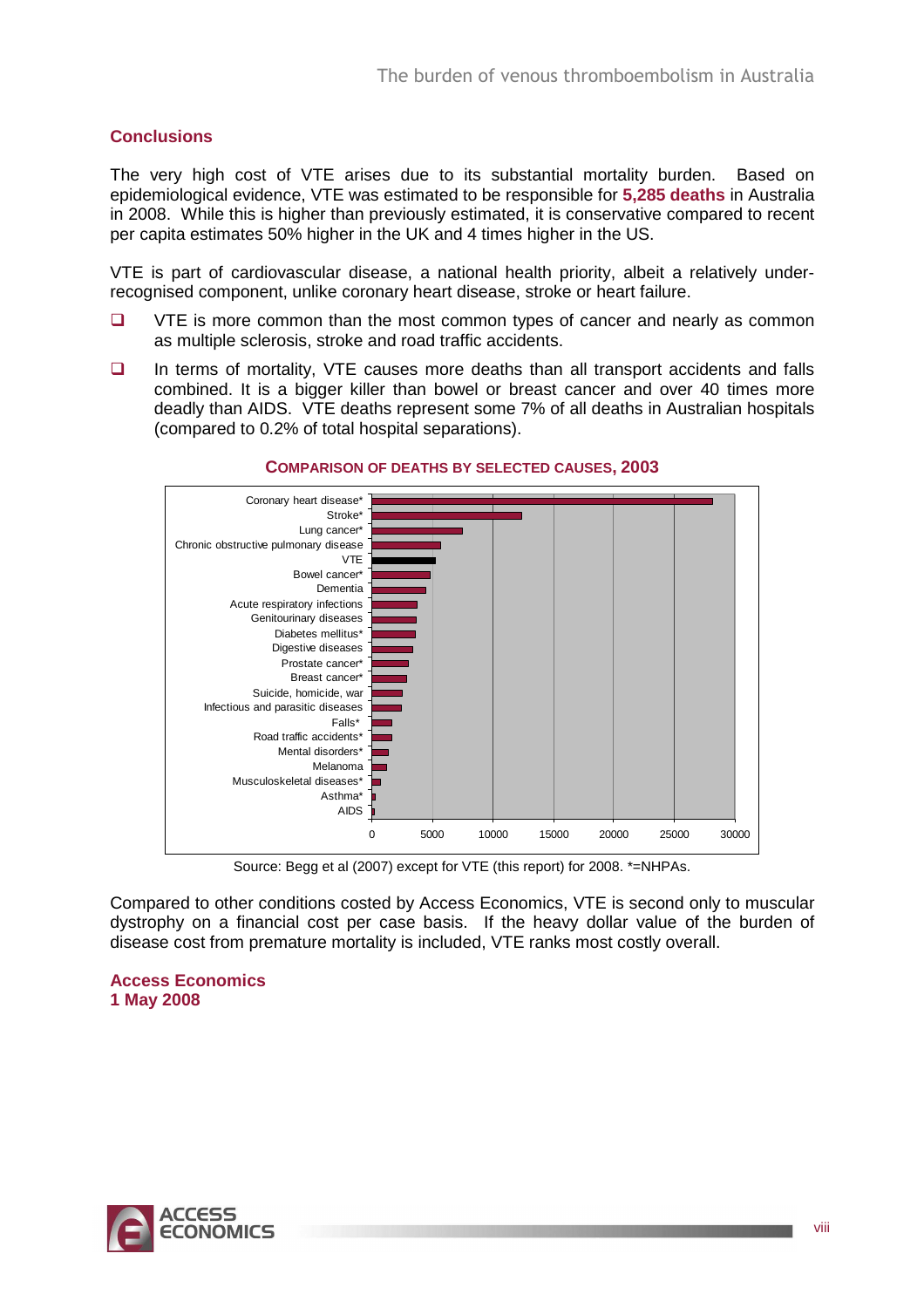## Conclusions

The very high cost of VTE arises due to its substantial mortality burden. Based on epidemiological evidence, VTE was estimated to be responsible for **5,285 deaths** in Australia in 2008. While this is higher than previously estimated, it is conservative compared to recent per capita estimates 50% higher in the UK and 4 times higher in the US.

VTE is part of cardiovascular disease, a national health priority, albeit a relatively under-recognised component, unlike coronary heart disease, stroke or heart failure.

- VTE is more common than the most common types of cancer and nearly as common as multiple sclerosis, stroke and road traffic accidents.
- In terms of mortality, VTE causes more deaths than all transport accidents and falls combined. It is a bigger killer than bowel or breast cancer and over 40 times more deadly than AIDS. VTE deaths represent some 7% of all deaths in Australian hospitals (compared to 0.2% of total hospital separations).

**COMPARISON OF DEATHS BY SELECTED CAUSES, 2003**

Coronary heart disease*, Stroke*, Lung cancer*, Chronic obstructive pulmonary disease, VTE, Bowel cancer*, Dementia, Acute respiratory infections, Genitourinary diseases, Diabetes mellitus*, Digestive diseases, Prostate cancer*, Breast cancer*, Suicide, homicide, war, Infectious and parasitic diseases, Falls*, Road traffic accidents*, Mental disorders*, Melanoma, Musculoskeletal diseases*, Asthma*, AIDS

0 5000 10000 15000 20000 25000 30000

Source: Begg et al (2007) except for VTE (this report) for 2008. *=NHPAs.

Compared to other conditions costed by Access Economics, VTE is second only to muscular dystrophy on a financial cost per case basis. If the heavy dollar value of the burden of disease cost from premature mortality is included, VTE ranks most costly overall.

**Access Economics**
**1 May 2008**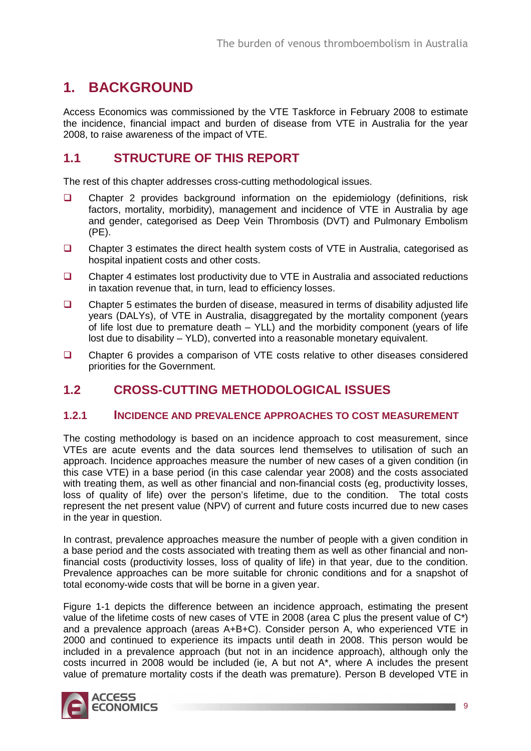# 1. BACKGROUND

Access Economics was commissioned by the VTE Taskforce in February 2008 to estimate the incidence, financial impact and burden of disease from VTE in Australia for the year 2008, to raise awareness of the impact of VTE.

## 1.1 STRUCTURE OF THIS REPORT

The rest of this chapter addresses cross-cutting methodological issues.

- Chapter 2 provides background information on the epidemiology (definitions, risk factors, mortality, morbidity), management and incidence of VTE in Australia by age and gender, categorised as Deep Vein Thrombosis (DVT) and Pulmonary Embolism (PE).
- Chapter 3 estimates the direct health system costs of VTE in Australia, categorised as hospital inpatient costs and other costs.
- Chapter 4 estimates lost productivity due to VTE in Australia and associated reductions in taxation revenue that, in turn, lead to efficiency losses.
- Chapter 5 estimates the burden of disease, measured in terms of disability adjusted life years (DALYs), of VTE in Australia, disaggregated by the mortality component (years of life lost due to premature death – YLL) and the morbidity component (years of life lost due to disability – YLD), converted into a reasonable monetary equivalent.
- Chapter 6 provides a comparison of VTE costs relative to other diseases considered priorities for the Government.

## 1.2 CROSS-CUTTING METHODOLOGICAL ISSUES

### 1.2.1 INCIDENCE AND PREVALENCE APPROACHES TO COST MEASUREMENT

The costing methodology is based on an incidence approach to cost measurement, since VTEs are acute events and the data sources lend themselves to utilisation of such an approach. Incidence approaches measure the number of new cases of a given condition (in this case VTE) in a base period (in this case calendar year 2008) and the costs associated with treating them, as well as other financial and non-financial costs (eg, productivity losses, loss of quality of life) over the person's lifetime, due to the condition. The total costs represent the net present value (NPV) of current and future costs incurred due to new cases in the year in question.

In contrast, prevalence approaches measure the number of people with a given condition in a base period and the costs associated with treating them as well as other financial and non-financial costs (productivity losses, loss of quality of life) in that year, due to the condition. Prevalence approaches can be more suitable for chronic conditions and for a snapshot of total economy-wide costs that will be borne in a given year.

Figure 1-1 depicts the difference between an incidence approach, estimating the present value of the lifetime costs of new cases of VTE in 2008 (area C plus the present value of C*) and a prevalence approach (areas A+B+C). Consider person A, who experienced VTE in 2000 and continued to experience its impacts until death in 2008. This person would be included in a prevalence approach (but not in an incidence approach), although only the costs incurred in 2008 would be included (ie, A but not A*, where A includes the present value of premature mortality costs if the death was premature). Person B developed VTE in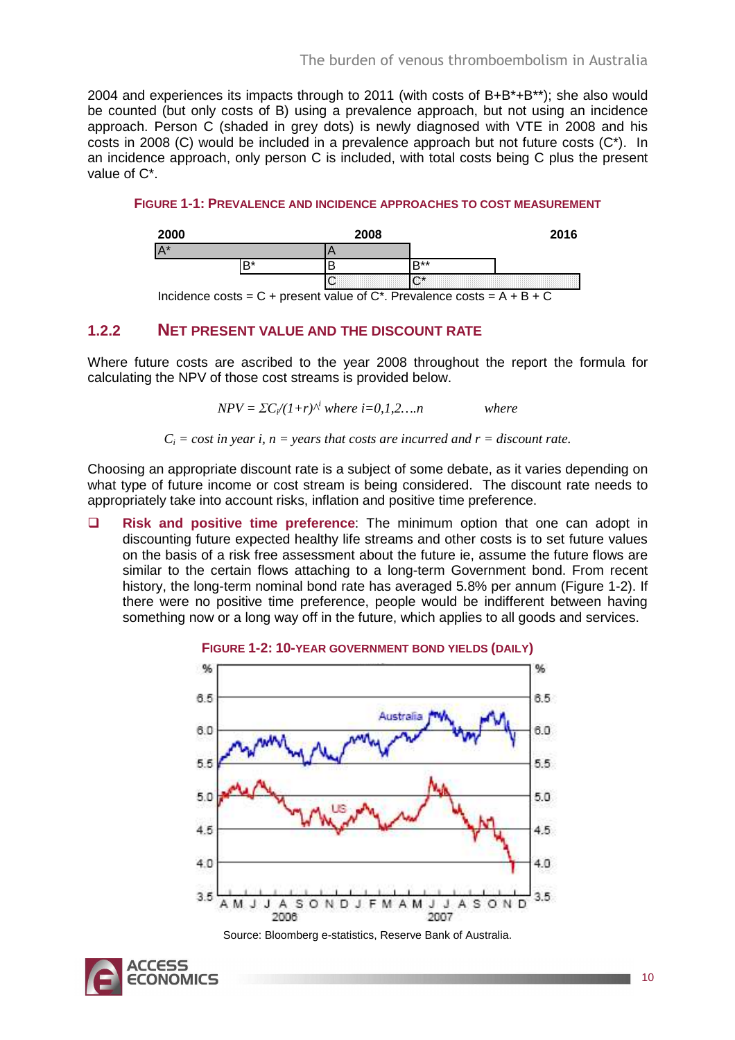2004 and experiences its impacts through to 2011 (with costs of B+B*+B**); she also would be counted (but only costs of B) using a prevalence approach, but not using an incidence approach. Person C (shaded in grey dots) is newly diagnosed with VTE in 2008 and his costs in 2008 (C) would be included in a prevalence approach but not future costs (C*). In an incidence approach, only person C is included, with total costs being C plus the present value of C*.

**FIGURE 1-1: PREVALENCE AND INCIDENCE APPROACHES TO COST MEASUREMENT**

| 2000 | | 2008 | | 2016 |
|---|---|---|---|---|
| A* | | A | | |
| | B* | B | B** | |
| | | C | C* | |

Incidence costs = C + present value of C*. Prevalence costs = A + B + C

### 1.2.2 NET PRESENT VALUE AND THE DISCOUNT RATE

Where future costs are ascribed to the year 2008 throughout the report the formula for calculating the NPV of those cost streams is provided below.

$$NPV = \Sigma C_i/(1+r)^{i} \text{ where } i=0,1,2\ldots n \qquad \text{where}$$

$C_i$ = cost in year $i$, $n$ = years that costs are incurred and $r$ = discount rate.

Choosing an appropriate discount rate is a subject of some debate, as it varies depending on what type of future income or cost stream is being considered. The discount rate needs to appropriately take into account risks, inflation and positive time preference.

- **Risk and positive time preference**: The minimum option that one can adopt in discounting future expected healthy life streams and other costs is to set future values on the basis of a risk free assessment about the future ie, assume the future flows are similar to the certain flows attaching to a long-term Government bond. From recent history, the long-term nominal bond rate has averaged 5.8% per annum (Figure 1-2). If there were no positive time preference, people would be indifferent between having something now or a long way off in the future, which applies to all goods and services.

**FIGURE 1-2: 10-YEAR GOVERNMENT BOND YIELDS (DAILY)**

Source: Bloomberg e-statistics, Reserve Bank of Australia.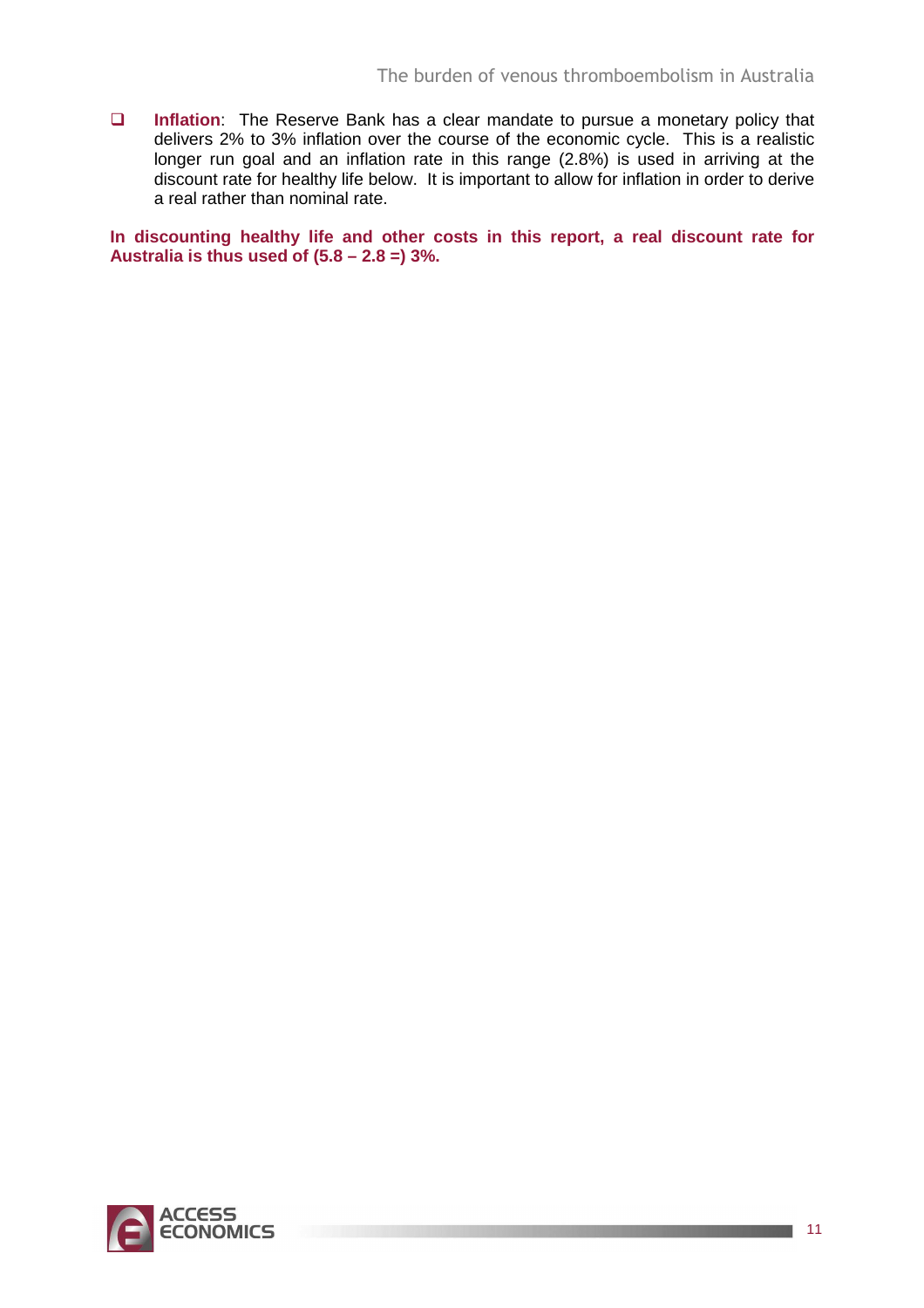- **Inflation**: The Reserve Bank has a clear mandate to pursue a monetary policy that delivers 2% to 3% inflation over the course of the economic cycle. This is a realistic longer run goal and an inflation rate in this range (2.8%) is used in arriving at the discount rate for healthy life below. It is important to allow for inflation in order to derive a real rather than nominal rate.

**In discounting healthy life and other costs in this report, a real discount rate for Australia is thus used of (5.8 – 2.8 =) 3%.**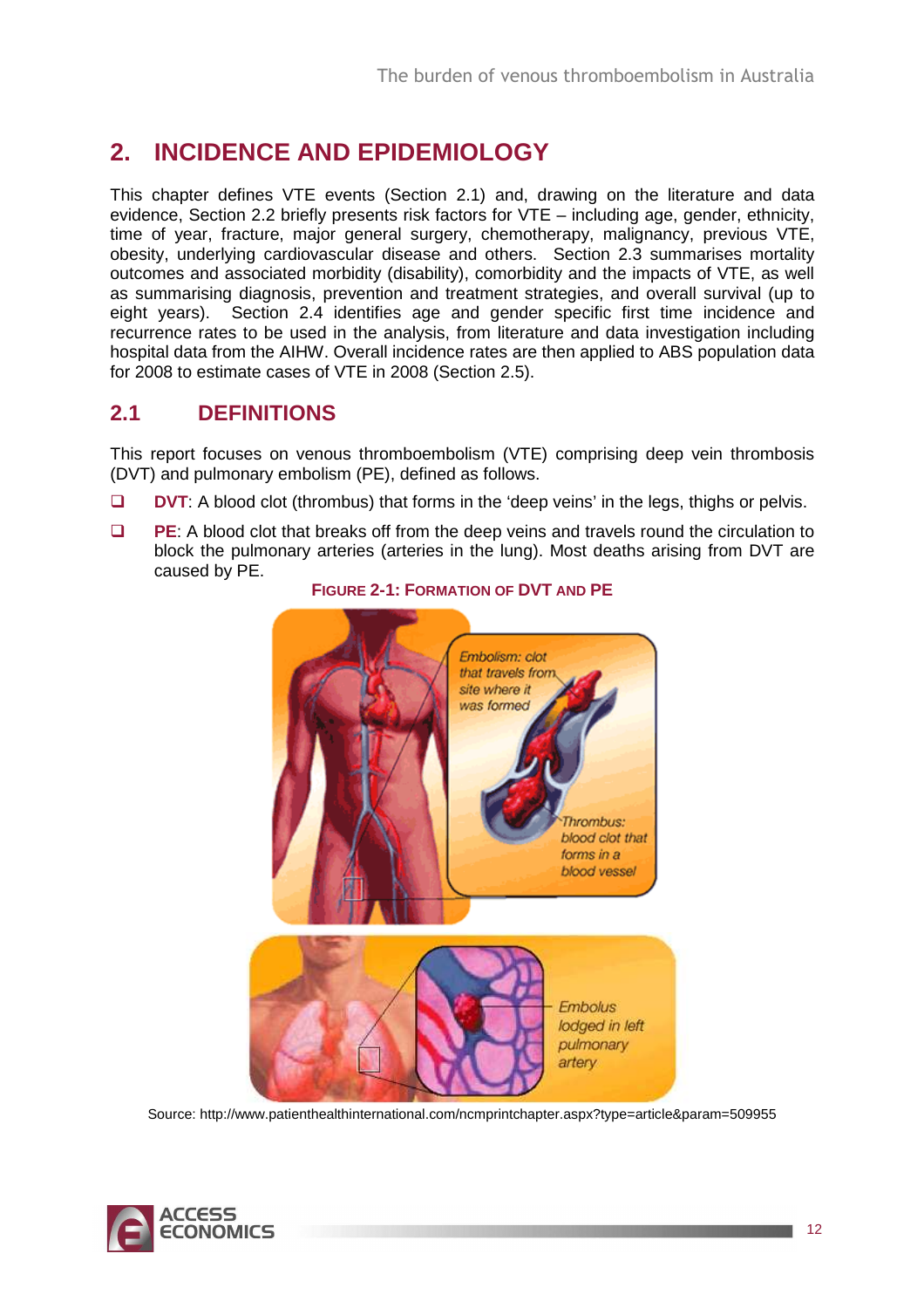# 2. INCIDENCE AND EPIDEMIOLOGY

This chapter defines VTE events (Section 2.1) and, drawing on the literature and data evidence, Section 2.2 briefly presents risk factors for VTE – including age, gender, ethnicity, time of year, fracture, major general surgery, chemotherapy, malignancy, previous VTE, obesity, underlying cardiovascular disease and others. Section 2.3 summarises mortality outcomes and associated morbidity (disability), comorbidity and the impacts of VTE, as well as summarising diagnosis, prevention and treatment strategies, and overall survival (up to eight years). Section 2.4 identifies age and gender specific first time incidence and recurrence rates to be used in the analysis, from literature and data investigation including hospital data from the AIHW. Overall incidence rates are then applied to ABS population data for 2008 to estimate cases of VTE in 2008 (Section 2.5).

## 2.1 DEFINITIONS

This report focuses on venous thromboembolism (VTE) comprising deep vein thrombosis (DVT) and pulmonary embolism (PE), defined as follows.

- **DVT**: A blood clot (thrombus) that forms in the 'deep veins' in the legs, thighs or pelvis.
- **PE**: A blood clot that breaks off from the deep veins and travels round the circulation to block the pulmonary arteries (arteries in the lung). Most deaths arising from DVT are caused by PE.

**FIGURE 2-1: FORMATION OF DVT AND PE**

Source: http://www.patienthealthinternational.com/ncmprintchapter.aspx?type=article&param=509955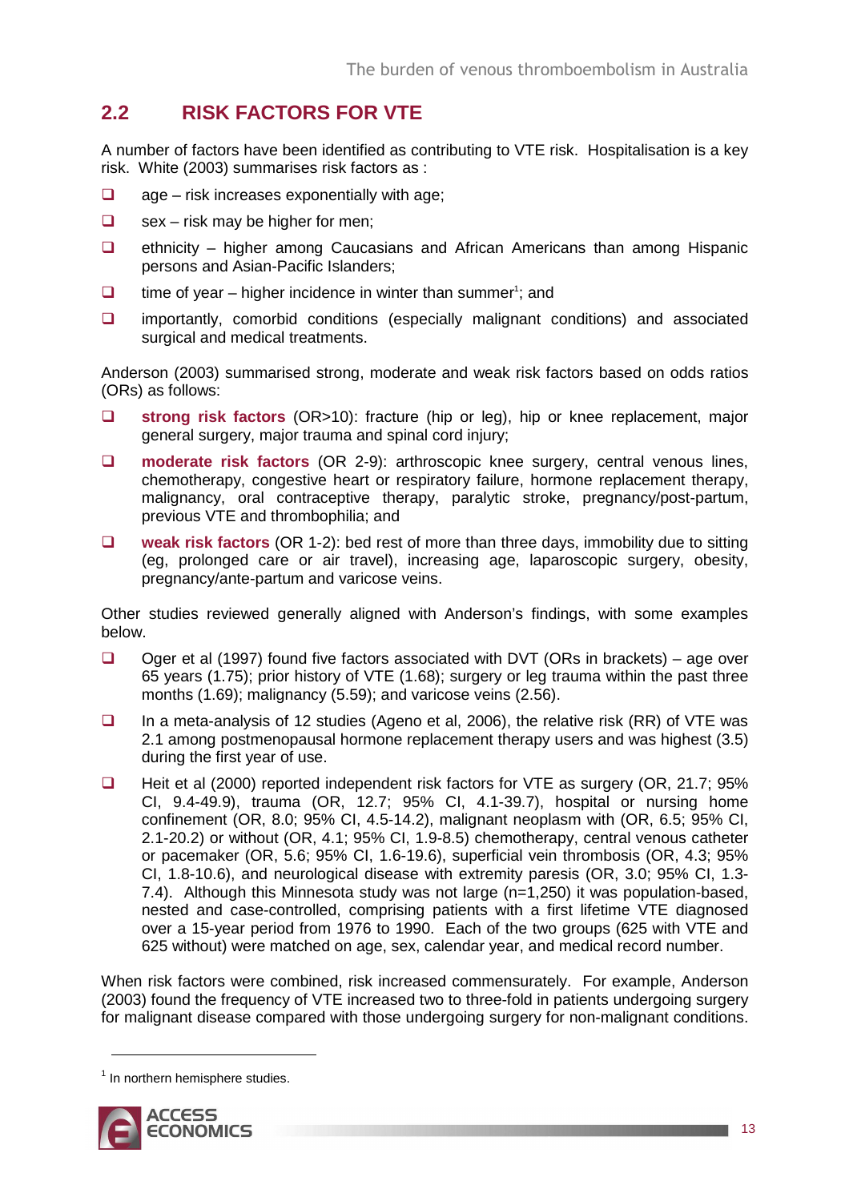## 2.2 RISK FACTORS FOR VTE

A number of factors have been identified as contributing to VTE risk. Hospitalisation is a key risk. White (2003) summarises risk factors as :

- age – risk increases exponentially with age;
- sex – risk may be higher for men;
- ethnicity – higher among Caucasians and African Americans than among Hispanic persons and Asian-Pacific Islanders;
- time of year – higher incidence in winter than summer[1]; and
- importantly, comorbid conditions (especially malignant conditions) and associated surgical and medical treatments.

Anderson (2003) summarised strong, moderate and weak risk factors based on odds ratios (ORs) as follows:

- **strong risk factors** (OR>10): fracture (hip or leg), hip or knee replacement, major general surgery, major trauma and spinal cord injury;
- **moderate risk factors** (OR 2-9): arthroscopic knee surgery, central venous lines, chemotherapy, congestive heart or respiratory failure, hormone replacement therapy, malignancy, oral contraceptive therapy, paralytic stroke, pregnancy/post-partum, previous VTE and thrombophilia; and
- **weak risk factors** (OR 1-2): bed rest of more than three days, immobility due to sitting (eg, prolonged care or air travel), increasing age, laparoscopic surgery, obesity, pregnancy/ante-partum and varicose veins.

Other studies reviewed generally aligned with Anderson's findings, with some examples below.

- Oger et al (1997) found five factors associated with DVT (ORs in brackets) – age over 65 years (1.75); prior history of VTE (1.68); surgery or leg trauma within the past three months (1.69); malignancy (5.59); and varicose veins (2.56).
- In a meta-analysis of 12 studies (Ageno et al, 2006), the relative risk (RR) of VTE was 2.1 among postmenopausal hormone replacement therapy users and was highest (3.5) during the first year of use.
- Heit et al (2000) reported independent risk factors for VTE as surgery (OR, 21.7; 95% CI, 9.4-49.9), trauma (OR, 12.7; 95% CI, 4.1-39.7), hospital or nursing home confinement (OR, 8.0; 95% CI, 4.5-14.2), malignant neoplasm with (OR, 6.5; 95% CI, 2.1-20.2) or without (OR, 4.1; 95% CI, 1.9-8.5) chemotherapy, central venous catheter or pacemaker (OR, 5.6; 95% CI, 1.6-19.6), superficial vein thrombosis (OR, 4.3; 95% CI, 1.8-10.6), and neurological disease with extremity paresis (OR, 3.0; 95% CI, 1.3-7.4). Although this Minnesota study was not large (n=1,250) it was population-based, nested and case-controlled, comprising patients with a first lifetime VTE diagnosed over a 15-year period from 1976 to 1990. Each of the two groups (625 with VTE and 625 without) were matched on age, sex, calendar year, and medical record number.

When risk factors were combined, risk increased commensurately. For example, Anderson (2003) found the frequency of VTE increased two to three-fold in patients undergoing surgery for malignant disease compared with those undergoing surgery for non-malignant conditions.

---

[1] In northern hemisphere studies.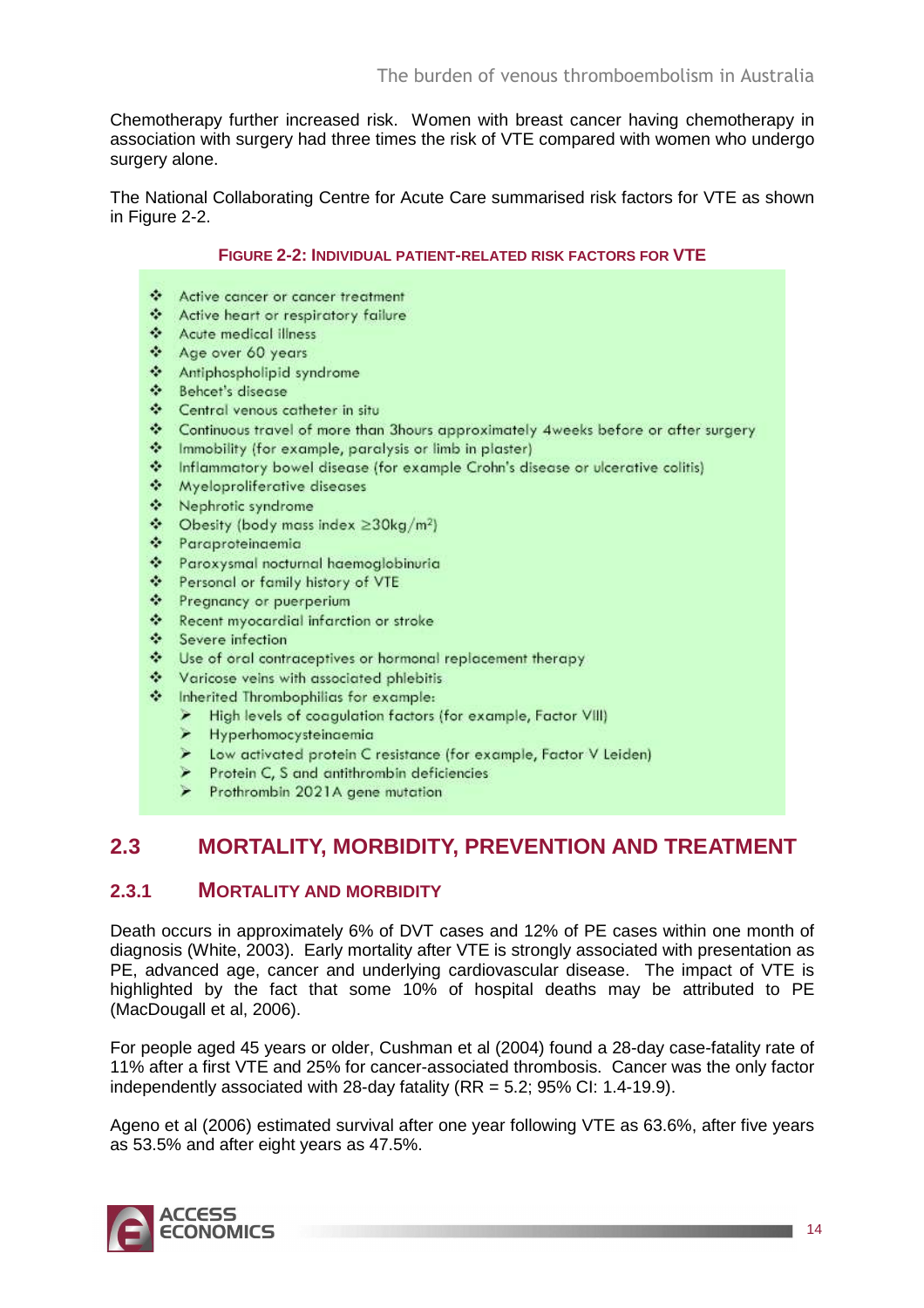Chemotherapy further increased risk. Women with breast cancer having chemotherapy in association with surgery had three times the risk of VTE compared with women who undergo surgery alone.

The National Collaborating Centre for Acute Care summarised risk factors for VTE as shown in Figure 2-2.

**FIGURE 2-2: INDIVIDUAL PATIENT-RELATED RISK FACTORS FOR VTE**

- Active cancer or cancer treatment
- Active heart or respiratory failure
- Acute medical illness
- Age over 60 years
- Antiphospholipid syndrome
- Behcet's disease
- Central venous catheter in situ
- Continuous travel of more than 3hours approximately 4weeks before or after surgery
- Immobility (for example, paralysis or limb in plaster)
- Inflammatory bowel disease (for example Crohn's disease or ulcerative colitis)
- Myeloproliferative diseases
- Nephrotic syndrome
- Obesity (body mass index ≥30kg/m$^2$)
- Paraproteinaemia
- Paroxysmal nocturnal haemoglobinuria
- Personal or family history of VTE
- Pregnancy or puerperium
- Recent myocardial infarction or stroke
- Severe infection
- Use of oral contraceptives or hormonal replacement therapy
- Varicose veins with associated phlebitis
- Inherited Thrombophilias for example:
  - High levels of coagulation factors (for example, Factor VIII)
  - Hyperhomocysteinaemia
  - Low activated protein C resistance (for example, Factor V Leiden)
  - Protein C, S and antithrombin deficiencies
  - Prothrombin 2021A gene mutation

## 2.3 MORTALITY, MORBIDITY, PREVENTION AND TREATMENT

### 2.3.1 MORTALITY AND MORBIDITY

Death occurs in approximately 6% of DVT cases and 12% of PE cases within one month of diagnosis (White, 2003). Early mortality after VTE is strongly associated with presentation as PE, advanced age, cancer and underlying cardiovascular disease. The impact of VTE is highlighted by the fact that some 10% of hospital deaths may be attributed to PE (MacDougall et al, 2006).

For people aged 45 years or older, Cushman et al (2004) found a 28-day case-fatality rate of 11% after a first VTE and 25% for cancer-associated thrombosis. Cancer was the only factor independently associated with 28-day fatality (RR = 5.2; 95% CI: 1.4-19.9).

Ageno et al (2006) estimated survival after one year following VTE as 63.6%, after five years as 53.5% and after eight years as 47.5%.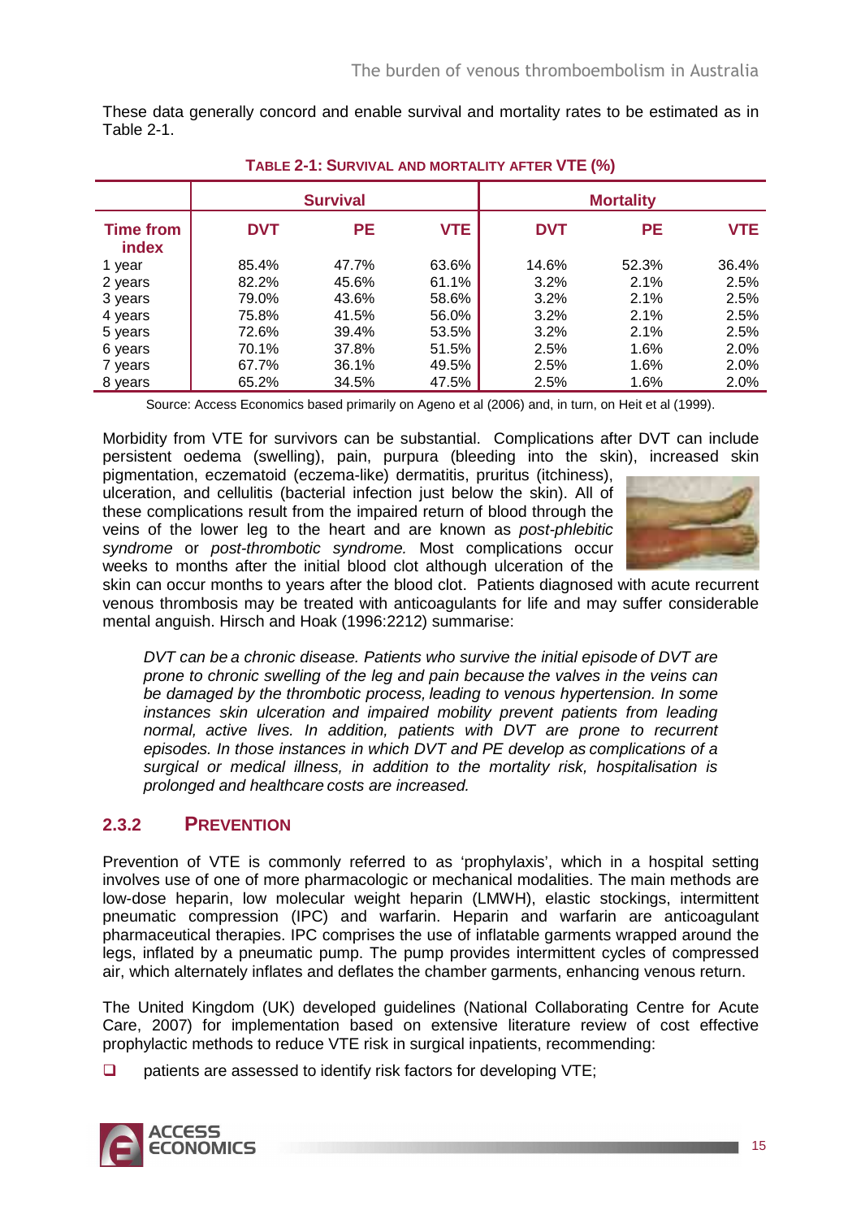These data generally concord and enable survival and mortality rates to be estimated as in Table 2-1.

**TABLE 2-1: SURVIVAL AND MORTALITY AFTER VTE (%)**

| | Survival | | | Mortality | | |
|---|---|---|---|---|---|---|
| Time from index | DVT | PE | VTE | DVT | PE | VTE |
| 1 year | 85.4% | 47.7% | 63.6% | 14.6% | 52.3% | 36.4% |
| 2 years | 82.2% | 45.6% | 61.1% | 3.2% | 2.1% | 2.5% |
| 3 years | 79.0% | 43.6% | 58.6% | 3.2% | 2.1% | 2.5% |
| 4 years | 75.8% | 41.5% | 56.0% | 3.2% | 2.1% | 2.5% |
| 5 years | 72.6% | 39.4% | 53.5% | 3.2% | 2.1% | 2.5% |
| 6 years | 70.1% | 37.8% | 51.5% | 2.5% | 1.6% | 2.0% |
| 7 years | 67.7% | 36.1% | 49.5% | 2.5% | 1.6% | 2.0% |
| 8 years | 65.2% | 34.5% | 47.5% | 2.5% | 1.6% | 2.0% |

Source: Access Economics based primarily on Ageno et al (2006) and, in turn, on Heit et al (1999).

Morbidity from VTE for survivors can be substantial. Complications after DVT can include persistent oedema (swelling), pain, purpura (bleeding into the skin), increased skin pigmentation, eczematoid (eczema-like) dermatitis, pruritus (itchiness), ulceration, and cellulitis (bacterial infection just below the skin). All of these complications result from the impaired return of blood through the veins of the lower leg to the heart and are known as *post-phlebitic syndrome* or *post-thrombotic syndrome.* Most complications occur weeks to months after the initial blood clot although ulceration of the skin can occur months to years after the blood clot. Patients diagnosed with acute recurrent venous thrombosis may be treated with anticoagulants for life and may suffer considerable mental anguish. Hirsch and Hoak (1996:2212) summarise:

> *DVT can be a chronic disease. Patients who survive the initial episode of DVT are prone to chronic swelling of the leg and pain because the valves in the veins can be damaged by the thrombotic process, leading to venous hypertension. In some instances skin ulceration and impaired mobility prevent patients from leading normal, active lives. In addition, patients with DVT are prone to recurrent episodes. In those instances in which DVT and PE develop as complications of a surgical or medical illness, in addition to the mortality risk, hospitalisation is prolonged and healthcare costs are increased.*

### 2.3.2 PREVENTION

Prevention of VTE is commonly referred to as 'prophylaxis', which in a hospital setting involves use of one of more pharmacologic or mechanical modalities. The main methods are low-dose heparin, low molecular weight heparin (LMWH), elastic stockings, intermittent pneumatic compression (IPC) and warfarin. Heparin and warfarin are anticoagulant pharmaceutical therapies. IPC comprises the use of inflatable garments wrapped around the legs, inflated by a pneumatic pump. The pump provides intermittent cycles of compressed air, which alternately inflates and deflates the chamber garments, enhancing venous return.

The United Kingdom (UK) developed guidelines (National Collaborating Centre for Acute Care, 2007) for implementation based on extensive literature review of cost effective prophylactic methods to reduce VTE risk in surgical inpatients, recommending:

- patients are assessed to identify risk factors for developing VTE;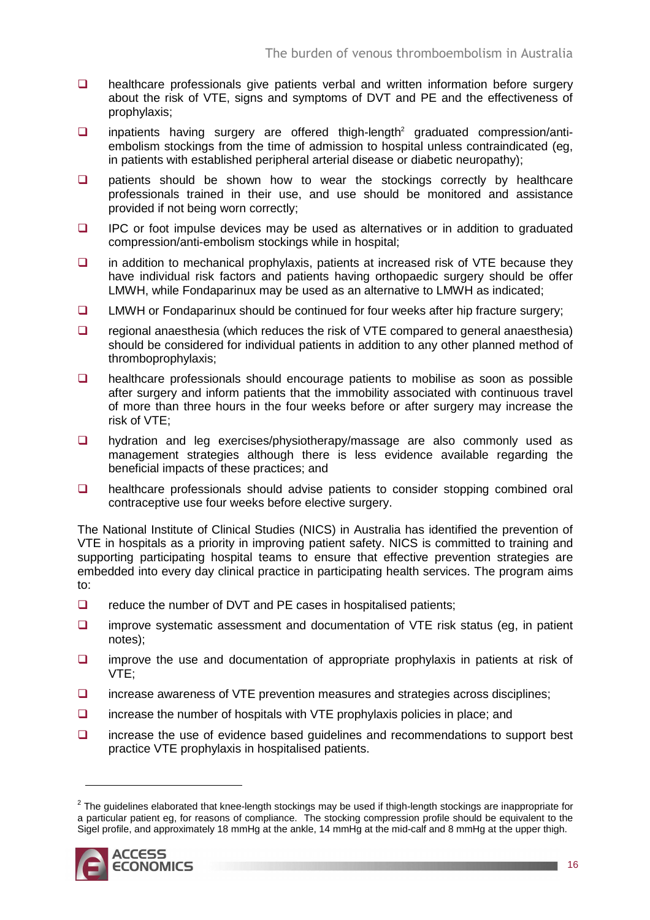- healthcare professionals give patients verbal and written information before surgery about the risk of VTE, signs and symptoms of DVT and PE and the effectiveness of prophylaxis;
- inpatients having surgery are offered thigh-length[2] graduated compression/anti-embolism stockings from the time of admission to hospital unless contraindicated (eg, in patients with established peripheral arterial disease or diabetic neuropathy);
- patients should be shown how to wear the stockings correctly by healthcare professionals trained in their use, and use should be monitored and assistance provided if not being worn correctly;
- IPC or foot impulse devices may be used as alternatives or in addition to graduated compression/anti-embolism stockings while in hospital;
- in addition to mechanical prophylaxis, patients at increased risk of VTE because they have individual risk factors and patients having orthopaedic surgery should be offer LMWH, while Fondaparinux may be used as an alternative to LMWH as indicated;
- LMWH or Fondaparinux should be continued for four weeks after hip fracture surgery;
- regional anaesthesia (which reduces the risk of VTE compared to general anaesthesia) should be considered for individual patients in addition to any other planned method of thromboprophylaxis;
- healthcare professionals should encourage patients to mobilise as soon as possible after surgery and inform patients that the immobility associated with continuous travel of more than three hours in the four weeks before or after surgery may increase the risk of VTE;
- hydration and leg exercises/physiotherapy/massage are also commonly used as management strategies although there is less evidence available regarding the beneficial impacts of these practices; and
- healthcare professionals should advise patients to consider stopping combined oral contraceptive use four weeks before elective surgery.

The National Institute of Clinical Studies (NICS) in Australia has identified the prevention of VTE in hospitals as a priority in improving patient safety. NICS is committed to training and supporting participating hospital teams to ensure that effective prevention strategies are embedded into every day clinical practice in participating health services. The program aims to:

- reduce the number of DVT and PE cases in hospitalised patients;
- improve systematic assessment and documentation of VTE risk status (eg, in patient notes);
- improve the use and documentation of appropriate prophylaxis in patients at risk of VTE;
- increase awareness of VTE prevention measures and strategies across disciplines;
- increase the number of hospitals with VTE prophylaxis policies in place; and
- increase the use of evidence based guidelines and recommendations to support best practice VTE prophylaxis in hospitalised patients.

---

[2] The guidelines elaborated that knee-length stockings may be used if thigh-length stockings are inappropriate for a particular patient eg, for reasons of compliance. The stocking compression profile should be equivalent to the Sigel profile, and approximately 18 mmHg at the ankle, 14 mmHg at the mid-calf and 8 mmHg at the upper thigh.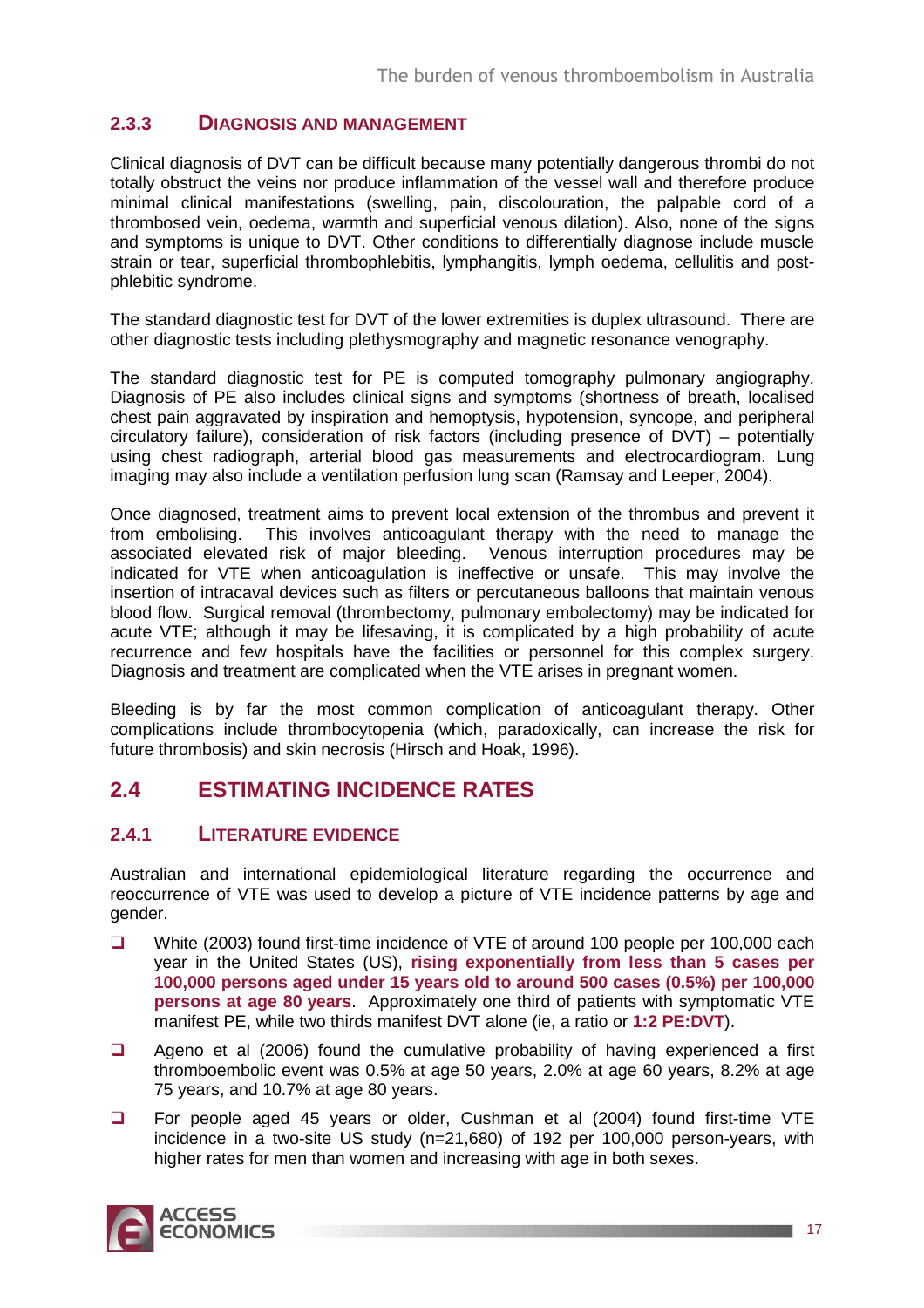### 2.3.3 DIAGNOSIS AND MANAGEMENT

Clinical diagnosis of DVT can be difficult because many potentially dangerous thrombi do not totally obstruct the veins nor produce inflammation of the vessel wall and therefore produce minimal clinical manifestations (swelling, pain, discolouration, the palpable cord of a thrombosed vein, oedema, warmth and superficial venous dilation). Also, none of the signs and symptoms is unique to DVT. Other conditions to differentially diagnose include muscle strain or tear, superficial thrombophlebitis, lymphangitis, lymph oedema, cellulitis and post-phlebitic syndrome.

The standard diagnostic test for DVT of the lower extremities is duplex ultrasound. There are other diagnostic tests including plethysmography and magnetic resonance venography.

The standard diagnostic test for PE is computed tomography pulmonary angiography. Diagnosis of PE also includes clinical signs and symptoms (shortness of breath, localised chest pain aggravated by inspiration and hemoptysis, hypotension, syncope, and peripheral circulatory failure), consideration of risk factors (including presence of DVT) – potentially using chest radiograph, arterial blood gas measurements and electrocardiogram. Lung imaging may also include a ventilation perfusion lung scan (Ramsay and Leeper, 2004).

Once diagnosed, treatment aims to prevent local extension of the thrombus and prevent it from embolising. This involves anticoagulant therapy with the need to manage the associated elevated risk of major bleeding. Venous interruption procedures may be indicated for VTE when anticoagulation is ineffective or unsafe. This may involve the insertion of intracaval devices such as filters or percutaneous balloons that maintain venous blood flow. Surgical removal (thrombectomy, pulmonary embolectomy) may be indicated for acute VTE; although it may be lifesaving, it is complicated by a high probability of acute recurrence and few hospitals have the facilities or personnel for this complex surgery. Diagnosis and treatment are complicated when the VTE arises in pregnant women.

Bleeding is by far the most common complication of anticoagulant therapy. Other complications include thrombocytopenia (which, paradoxically, can increase the risk for future thrombosis) and skin necrosis (Hirsch and Hoak, 1996).

## 2.4 ESTIMATING INCIDENCE RATES

### 2.4.1 LITERATURE EVIDENCE

Australian and international epidemiological literature regarding the occurrence and reoccurrence of VTE was used to develop a picture of VTE incidence patterns by age and gender.

- White (2003) found first-time incidence of VTE of around 100 people per 100,000 each year in the United States (US), **rising exponentially from less than 5 cases per 100,000 persons aged under 15 years old to around 500 cases (0.5%) per 100,000 persons at age 80 years**. Approximately one third of patients with symptomatic VTE manifest PE, while two thirds manifest DVT alone (ie, a ratio or **1:2 PE:DVT**).
- Ageno et al (2006) found the cumulative probability of having experienced a first thromboembolic event was 0.5% at age 50 years, 2.0% at age 60 years, 8.2% at age 75 years, and 10.7% at age 80 years.
- For people aged 45 years or older, Cushman et al (2004) found first-time VTE incidence in a two-site US study (n=21,680) of 192 per 100,000 person-years, with higher rates for men than women and increasing with age in both sexes.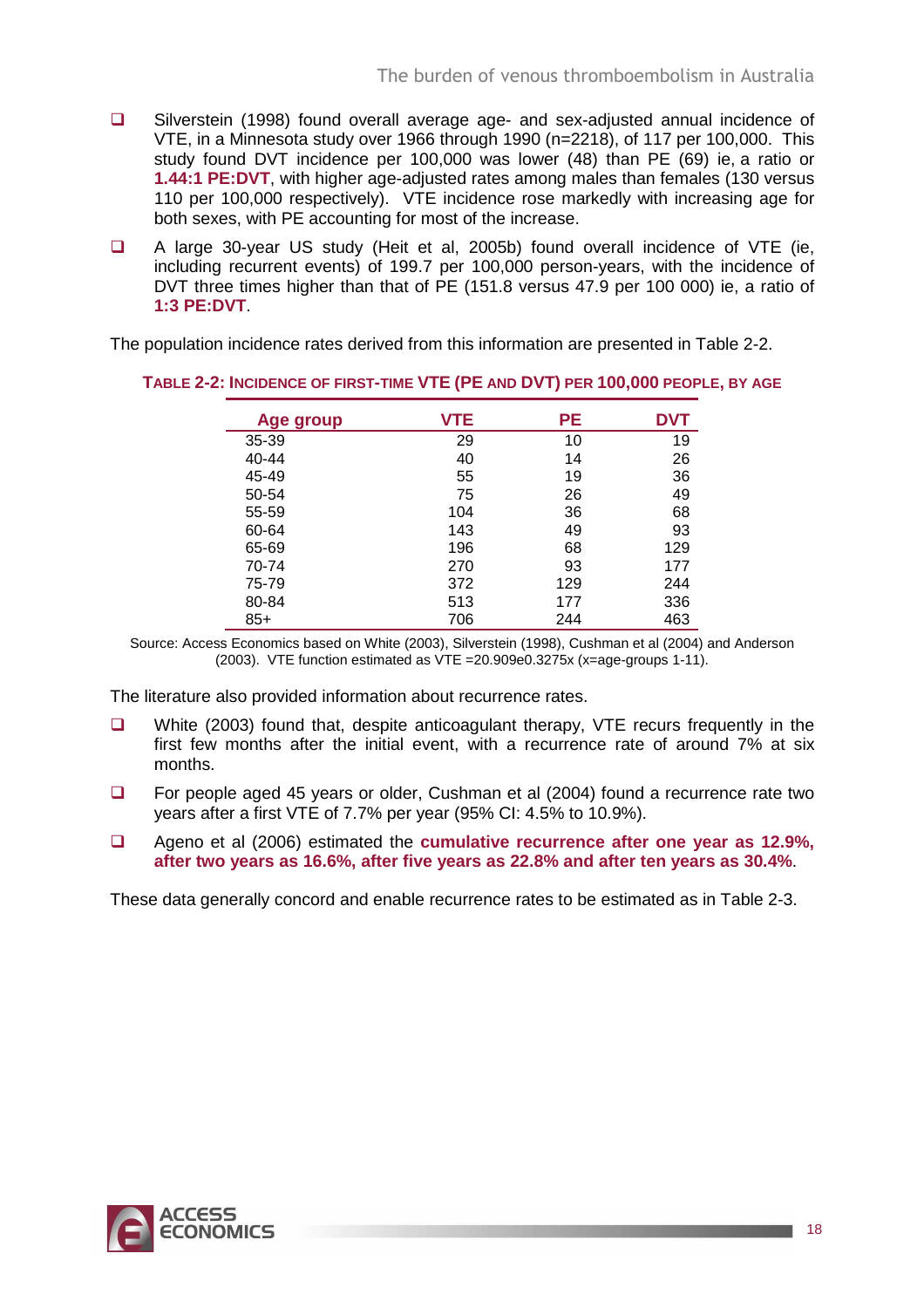- Silverstein (1998) found overall average age- and sex-adjusted annual incidence of VTE, in a Minnesota study over 1966 through 1990 (n=2218), of 117 per 100,000. This study found DVT incidence per 100,000 was lower (48) than PE (69) ie, a ratio or **1.44:1 PE:DVT**, with higher age-adjusted rates among males than females (130 versus 110 per 100,000 respectively). VTE incidence rose markedly with increasing age for both sexes, with PE accounting for most of the increase.
- A large 30-year US study (Heit et al, 2005b) found overall incidence of VTE (ie, including recurrent events) of 199.7 per 100,000 person-years, with the incidence of DVT three times higher than that of PE (151.8 versus 47.9 per 100 000) ie, a ratio of **1:3 PE:DVT**.

The population incidence rates derived from this information are presented in Table 2-2.

**TABLE 2-2: INCIDENCE OF FIRST-TIME VTE (PE AND DVT) PER 100,000 PEOPLE, BY AGE**

| Age group | VTE | PE | DVT |
|---|---|---|---|
| 35-39 | 29 | 10 | 19 |
| 40-44 | 40 | 14 | 26 |
| 45-49 | 55 | 19 | 36 |
| 50-54 | 75 | 26 | 49 |
| 55-59 | 104 | 36 | 68 |
| 60-64 | 143 | 49 | 93 |
| 65-69 | 196 | 68 | 129 |
| 70-74 | 270 | 93 | 177 |
| 75-79 | 372 | 129 | 244 |
| 80-84 | 513 | 177 | 336 |
| 85+ | 706 | 244 | 463 |

Source: Access Economics based on White (2003), Silverstein (1998), Cushman et al (2004) and Anderson (2003). VTE function estimated as VTE =20.909e0.3275x (x=age-groups 1-11).

The literature also provided information about recurrence rates.

- White (2003) found that, despite anticoagulant therapy, VTE recurs frequently in the first few months after the initial event, with a recurrence rate of around 7% at six months.
- For people aged 45 years or older, Cushman et al (2004) found a recurrence rate two years after a first VTE of 7.7% per year (95% CI: 4.5% to 10.9%).
- Ageno et al (2006) estimated the **cumulative recurrence after one year as 12.9%, after two years as 16.6%, after five years as 22.8% and after ten years as 30.4%**.

These data generally concord and enable recurrence rates to be estimated as in Table 2-3.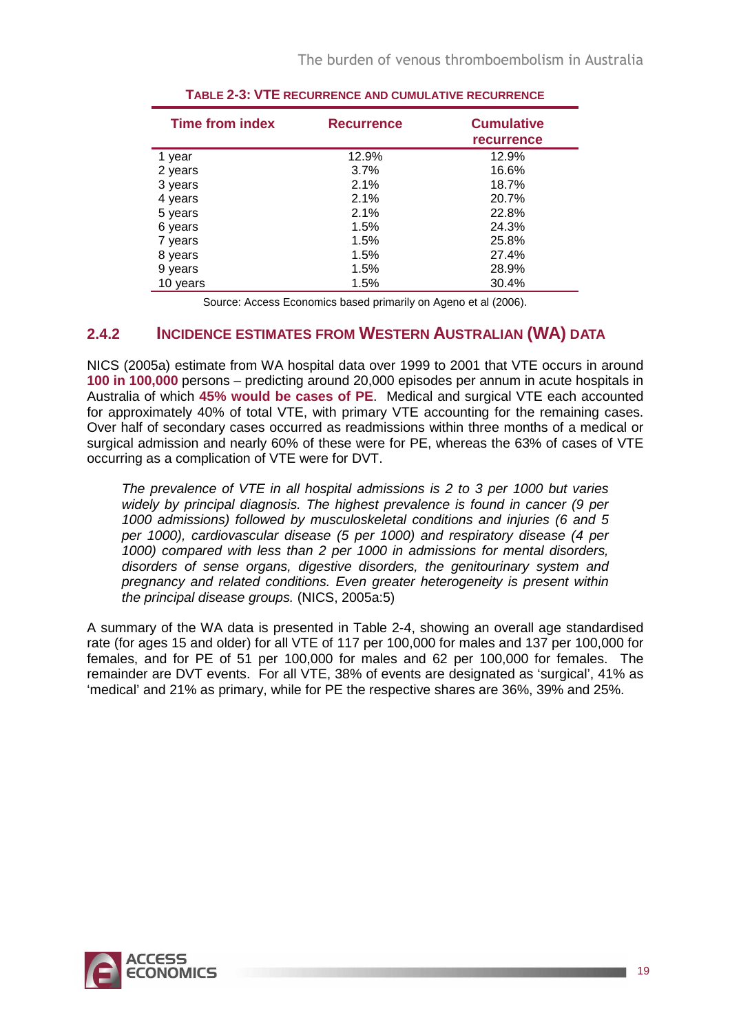**Table 2-3: VTE recurrence and cumulative recurrence**

| Time from index | Recurrence | Cumulative recurrence |
|---|---|---|
| 1 year | 12.9% | 12.9% |
| 2 years | 3.7% | 16.6% |
| 3 years | 2.1% | 18.7% |
| 4 years | 2.1% | 20.7% |
| 5 years | 2.1% | 22.8% |
| 6 years | 1.5% | 24.3% |
| 7 years | 1.5% | 25.8% |
| 8 years | 1.5% | 27.4% |
| 9 years | 1.5% | 28.9% |
| 10 years | 1.5% | 30.4% |

Source: Access Economics based primarily on Ageno et al (2006).

### 2.4.2 Incidence estimates from Western Australian (WA) data

NICS (2005a) estimate from WA hospital data over 1999 to 2001 that VTE occurs in around **100 in 100,000** persons – predicting around 20,000 episodes per annum in acute hospitals in Australia of which **45% would be cases of PE**. Medical and surgical VTE each accounted for approximately 40% of total VTE, with primary VTE accounting for the remaining cases. Over half of secondary cases occurred as readmissions within three months of a medical or surgical admission and nearly 60% of these were for PE, whereas the 63% of cases of VTE occurring as a complication of VTE were for DVT.

> *The prevalence of VTE in all hospital admissions is 2 to 3 per 1000 but varies widely by principal diagnosis. The highest prevalence is found in cancer (9 per 1000 admissions) followed by musculoskeletal conditions and injuries (6 and 5 per 1000), cardiovascular disease (5 per 1000) and respiratory disease (4 per 1000) compared with less than 2 per 1000 in admissions for mental disorders, disorders of sense organs, digestive disorders, the genitourinary system and pregnancy and related conditions. Even greater heterogeneity is present within the principal disease groups.* (NICS, 2005a:5)

A summary of the WA data is presented in Table 2-4, showing an overall age standardised rate (for ages 15 and older) for all VTE of 117 per 100,000 for males and 137 per 100,000 for females, and for PE of 51 per 100,000 for males and 62 per 100,000 for females. The remainder are DVT events. For all VTE, 38% of events are designated as 'surgical', 41% as 'medical' and 21% as primary, while for PE the respective shares are 36%, 39% and 25%.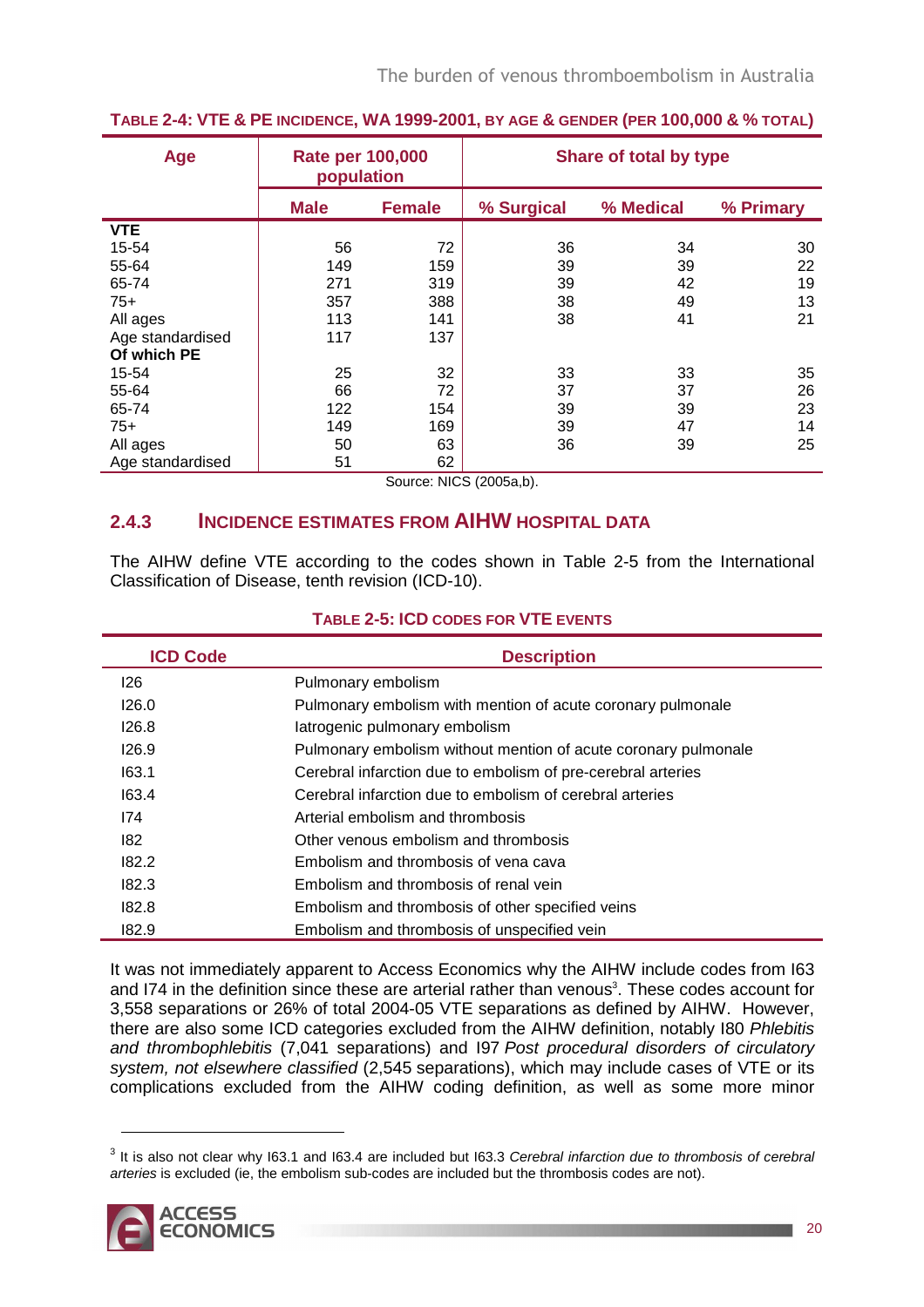**TABLE 2-4: VTE & PE INCIDENCE, WA 1999-2001, BY AGE & GENDER (PER 100,000 & % TOTAL)**

| Age | Rate per 100,000 population | | Share of total by type | | |
|---|---|---|---|---|---|
| | Male | Female | % Surgical | % Medical | % Primary |
| **VTE** | | | | | |
| 15-54 | 56 | 72 | 36 | 34 | 30 |
| 55-64 | 149 | 159 | 39 | 39 | 22 |
| 65-74 | 271 | 319 | 39 | 42 | 19 |
| 75+ | 357 | 388 | 38 | 49 | 13 |
| All ages | 113 | 141 | 38 | 41 | 21 |
| Age standardised | 117 | 137 | | | |
| **Of which PE** | | | | | |
| 15-54 | 25 | 32 | 33 | 33 | 35 |
| 55-64 | 66 | 72 | 37 | 37 | 26 |
| 65-74 | 122 | 154 | 39 | 39 | 23 |
| 75+ | 149 | 169 | 39 | 47 | 14 |
| All ages | 50 | 63 | 36 | 39 | 25 |
| Age standardised | 51 | 62 | | | |

Source: NICS (2005a,b).

### 2.4.3 INCIDENCE ESTIMATES FROM AIHW HOSPITAL DATA

The AIHW define VTE according to the codes shown in Table 2-5 from the International Classification of Disease, tenth revision (ICD-10).

**TABLE 2-5: ICD CODES FOR VTE EVENTS**

| ICD Code | Description |
|---|---|
| I26 | Pulmonary embolism |
| I26.0 | Pulmonary embolism with mention of acute coronary pulmonale |
| I26.8 | Iatrogenic pulmonary embolism |
| I26.9 | Pulmonary embolism without mention of acute coronary pulmonale |
| I63.1 | Cerebral infarction due to embolism of pre-cerebral arteries |
| I63.4 | Cerebral infarction due to embolism of cerebral arteries |
| I74 | Arterial embolism and thrombosis |
| I82 | Other venous embolism and thrombosis |
| I82.2 | Embolism and thrombosis of vena cava |
| I82.3 | Embolism and thrombosis of renal vein |
| I82.8 | Embolism and thrombosis of other specified veins |
| I82.9 | Embolism and thrombosis of unspecified vein |

It was not immediately apparent to Access Economics why the AIHW include codes from I63 and I74 in the definition since these are arterial rather than venous[3]. These codes account for 3,558 separations or 26% of total 2004-05 VTE separations as defined by AIHW. However, there are also some ICD categories excluded from the AIHW definition, notably I80 *Phlebitis and thrombophlebitis* (7,041 separations) and I97 *Post procedural disorders of circulatory system, not elsewhere classified* (2,545 separations), which may include cases of VTE or its complications excluded from the AIHW coding definition, as well as some more minor

[3] It is also not clear why I63.1 and I63.4 are included but I63.3 *Cerebral infarction due to thrombosis of cerebral arteries* is excluded (ie, the embolism sub-codes are included but the thrombosis codes are not).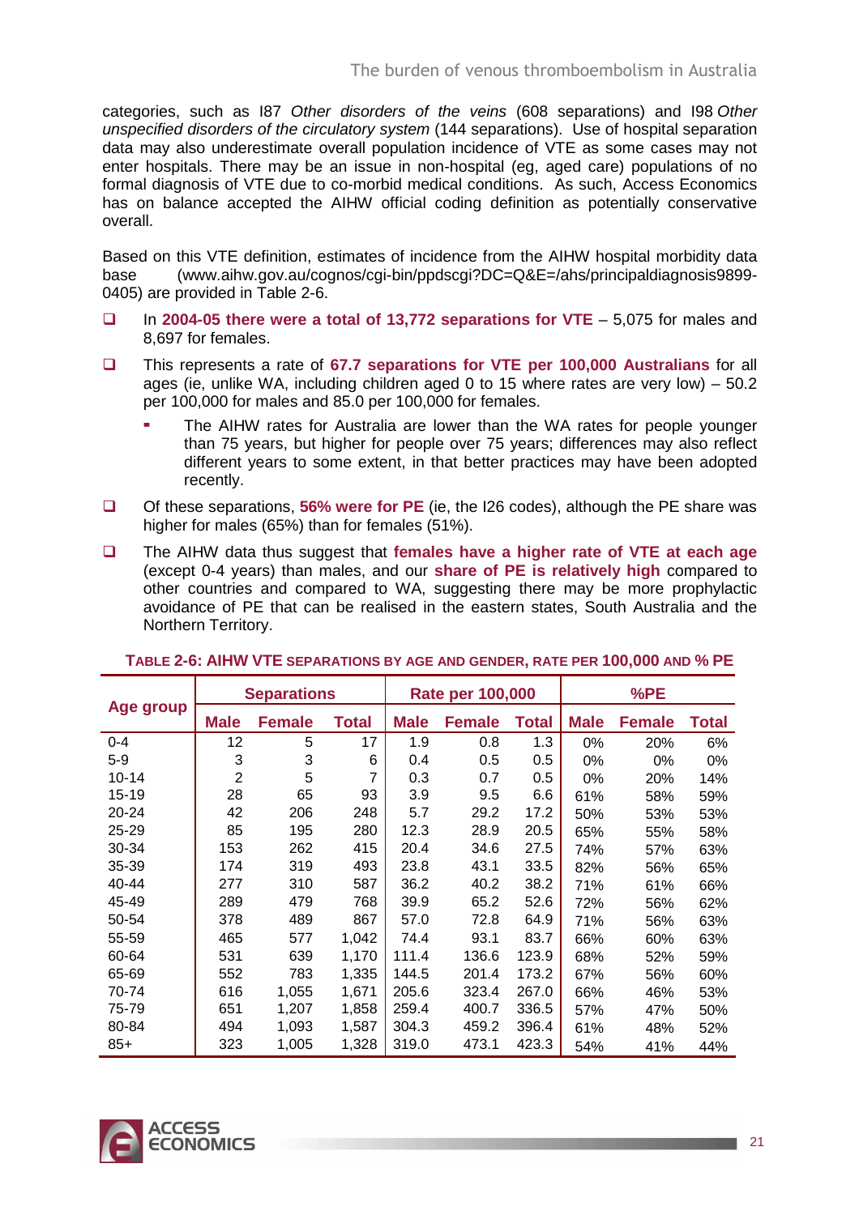categories, such as I87 *Other disorders of the veins* (608 separations) and I98 *Other unspecified disorders of the circulatory system* (144 separations). Use of hospital separation data may also underestimate overall population incidence of VTE as some cases may not enter hospitals. There may be an issue in non-hospital (eg, aged care) populations of no formal diagnosis of VTE due to co-morbid medical conditions. As such, Access Economics has on balance accepted the AIHW official coding definition as potentially conservative overall.

Based on this VTE definition, estimates of incidence from the AIHW hospital morbidity data base (www.aihw.gov.au/cognos/cgi-bin/ppdscgi?DC=Q&E=/ahs/principaldiagnosis9899-0405) are provided in Table 2-6.

- In **2004-05 there were a total of 13,772 separations for VTE** – 5,075 for males and 8,697 for females.
- This represents a rate of **67.7 separations for VTE per 100,000 Australians** for all ages (ie, unlike WA, including children aged 0 to 15 where rates are very low) – 50.2 per 100,000 for males and 85.0 per 100,000 for females.
  - The AIHW rates for Australia are lower than the WA rates for people younger than 75 years, but higher for people over 75 years; differences may also reflect different years to some extent, in that better practices may have been adopted recently.
- Of these separations, **56% were for PE** (ie, the I26 codes), although the PE share was higher for males (65%) than for females (51%).
- The AIHW data thus suggest that **females have a higher rate of VTE at each age** (except 0-4 years) than males, and our **share of PE is relatively high** compared to other countries and compared to WA, suggesting there may be more prophylactic avoidance of PE that can be realised in the eastern states, South Australia and the Northern Territory.

**Table 2-6: AIHW VTE separations by age and gender, rate per 100,000 and % PE**

| Age group | Separations | | | Rate per 100,000 | | | %PE | | |
|---|---|---|---|---|---|---|---|---|---|
| | Male | Female | Total | Male | Female | Total | Male | Female | Total |
| 0-4 | 12 | 5 | 17 | 1.9 | 0.8 | 1.3 | 0% | 20% | 6% |
| 5-9 | 3 | 3 | 6 | 0.4 | 0.5 | 0.5 | 0% | 0% | 0% |
| 10-14 | 2 | 5 | 7 | 0.3 | 0.7 | 0.5 | 0% | 20% | 14% |
| 15-19 | 28 | 65 | 93 | 3.9 | 9.5 | 6.6 | 61% | 58% | 59% |
| 20-24 | 42 | 206 | 248 | 5.7 | 29.2 | 17.2 | 50% | 53% | 53% |
| 25-29 | 85 | 195 | 280 | 12.3 | 28.9 | 20.5 | 65% | 55% | 58% |
| 30-34 | 153 | 262 | 415 | 20.4 | 34.6 | 27.5 | 74% | 57% | 63% |
| 35-39 | 174 | 319 | 493 | 23.8 | 43.1 | 33.5 | 82% | 56% | 65% |
| 40-44 | 277 | 310 | 587 | 36.2 | 40.2 | 38.2 | 71% | 61% | 66% |
| 45-49 | 289 | 479 | 768 | 39.9 | 65.2 | 52.6 | 72% | 56% | 62% |
| 50-54 | 378 | 489 | 867 | 57.0 | 72.8 | 64.9 | 71% | 56% | 63% |
| 55-59 | 465 | 577 | 1,042 | 74.4 | 93.1 | 83.7 | 66% | 60% | 63% |
| 60-64 | 531 | 639 | 1,170 | 111.4 | 136.6 | 123.9 | 68% | 52% | 59% |
| 65-69 | 552 | 783 | 1,335 | 144.5 | 201.4 | 173.2 | 67% | 56% | 60% |
| 70-74 | 616 | 1,055 | 1,671 | 205.6 | 323.4 | 267.0 | 66% | 46% | 53% |
| 75-79 | 651 | 1,207 | 1,858 | 259.4 | 400.7 | 336.5 | 57% | 47% | 50% |
| 80-84 | 494 | 1,093 | 1,587 | 304.3 | 459.2 | 396.4 | 61% | 48% | 52% |
| 85+ | 323 | 1,005 | 1,328 | 319.0 | 473.1 | 423.3 | 54% | 41% | 44% |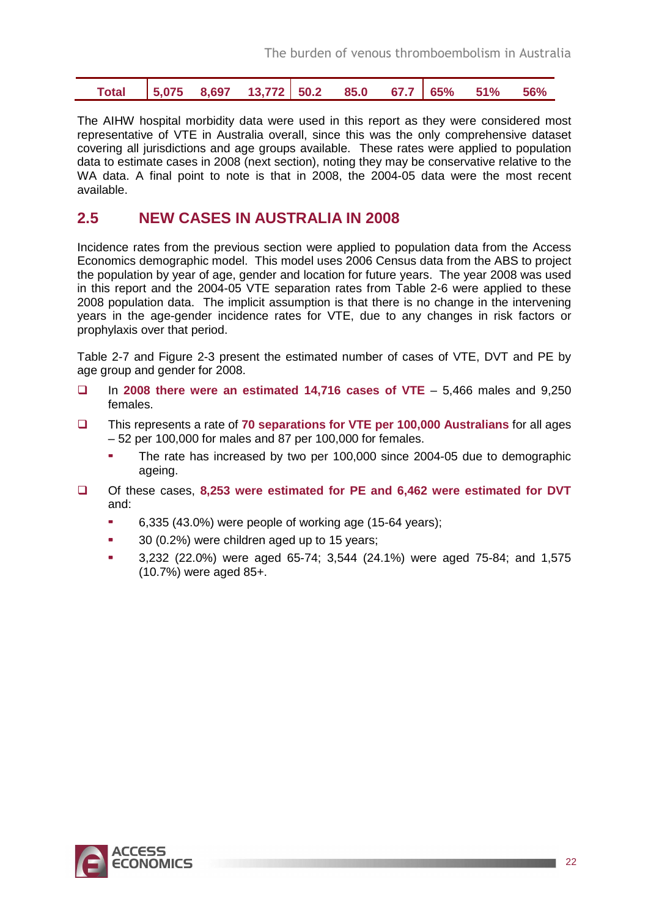| Total | 5,075 | 8,697 | 13,772 | 50.2 | 85.0 | 67.7 | 65% | 51% | 56% |
|---|---|---|---|---|---|---|---|---|---|

The AIHW hospital morbidity data were used in this report as they were considered most representative of VTE in Australia overall, since this was the only comprehensive dataset covering all jurisdictions and age groups available. These rates were applied to population data to estimate cases in 2008 (next section), noting they may be conservative relative to the WA data. A final point to note is that in 2008, the 2004-05 data were the most recent available.

## 2.5 NEW CASES IN AUSTRALIA IN 2008

Incidence rates from the previous section were applied to population data from the Access Economics demographic model. This model uses 2006 Census data from the ABS to project the population by year of age, gender and location for future years. The year 2008 was used in this report and the 2004-05 VTE separation rates from Table 2-6 were applied to these 2008 population data. The implicit assumption is that there is no change in the intervening years in the age-gender incidence rates for VTE, due to any changes in risk factors or prophylaxis over that period.

Table 2-7 and Figure 2-3 present the estimated number of cases of VTE, DVT and PE by age group and gender for 2008.

- In **2008 there were an estimated 14,716 cases of VTE** – 5,466 males and 9,250 females.
- This represents a rate of **70 separations for VTE per 100,000 Australians** for all ages – 52 per 100,000 for males and 87 per 100,000 for females.
  - The rate has increased by two per 100,000 since 2004-05 due to demographic ageing.
- Of these cases, **8,253 were estimated for PE and 6,462 were estimated for DVT** and:
  - 6,335 (43.0%) were people of working age (15-64 years);
  - 30 (0.2%) were children aged up to 15 years;
  - 3,232 (22.0%) were aged 65-74; 3,544 (24.1%) were aged 75-84; and 1,575 (10.7%) were aged 85+.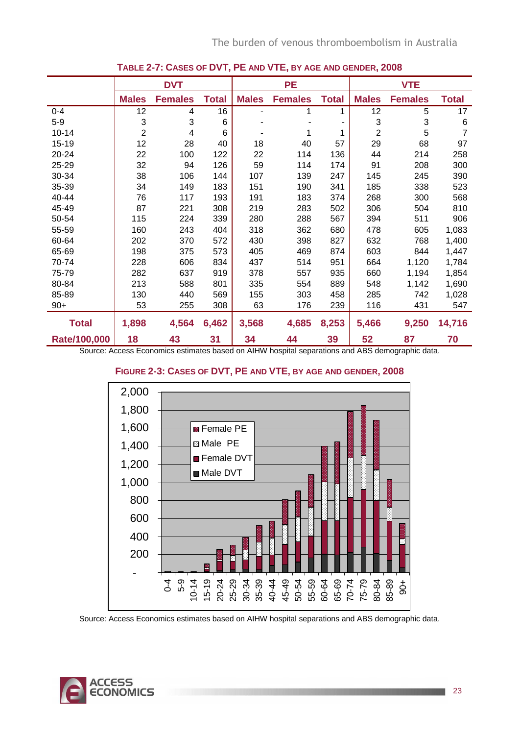### Table 2-7: Cases of DVT, PE and VTE, by age and gender, 2008

| | DVT | | | PE | | | VTE | | |
|---|---|---|---|---|---|---|---|---|---|
| | Males | Females | Total | Males | Females | Total | Males | Females | Total |
| 0-4 | 12 | 4 | 16 | - | 1 | 1 | 12 | 5 | 17 |
| 5-9 | 3 | 3 | 6 | - | - | - | 3 | 3 | 6 |
| 10-14 | 2 | 4 | 6 | - | 1 | 1 | 2 | 5 | 7 |
| 15-19 | 12 | 28 | 40 | 18 | 40 | 57 | 29 | 68 | 97 |
| 20-24 | 22 | 100 | 122 | 22 | 114 | 136 | 44 | 214 | 258 |
| 25-29 | 32 | 94 | 126 | 59 | 114 | 174 | 91 | 208 | 300 |
| 30-34 | 38 | 106 | 144 | 107 | 139 | 247 | 145 | 245 | 390 |
| 35-39 | 34 | 149 | 183 | 151 | 190 | 341 | 185 | 338 | 523 |
| 40-44 | 76 | 117 | 193 | 191 | 183 | 374 | 268 | 300 | 568 |
| 45-49 | 87 | 221 | 308 | 219 | 283 | 502 | 306 | 504 | 810 |
| 50-54 | 115 | 224 | 339 | 280 | 288 | 567 | 394 | 511 | 906 |
| 55-59 | 160 | 243 | 404 | 318 | 362 | 680 | 478 | 605 | 1,083 |
| 60-64 | 202 | 370 | 572 | 430 | 398 | 827 | 632 | 768 | 1,400 |
| 65-69 | 198 | 375 | 573 | 405 | 469 | 874 | 603 | 844 | 1,447 |
| 70-74 | 228 | 606 | 834 | 437 | 514 | 951 | 664 | 1,120 | 1,784 |
| 75-79 | 282 | 637 | 919 | 378 | 557 | 935 | 660 | 1,194 | 1,854 |
| 80-84 | 213 | 588 | 801 | 335 | 554 | 889 | 548 | 1,142 | 1,690 |
| 85-89 | 130 | 440 | 569 | 155 | 303 | 458 | 285 | 742 | 1,028 |
| 90+ | 53 | 255 | 308 | 63 | 176 | 239 | 116 | 431 | 547 |
| **Total** | **1,898** | **4,564** | **6,462** | **3,568** | **4,685** | **8,253** | **5,466** | **9,250** | **14,716** |
| **Rate/100,000** | **18** | **43** | **31** | **34** | **44** | **39** | **52** | **87** | **70** |

Source: Access Economics estimates based on AIHW hospital separations and ABS demographic data.

### Figure 2-3: Cases of DVT, PE and VTE, by age and gender, 2008

Source: Access Economics estimates based on AIHW hospital separations and ABS demographic data.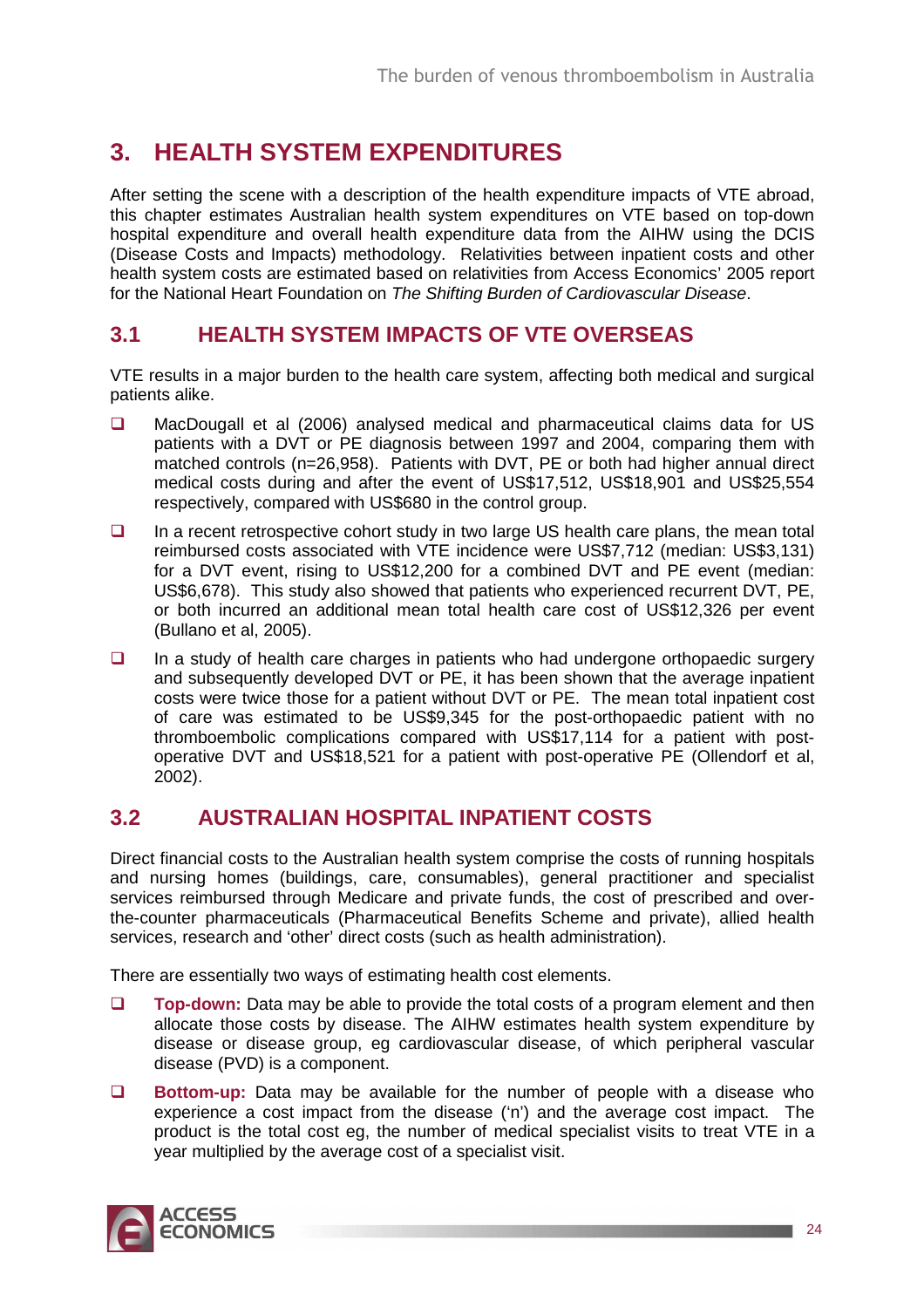# 3. HEALTH SYSTEM EXPENDITURES

After setting the scene with a description of the health expenditure impacts of VTE abroad, this chapter estimates Australian health system expenditures on VTE based on top-down hospital expenditure and overall health expenditure data from the AIHW using the DCIS (Disease Costs and Impacts) methodology. Relativities between inpatient costs and other health system costs are estimated based on relativities from Access Economics' 2005 report for the National Heart Foundation on *The Shifting Burden of Cardiovascular Disease*.

## 3.1 HEALTH SYSTEM IMPACTS OF VTE OVERSEAS

VTE results in a major burden to the health care system, affecting both medical and surgical patients alike.

- MacDougall et al (2006) analysed medical and pharmaceutical claims data for US patients with a DVT or PE diagnosis between 1997 and 2004, comparing them with matched controls (n=26,958). Patients with DVT, PE or both had higher annual direct medical costs during and after the event of US$17,512, US$18,901 and US$25,554 respectively, compared with US$680 in the control group.
- In a recent retrospective cohort study in two large US health care plans, the mean total reimbursed costs associated with VTE incidence were US$7,712 (median: US$3,131) for a DVT event, rising to US$12,200 for a combined DVT and PE event (median: US$6,678). This study also showed that patients who experienced recurrent DVT, PE, or both incurred an additional mean total health care cost of US$12,326 per event (Bullano et al, 2005).
- In a study of health care charges in patients who had undergone orthopaedic surgery and subsequently developed DVT or PE, it has been shown that the average inpatient costs were twice those for a patient without DVT or PE. The mean total inpatient cost of care was estimated to be US$9,345 for the post-orthopaedic patient with no thromboembolic complications compared with US$17,114 for a patient with post-operative DVT and US$18,521 for a patient with post-operative PE (Ollendorf et al, 2002).

## 3.2 AUSTRALIAN HOSPITAL INPATIENT COSTS

Direct financial costs to the Australian health system comprise the costs of running hospitals and nursing homes (buildings, care, consumables), general practitioner and specialist services reimbursed through Medicare and private funds, the cost of prescribed and over-the-counter pharmaceuticals (Pharmaceutical Benefits Scheme and private), allied health services, research and 'other' direct costs (such as health administration).

There are essentially two ways of estimating health cost elements.

- **Top-down:** Data may be able to provide the total costs of a program element and then allocate those costs by disease. The AIHW estimates health system expenditure by disease or disease group, eg cardiovascular disease, of which peripheral vascular disease (PVD) is a component.
- **Bottom-up:** Data may be available for the number of people with a disease who experience a cost impact from the disease ('n') and the average cost impact. The product is the total cost eg, the number of medical specialist visits to treat VTE in a year multiplied by the average cost of a specialist visit.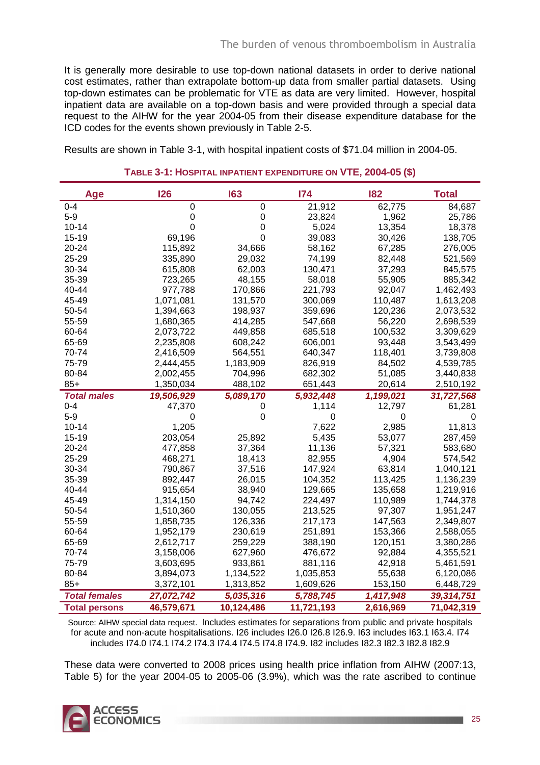It is generally more desirable to use top-down national datasets in order to derive national cost estimates, rather than extrapolate bottom-up data from smaller partial datasets. Using top-down estimates can be problematic for VTE as data are very limited. However, hospital inpatient data are available on a top-down basis and were provided through a special data request to the AIHW for the year 2004-05 from their disease expenditure database for the ICD codes for the events shown previously in Table 2-5.

Results are shown in Table 3-1, with hospital inpatient costs of $71.04 million in 2004-05.

**TABLE 3-1: HOSPITAL INPATIENT EXPENDITURE ON VTE, 2004-05 ($)**

| Age | I26 | I63 | I74 | I82 | Total |
|---|---|---|---|---|---|
| 0-4 | 0 | 0 | 21,912 | 62,775 | 84,687 |
| 5-9 | 0 | 0 | 23,824 | 1,962 | 25,786 |
| 10-14 | 0 | 0 | 5,024 | 13,354 | 18,378 |
| 15-19 | 69,196 | 0 | 39,083 | 30,426 | 138,705 |
| 20-24 | 115,892 | 34,666 | 58,162 | 67,285 | 276,005 |
| 25-29 | 335,890 | 29,032 | 74,199 | 82,448 | 521,569 |
| 30-34 | 615,808 | 62,003 | 130,471 | 37,293 | 845,575 |
| 35-39 | 723,265 | 48,155 | 58,018 | 55,905 | 885,342 |
| 40-44 | 977,788 | 170,866 | 221,793 | 92,047 | 1,462,493 |
| 45-49 | 1,071,081 | 131,570 | 300,069 | 110,487 | 1,613,208 |
| 50-54 | 1,394,663 | 198,937 | 359,696 | 120,236 | 2,073,532 |
| 55-59 | 1,680,365 | 414,285 | 547,668 | 56,220 | 2,698,539 |
| 60-64 | 2,073,722 | 449,858 | 685,518 | 100,532 | 3,309,629 |
| 65-69 | 2,235,808 | 608,242 | 606,001 | 93,448 | 3,543,499 |
| 70-74 | 2,416,509 | 564,551 | 640,347 | 118,401 | 3,739,808 |
| 75-79 | 2,444,455 | 1,183,909 | 826,919 | 84,502 | 4,539,785 |
| 80-84 | 2,002,455 | 704,996 | 682,302 | 51,085 | 3,440,838 |
| 85+ | 1,350,034 | 488,102 | 651,443 | 20,614 | 2,510,192 |
| ***Total males*** | ***19,506,929*** | ***5,089,170*** | ***5,932,448*** | ***1,199,021*** | ***31,727,568*** |
| 0-4 | 47,370 | 0 | 1,114 | 12,797 | 61,281 |
| 5-9 | 0 | 0 | 0 | 0 | 0 |
| 10-14 | 1,205 | | 7,622 | 2,985 | 11,813 |
| 15-19 | 203,054 | 25,892 | 5,435 | 53,077 | 287,459 |
| 20-24 | 477,858 | 37,364 | 11,136 | 57,321 | 583,680 |
| 25-29 | 468,271 | 18,413 | 82,955 | 4,904 | 574,542 |
| 30-34 | 790,867 | 37,516 | 147,924 | 63,814 | 1,040,121 |
| 35-39 | 892,447 | 26,015 | 104,352 | 113,425 | 1,136,239 |
| 40-44 | 915,654 | 38,940 | 129,665 | 135,658 | 1,219,916 |
| 45-49 | 1,314,150 | 94,742 | 224,497 | 110,989 | 1,744,378 |
| 50-54 | 1,510,360 | 130,055 | 213,525 | 97,307 | 1,951,247 |
| 55-59 | 1,858,735 | 126,336 | 217,173 | 147,563 | 2,349,807 |
| 60-64 | 1,952,179 | 230,619 | 251,891 | 153,366 | 2,588,055 |
| 65-69 | 2,612,717 | 259,229 | 388,190 | 120,151 | 3,380,286 |
| 70-74 | 3,158,006 | 627,960 | 476,672 | 92,884 | 4,355,521 |
| 75-79 | 3,603,695 | 933,861 | 881,116 | 42,918 | 5,461,591 |
| 80-84 | 3,894,073 | 1,134,522 | 1,035,853 | 55,638 | 6,120,086 |
| 85+ | 3,372,101 | 1,313,852 | 1,609,626 | 153,150 | 6,448,729 |
| ***Total females*** | ***27,072,742*** | ***5,035,316*** | ***5,788,745*** | ***1,417,948*** | ***39,314,751*** |
| **Total persons** | **46,579,671** | **10,124,486** | **11,721,193** | **2,616,969** | **71,042,319** |

Source: AIHW special data request. Includes estimates for separations from public and private hospitals for acute and non-acute hospitalisations. I26 includes I26.0 I26.8 I26.9. I63 includes I63.1 I63.4. I74 includes I74.0 I74.1 I74.2 I74.3 I74.4 I74.5 I74.8 I74.9. I82 includes I82.3 I82.3 I82.8 I82.9

These data were converted to 2008 prices using health price inflation from AIHW (2007:13, Table 5) for the year 2004-05 to 2005-06 (3.9%), which was the rate ascribed to continue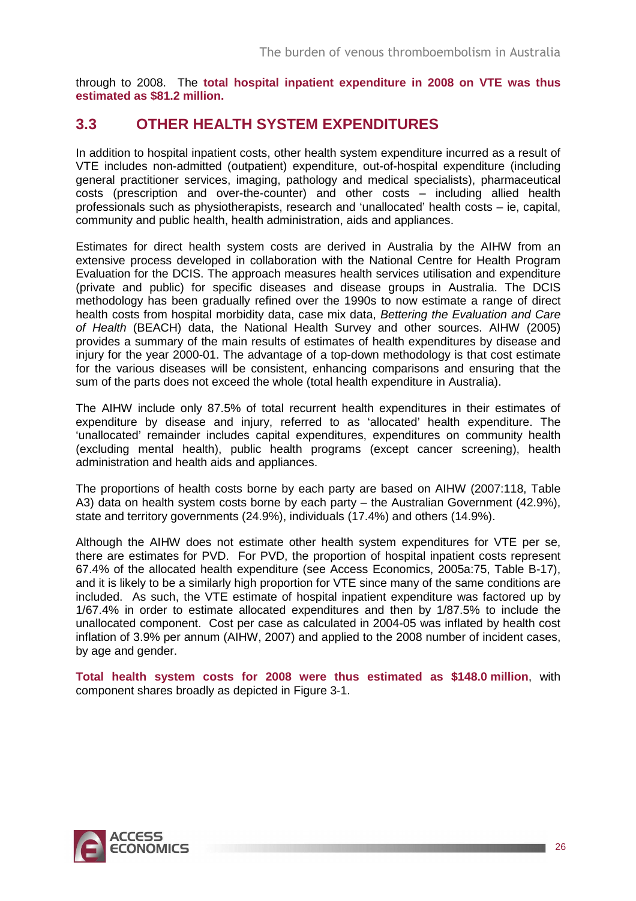through to 2008. The **total hospital inpatient expenditure in 2008 on VTE was thus estimated as $81.2 million.**

## 3.3 OTHER HEALTH SYSTEM EXPENDITURES

In addition to hospital inpatient costs, other health system expenditure incurred as a result of VTE includes non-admitted (outpatient) expenditure, out-of-hospital expenditure (including general practitioner services, imaging, pathology and medical specialists), pharmaceutical costs (prescription and over-the-counter) and other costs – including allied health professionals such as physiotherapists, research and 'unallocated' health costs – ie, capital, community and public health, health administration, aids and appliances.

Estimates for direct health system costs are derived in Australia by the AIHW from an extensive process developed in collaboration with the National Centre for Health Program Evaluation for the DCIS. The approach measures health services utilisation and expenditure (private and public) for specific diseases and disease groups in Australia. The DCIS methodology has been gradually refined over the 1990s to now estimate a range of direct health costs from hospital morbidity data, case mix data, *Bettering the Evaluation and Care of Health* (BEACH) data, the National Health Survey and other sources. AIHW (2005) provides a summary of the main results of estimates of health expenditures by disease and injury for the year 2000-01. The advantage of a top-down methodology is that cost estimate for the various diseases will be consistent, enhancing comparisons and ensuring that the sum of the parts does not exceed the whole (total health expenditure in Australia).

The AIHW include only 87.5% of total recurrent health expenditures in their estimates of expenditure by disease and injury, referred to as 'allocated' health expenditure. The 'unallocated' remainder includes capital expenditures, expenditures on community health (excluding mental health), public health programs (except cancer screening), health administration and health aids and appliances.

The proportions of health costs borne by each party are based on AIHW (2007:118, Table A3) data on health system costs borne by each party – the Australian Government (42.9%), state and territory governments (24.9%), individuals (17.4%) and others (14.9%).

Although the AIHW does not estimate other health system expenditures for VTE per se, there are estimates for PVD. For PVD, the proportion of hospital inpatient costs represent 67.4% of the allocated health expenditure (see Access Economics, 2005a:75, Table B-17), and it is likely to be a similarly high proportion for VTE since many of the same conditions are included. As such, the VTE estimate of hospital inpatient expenditure was factored up by 1/67.4% in order to estimate allocated expenditures and then by 1/87.5% to include the unallocated component. Cost per case as calculated in 2004-05 was inflated by health cost inflation of 3.9% per annum (AIHW, 2007) and applied to the 2008 number of incident cases, by age and gender.

**Total health system costs for 2008 were thus estimated as $148.0 million**, with component shares broadly as depicted in Figure 3-1.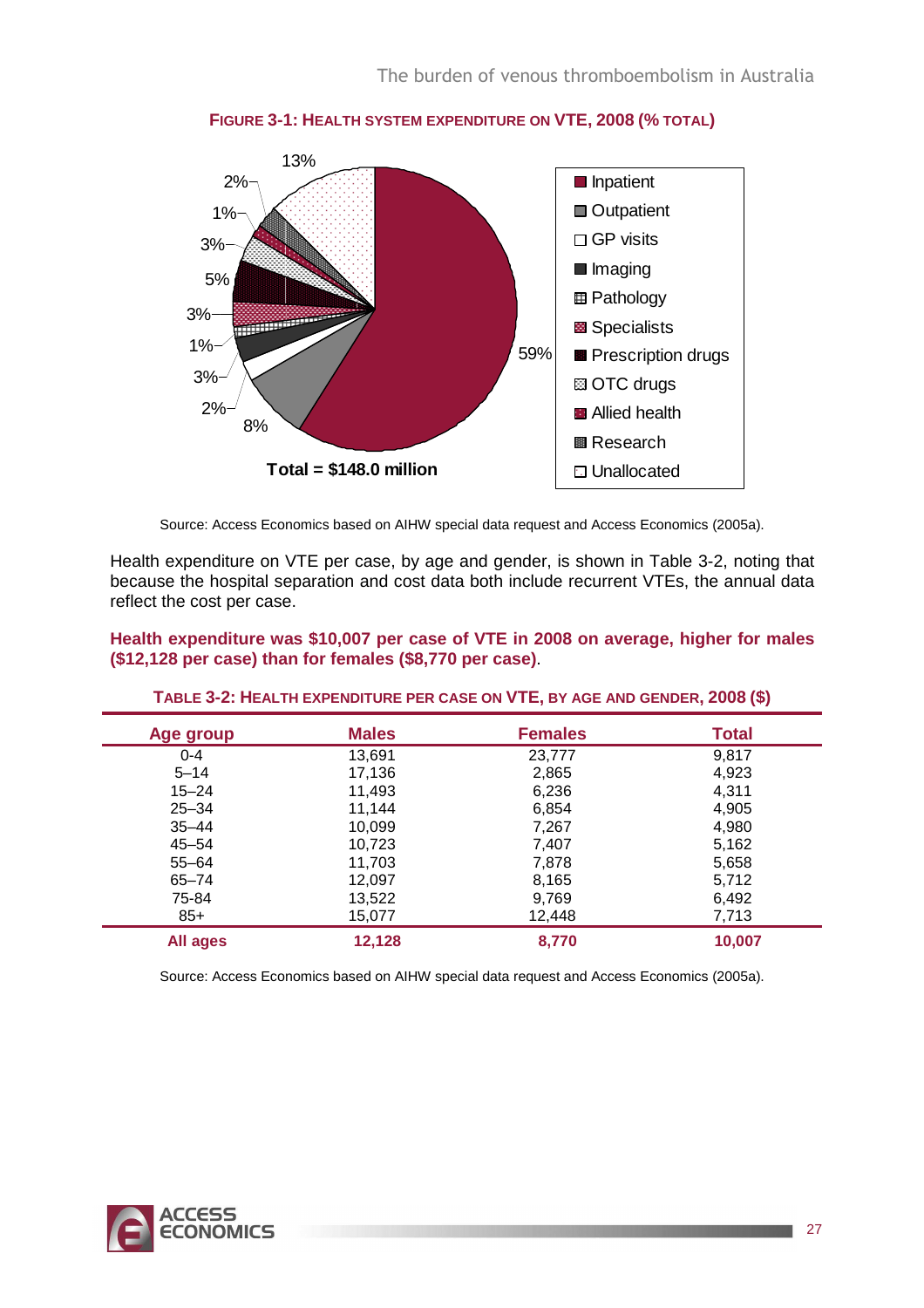**FIGURE 3-1: HEALTH SYSTEM EXPENDITURE ON VTE, 2008 (% TOTAL)**

Total = $148.0 million

Source: Access Economics based on AIHW special data request and Access Economics (2005a).

Health expenditure on VTE per case, by age and gender, is shown in Table 3-2, noting that because the hospital separation and cost data both include recurrent VTEs, the annual data reflect the cost per case.

**Health expenditure was $10,007 per case of VTE in 2008 on average, higher for males ($12,128 per case) than for females ($8,770 per case)**.

**TABLE 3-2: HEALTH EXPENDITURE PER CASE ON VTE, BY AGE AND GENDER, 2008 ($)**

| Age group | Males | Females | Total |
|---|---|---|---|
| 0-4 | 13,691 | 23,777 | 9,817 |
| 5–14 | 17,136 | 2,865 | 4,923 |
| 15–24 | 11,493 | 6,236 | 4,311 |
| 25–34 | 11,144 | 6,854 | 4,905 |
| 35–44 | 10,099 | 7,267 | 4,980 |
| 45–54 | 10,723 | 7,407 | 5,162 |
| 55–64 | 11,703 | 7,878 | 5,658 |
| 65–74 | 12,097 | 8,165 | 5,712 |
| 75-84 | 13,522 | 9,769 | 6,492 |
| 85+ | 15,077 | 12,448 | 7,713 |
| **All ages** | **12,128** | **8,770** | **10,007** |

Source: Access Economics based on AIHW special data request and Access Economics (2005a).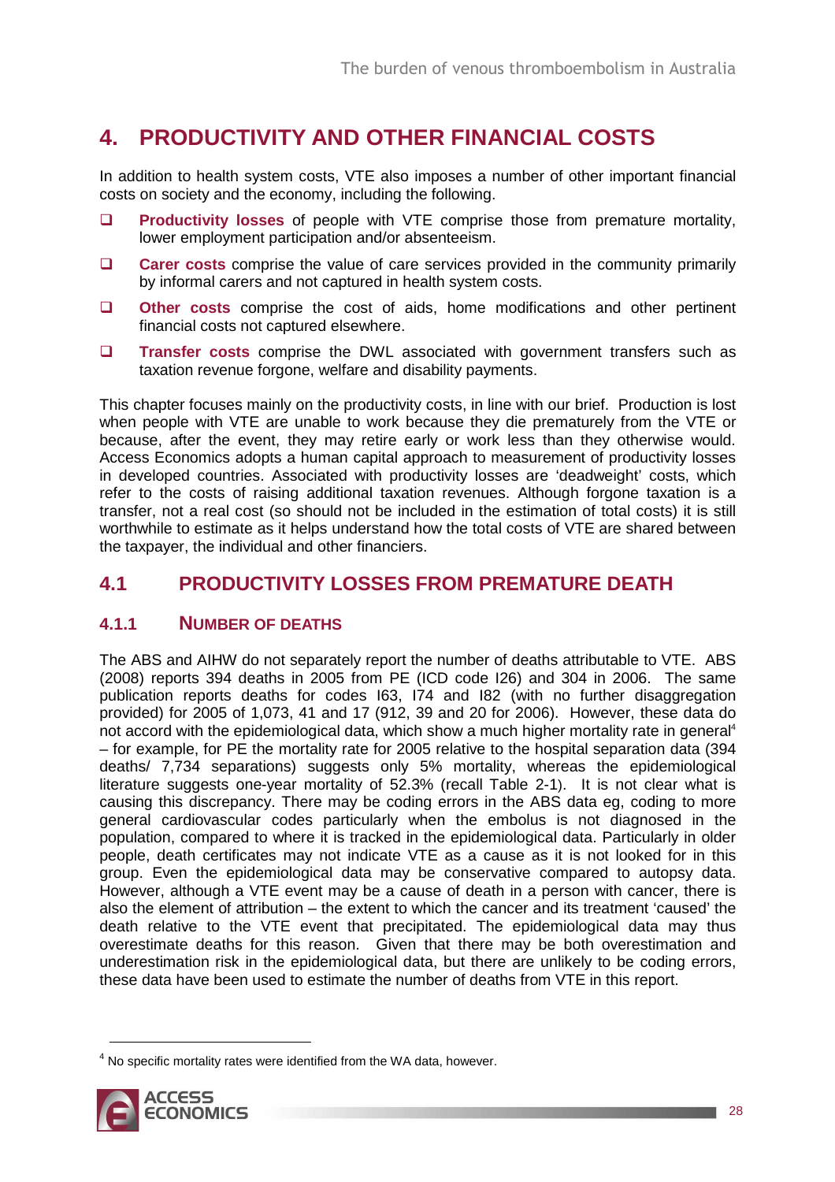# 4. PRODUCTIVITY AND OTHER FINANCIAL COSTS

In addition to health system costs, VTE also imposes a number of other important financial costs on society and the economy, including the following.

- **Productivity losses** of people with VTE comprise those from premature mortality, lower employment participation and/or absenteeism.
- **Carer costs** comprise the value of care services provided in the community primarily by informal carers and not captured in health system costs.
- **Other costs** comprise the cost of aids, home modifications and other pertinent financial costs not captured elsewhere.
- **Transfer costs** comprise the DWL associated with government transfers such as taxation revenue forgone, welfare and disability payments.

This chapter focuses mainly on the productivity costs, in line with our brief. Production is lost when people with VTE are unable to work because they die prematurely from the VTE or because, after the event, they may retire early or work less than they otherwise would. Access Economics adopts a human capital approach to measurement of productivity losses in developed countries. Associated with productivity losses are 'deadweight' costs, which refer to the costs of raising additional taxation revenues. Although forgone taxation is a transfer, not a real cost (so should not be included in the estimation of total costs) it is still worthwhile to estimate as it helps understand how the total costs of VTE are shared between the taxpayer, the individual and other financiers.

## 4.1 PRODUCTIVITY LOSSES FROM PREMATURE DEATH

### 4.1.1 NUMBER OF DEATHS

The ABS and AIHW do not separately report the number of deaths attributable to VTE. ABS (2008) reports 394 deaths in 2005 from PE (ICD code I26) and 304 in 2006. The same publication reports deaths for codes I63, I74 and I82 (with no further disaggregation provided) for 2005 of 1,073, 41 and 17 (912, 39 and 20 for 2006). However, these data do not accord with the epidemiological data, which show a much higher mortality rate in general[4] – for example, for PE the mortality rate for 2005 relative to the hospital separation data (394 deaths/ 7,734 separations) suggests only 5% mortality, whereas the epidemiological literature suggests one-year mortality of 52.3% (recall Table 2-1). It is not clear what is causing this discrepancy. There may be coding errors in the ABS data eg, coding to more general cardiovascular codes particularly when the embolus is not diagnosed in the population, compared to where it is tracked in the epidemiological data. Particularly in older people, death certificates may not indicate VTE as a cause as it is not looked for in this group. Even the epidemiological data may be conservative compared to autopsy data. However, although a VTE event may be a cause of death in a person with cancer, there is also the element of attribution – the extent to which the cancer and its treatment 'caused' the death relative to the VTE event that precipitated. The epidemiological data may thus overestimate deaths for this reason. Given that there may be both overestimation and underestimation risk in the epidemiological data, but there are unlikely to be coding errors, these data have been used to estimate the number of deaths from VTE in this report.

[4] No specific mortality rates were identified from the WA data, however.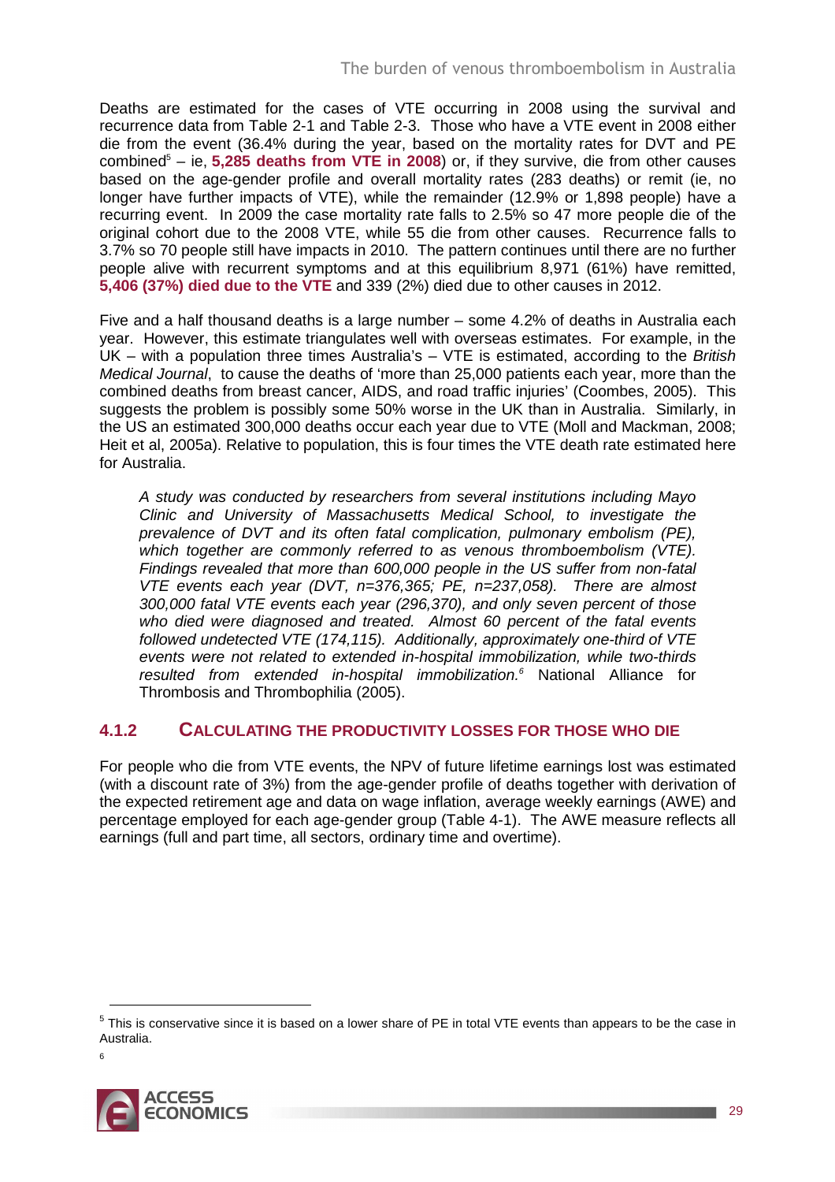Deaths are estimated for the cases of VTE occurring in 2008 using the survival and recurrence data from Table 2-1 and Table 2-3. Those who have a VTE event in 2008 either die from the event (36.4% during the year, based on the mortality rates for DVT and PE combined[5] – ie, **5,285 deaths from VTE in 2008**) or, if they survive, die from other causes based on the age-gender profile and overall mortality rates (283 deaths) or remit (ie, no longer have further impacts of VTE), while the remainder (12.9% or 1,898 people) have a recurring event. In 2009 the case mortality rate falls to 2.5% so 47 more people die of the original cohort due to the 2008 VTE, while 55 die from other causes. Recurrence falls to 3.7% so 70 people still have impacts in 2010. The pattern continues until there are no further people alive with recurrent symptoms and at this equilibrium 8,971 (61%) have remitted, **5,406 (37%) died due to the VTE** and 339 (2%) died due to other causes in 2012.

Five and a half thousand deaths is a large number – some 4.2% of deaths in Australia each year. However, this estimate triangulates well with overseas estimates. For example, in the UK – with a population three times Australia's – VTE is estimated, according to the *British Medical Journal*, to cause the deaths of 'more than 25,000 patients each year, more than the combined deaths from breast cancer, AIDS, and road traffic injuries' (Coombes, 2005). This suggests the problem is possibly some 50% worse in the UK than in Australia. Similarly, in the US an estimated 300,000 deaths occur each year due to VTE (Moll and Mackman, 2008; Heit et al, 2005a). Relative to population, this is four times the VTE death rate estimated here for Australia.

> *A study was conducted by researchers from several institutions including Mayo Clinic and University of Massachusetts Medical School, to investigate the prevalence of DVT and its often fatal complication, pulmonary embolism (PE), which together are commonly referred to as venous thromboembolism (VTE). Findings revealed that more than 600,000 people in the US suffer from non-fatal VTE events each year (DVT, n=376,365; PE, n=237,058). There are almost 300,000 fatal VTE events each year (296,370), and only seven percent of those who died were diagnosed and treated. Almost 60 percent of the fatal events followed undetected VTE (174,115). Additionally, approximately one-third of VTE events were not related to extended in-hospital immobilization, while two-thirds resulted from extended in-hospital immobilization.*[6] National Alliance for Thrombosis and Thrombophilia (2005).

### 4.1.2 Calculating the productivity losses for those who die

For people who die from VTE events, the NPV of future lifetime earnings lost was estimated (with a discount rate of 3%) from the age-gender profile of deaths together with derivation of the expected retirement age and data on wage inflation, average weekly earnings (AWE) and percentage employed for each age-gender group (Table 4-1). The AWE measure reflects all earnings (full and part time, all sectors, ordinary time and overtime).

---

[5] This is conservative since it is based on a lower share of PE in total VTE events than appears to be the case in Australia.

[6]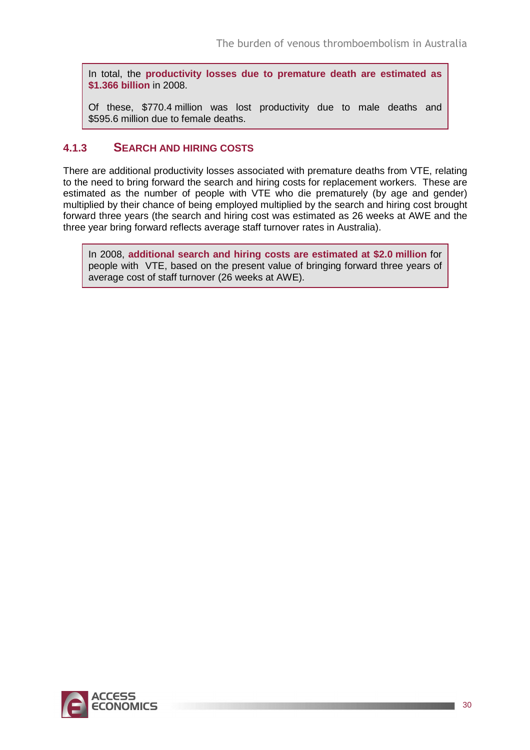> In total, the **productivity losses due to premature death are estimated as $1.366 billion** in 2008.
>
> Of these, $770.4 million was lost productivity due to male deaths and $595.6 million due to female deaths.

### 4.1.3 SEARCH AND HIRING COSTS

There are additional productivity losses associated with premature deaths from VTE, relating to the need to bring forward the search and hiring costs for replacement workers. These are estimated as the number of people with VTE who die prematurely (by age and gender) multiplied by their chance of being employed multiplied by the search and hiring cost brought forward three years (the search and hiring cost was estimated as 26 weeks at AWE and the three year bring forward reflects average staff turnover rates in Australia).

> In 2008, **additional search and hiring costs are estimated at $2.0 million** for people with VTE, based on the present value of bringing forward three years of average cost of staff turnover (26 weeks at AWE).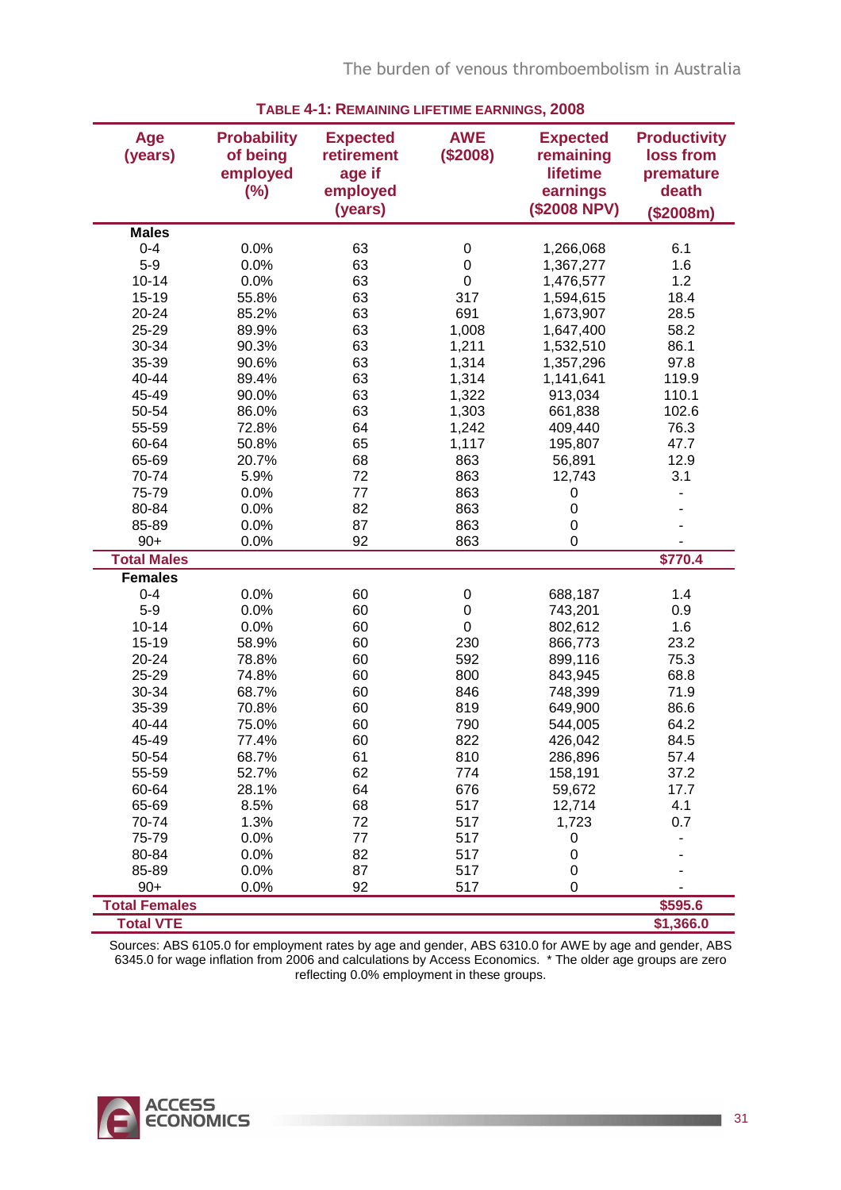**TABLE 4-1: REMAINING LIFETIME EARNINGS, 2008**

| Age (years) | Probability of being employed (%) | Expected retirement age if employed (years) | AWE ($2008) | Expected remaining lifetime earnings ($2008 NPV) | Productivity loss from premature death ($2008m) |
|---|---|---|---|---|---|
| **Males** | | | | | |
| 0-4 | 0.0% | 63 | 0 | 1,266,068 | 6.1 |
| 5-9 | 0.0% | 63 | 0 | 1,367,277 | 1.6 |
| 10-14 | 0.0% | 63 | 0 | 1,476,577 | 1.2 |
| 15-19 | 55.8% | 63 | 317 | 1,594,615 | 18.4 |
| 20-24 | 85.2% | 63 | 691 | 1,673,907 | 28.5 |
| 25-29 | 89.9% | 63 | 1,008 | 1,647,400 | 58.2 |
| 30-34 | 90.3% | 63 | 1,211 | 1,532,510 | 86.1 |
| 35-39 | 90.6% | 63 | 1,314 | 1,357,296 | 97.8 |
| 40-44 | 89.4% | 63 | 1,314 | 1,141,641 | 119.9 |
| 45-49 | 90.0% | 63 | 1,322 | 913,034 | 110.1 |
| 50-54 | 86.0% | 63 | 1,303 | 661,838 | 102.6 |
| 55-59 | 72.8% | 64 | 1,242 | 409,440 | 76.3 |
| 60-64 | 50.8% | 65 | 1,117 | 195,807 | 47.7 |
| 65-69 | 20.7% | 68 | 863 | 56,891 | 12.9 |
| 70-74 | 5.9% | 72 | 863 | 12,743 | 3.1 |
| 75-79 | 0.0% | 77 | 863 | 0 | - |
| 80-84 | 0.0% | 82 | 863 | 0 | - |
| 85-89 | 0.0% | 87 | 863 | 0 | - |
| 90+ | 0.0% | 92 | 863 | 0 | - |
| **Total Males** | | | | | **$770.4** |
| **Females** | | | | | |
| 0-4 | 0.0% | 60 | 0 | 688,187 | 1.4 |
| 5-9 | 0.0% | 60 | 0 | 743,201 | 0.9 |
| 10-14 | 0.0% | 60 | 0 | 802,612 | 1.6 |
| 15-19 | 58.9% | 60 | 230 | 866,773 | 23.2 |
| 20-24 | 78.8% | 60 | 592 | 899,116 | 75.3 |
| 25-29 | 74.8% | 60 | 800 | 843,945 | 68.8 |
| 30-34 | 68.7% | 60 | 846 | 748,399 | 71.9 |
| 35-39 | 70.8% | 60 | 819 | 649,900 | 86.6 |
| 40-44 | 75.0% | 60 | 790 | 544,005 | 64.2 |
| 45-49 | 77.4% | 60 | 822 | 426,042 | 84.5 |
| 50-54 | 68.7% | 61 | 810 | 286,896 | 57.4 |
| 55-59 | 52.7% | 62 | 774 | 158,191 | 37.2 |
| 60-64 | 28.1% | 64 | 676 | 59,672 | 17.7 |
| 65-69 | 8.5% | 68 | 517 | 12,714 | 4.1 |
| 70-74 | 1.3% | 72 | 517 | 1,723 | 0.7 |
| 75-79 | 0.0% | 77 | 517 | 0 | - |
| 80-84 | 0.0% | 82 | 517 | 0 | - |
| 85-89 | 0.0% | 87 | 517 | 0 | - |
| 90+ | 0.0% | 92 | 517 | 0 | - |
| **Total Females** | | | | | **$595.6** |
| **Total VTE** | | | | | **$1,366.0** |

Sources: ABS 6105.0 for employment rates by age and gender, ABS 6310.0 for AWE by age and gender, ABS 6345.0 for wage inflation from 2006 and calculations by Access Economics. * The older age groups are zero reflecting 0.0% employment in these groups.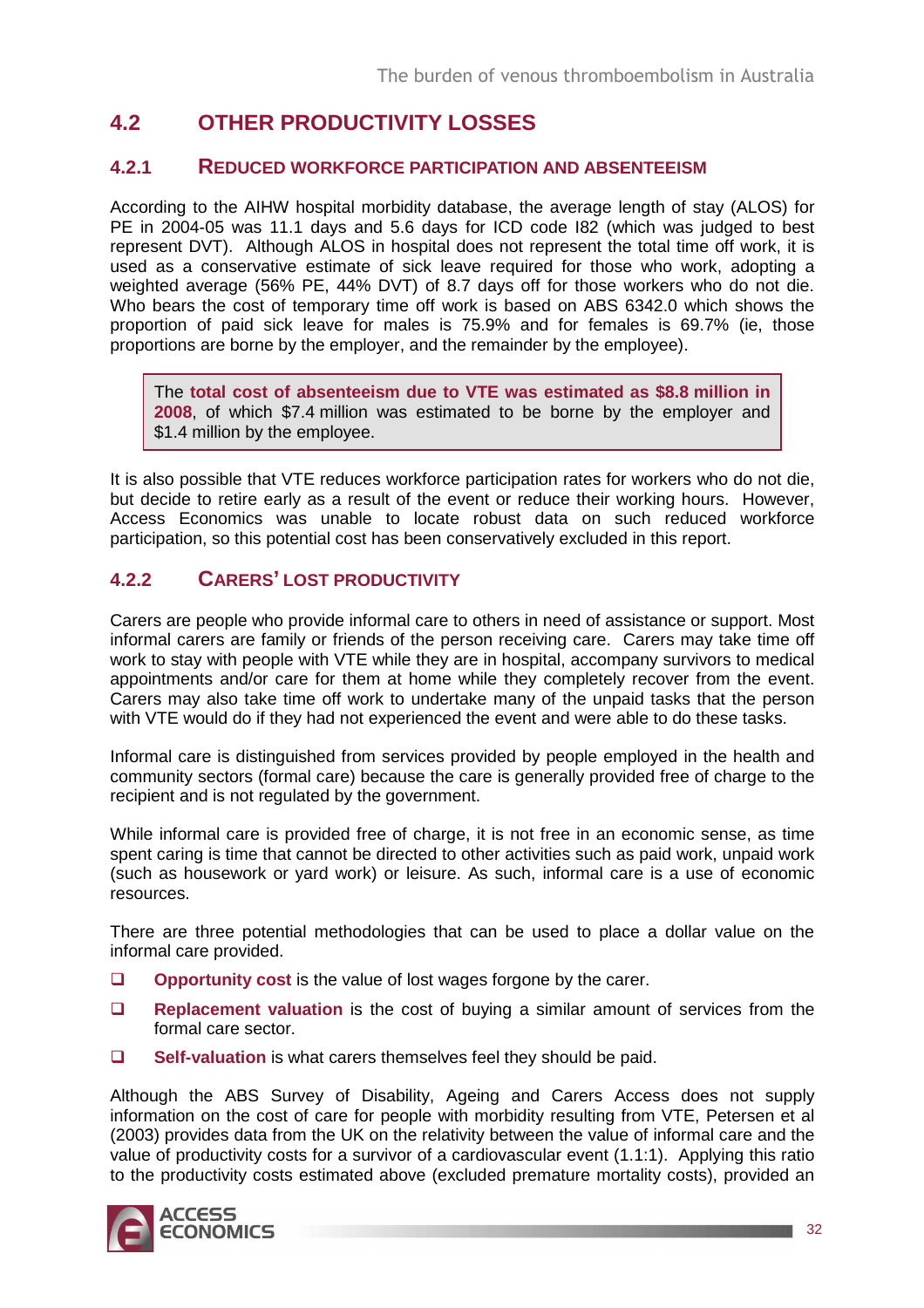## 4.2 OTHER PRODUCTIVITY LOSSES

### 4.2.1 REDUCED WORKFORCE PARTICIPATION AND ABSENTEEISM

According to the AIHW hospital morbidity database, the average length of stay (ALOS) for PE in 2004-05 was 11.1 days and 5.6 days for ICD code I82 (which was judged to best represent DVT). Although ALOS in hospital does not represent the total time off work, it is used as a conservative estimate of sick leave required for those who work, adopting a weighted average (56% PE, 44% DVT) of 8.7 days off for those workers who do not die. Who bears the cost of temporary time off work is based on ABS 6342.0 which shows the proportion of paid sick leave for males is 75.9% and for females is 69.7% (ie, those proportions are borne by the employer, and the remainder by the employee).

> The **total cost of absenteeism due to VTE was estimated as $8.8 million in 2008**, of which $7.4 million was estimated to be borne by the employer and $1.4 million by the employee.

It is also possible that VTE reduces workforce participation rates for workers who do not die, but decide to retire early as a result of the event or reduce their working hours. However, Access Economics was unable to locate robust data on such reduced workforce participation, so this potential cost has been conservatively excluded in this report.

### 4.2.2 CARERS' LOST PRODUCTIVITY

Carers are people who provide informal care to others in need of assistance or support. Most informal carers are family or friends of the person receiving care. Carers may take time off work to stay with people with VTE while they are in hospital, accompany survivors to medical appointments and/or care for them at home while they completely recover from the event. Carers may also take time off work to undertake many of the unpaid tasks that the person with VTE would do if they had not experienced the event and were able to do these tasks.

Informal care is distinguished from services provided by people employed in the health and community sectors (formal care) because the care is generally provided free of charge to the recipient and is not regulated by the government.

While informal care is provided free of charge, it is not free in an economic sense, as time spent caring is time that cannot be directed to other activities such as paid work, unpaid work (such as housework or yard work) or leisure. As such, informal care is a use of economic resources.

There are three potential methodologies that can be used to place a dollar value on the informal care provided.

- **Opportunity cost** is the value of lost wages forgone by the carer.
- **Replacement valuation** is the cost of buying a similar amount of services from the formal care sector.
- **Self-valuation** is what carers themselves feel they should be paid.

Although the ABS Survey of Disability, Ageing and Carers Access does not supply information on the cost of care for people with morbidity resulting from VTE, Petersen et al (2003) provides data from the UK on the relativity between the value of informal care and the value of productivity costs for a survivor of a cardiovascular event (1.1:1). Applying this ratio to the productivity costs estimated above (excluded premature mortality costs), provided an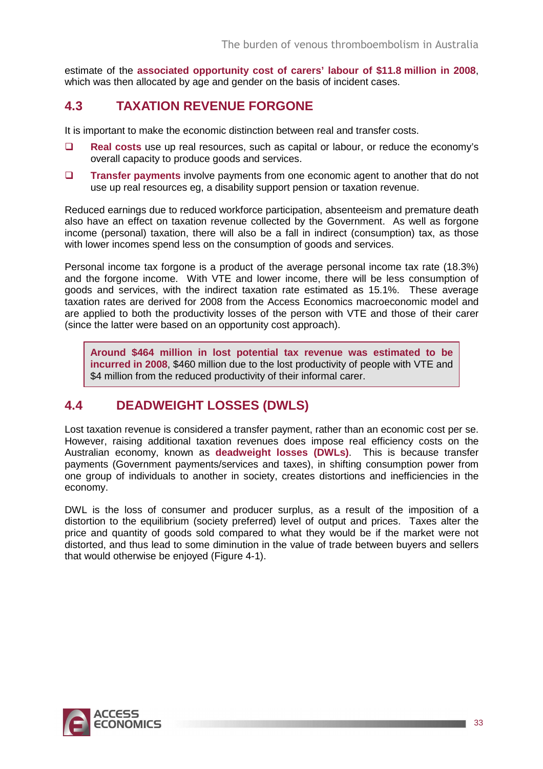estimate of the **associated opportunity cost of carers' labour of $11.8 million in 2008**, which was then allocated by age and gender on the basis of incident cases.

## 4.3 TAXATION REVENUE FORGONE

It is important to make the economic distinction between real and transfer costs.

- **Real costs** use up real resources, such as capital or labour, or reduce the economy's overall capacity to produce goods and services.
- **Transfer payments** involve payments from one economic agent to another that do not use up real resources eg, a disability support pension or taxation revenue.

Reduced earnings due to reduced workforce participation, absenteeism and premature death also have an effect on taxation revenue collected by the Government. As well as forgone income (personal) taxation, there will also be a fall in indirect (consumption) tax, as those with lower incomes spend less on the consumption of goods and services.

Personal income tax forgone is a product of the average personal income tax rate (18.3%) and the forgone income. With VTE and lower income, there will be less consumption of goods and services, with the indirect taxation rate estimated as 15.1%. These average taxation rates are derived for 2008 from the Access Economics macroeconomic model and are applied to both the productivity losses of the person with VTE and those of their carer (since the latter were based on an opportunity cost approach).

> **Around $464 million in lost potential tax revenue was estimated to be incurred in 2008**, $460 million due to the lost productivity of people with VTE and $4 million from the reduced productivity of their informal carer.

## 4.4 DEADWEIGHT LOSSES (DWLS)

Lost taxation revenue is considered a transfer payment, rather than an economic cost per se. However, raising additional taxation revenues does impose real efficiency costs on the Australian economy, known as **deadweight losses (DWLs)**. This is because transfer payments (Government payments/services and taxes), in shifting consumption power from one group of individuals to another in society, creates distortions and inefficiencies in the economy.

DWL is the loss of consumer and producer surplus, as a result of the imposition of a distortion to the equilibrium (society preferred) level of output and prices. Taxes alter the price and quantity of goods sold compared to what they would be if the market were not distorted, and thus lead to some diminution in the value of trade between buyers and sellers that would otherwise be enjoyed (Figure 4-1).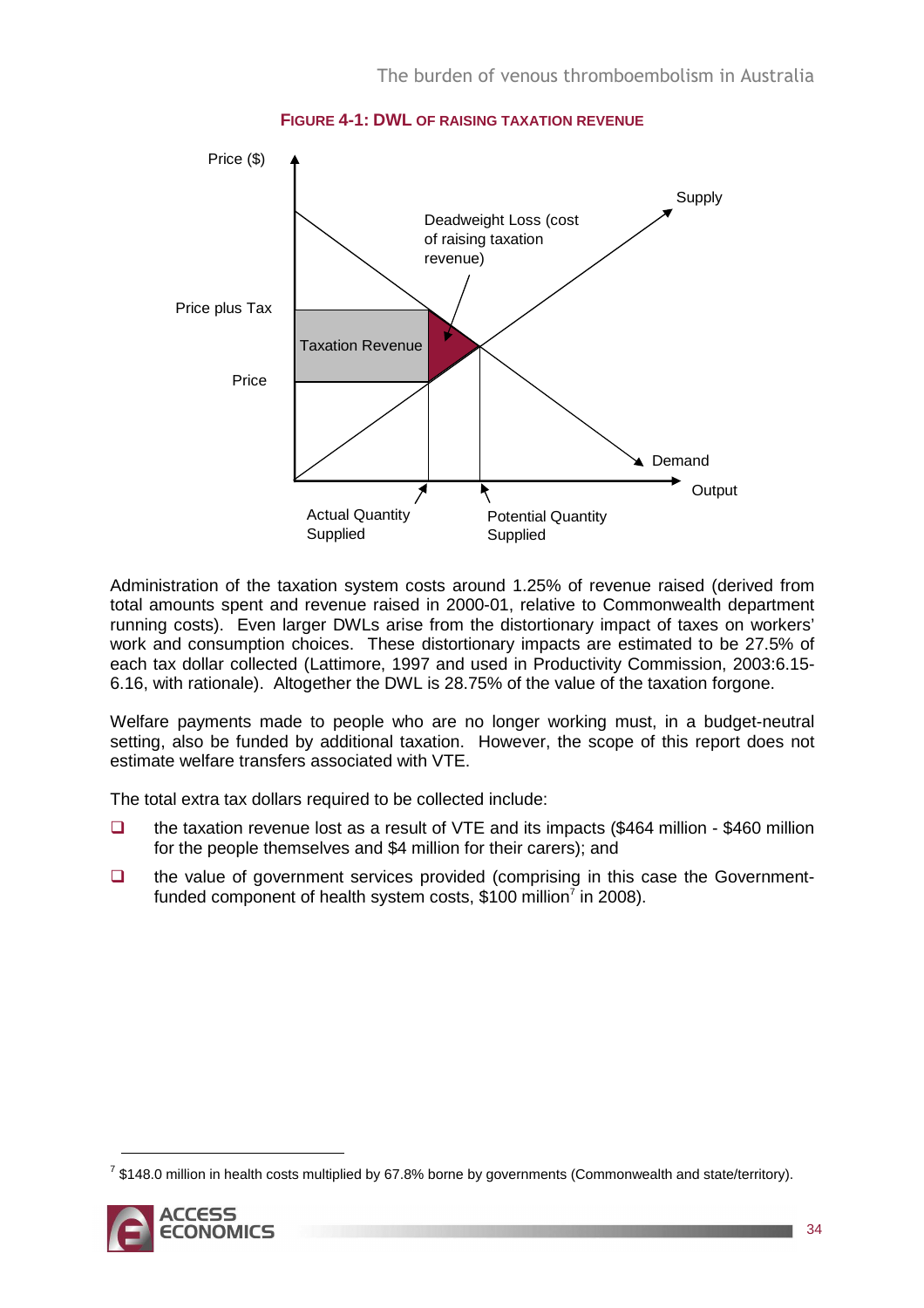**FIGURE 4-1: DWL OF RAISING TAXATION REVENUE**

Administration of the taxation system costs around 1.25% of revenue raised (derived from total amounts spent and revenue raised in 2000-01, relative to Commonwealth department running costs). Even larger DWLs arise from the distortionary impact of taxes on workers' work and consumption choices. These distortionary impacts are estimated to be 27.5% of each tax dollar collected (Lattimore, 1997 and used in Productivity Commission, 2003:6.15-6.16, with rationale). Altogether the DWL is 28.75% of the value of the taxation forgone.

Welfare payments made to people who are no longer working must, in a budget-neutral setting, also be funded by additional taxation. However, the scope of this report does not estimate welfare transfers associated with VTE.

The total extra tax dollars required to be collected include:

- the taxation revenue lost as a result of VTE and its impacts ($464 million - $460 million for the people themselves and $4 million for their carers); and
- the value of government services provided (comprising in this case the Government-funded component of health system costs, $100 million[7] in 2008).

[7] $148.0 million in health costs multiplied by 67.8% borne by governments (Commonwealth and state/territory).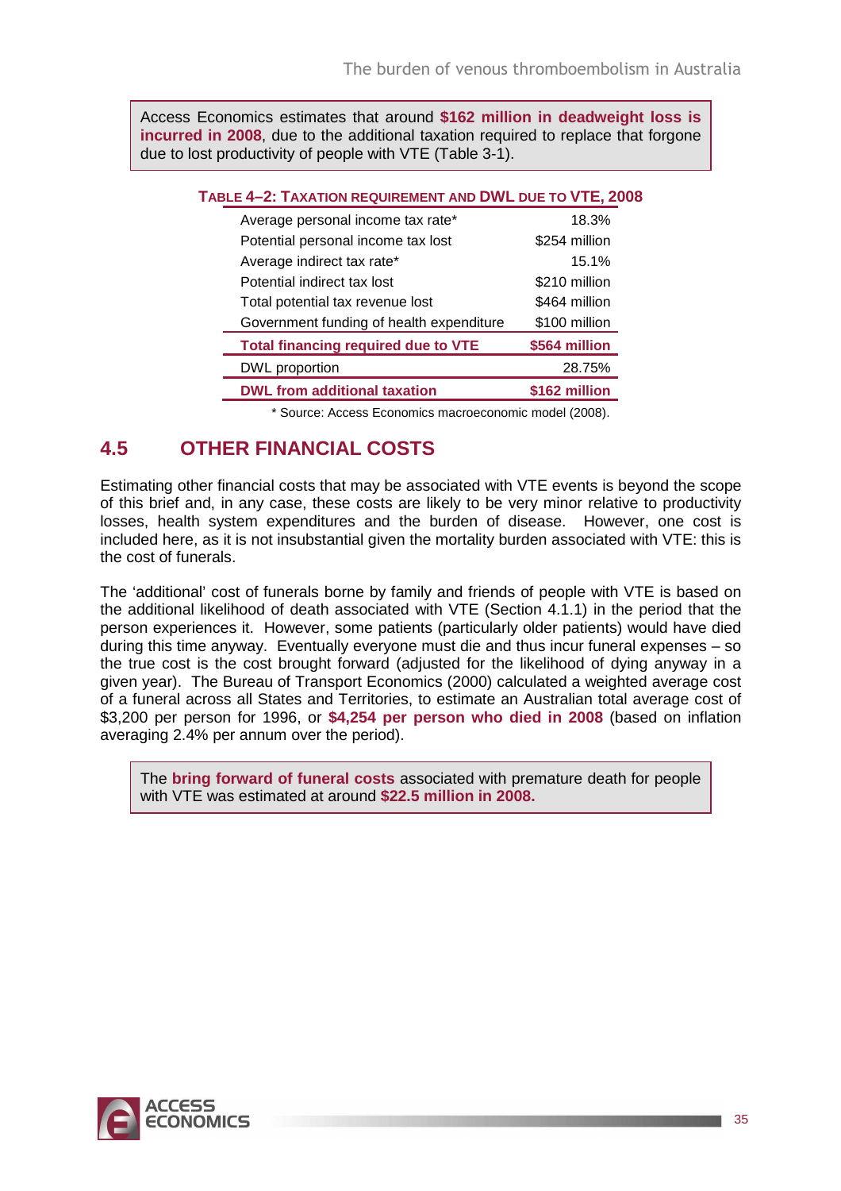> Access Economics estimates that around **$162 million in deadweight loss is incurred in 2008**, due to the additional taxation required to replace that forgone due to lost productivity of people with VTE (Table 3-1).

**TABLE 4–2: TAXATION REQUIREMENT AND DWL DUE TO VTE, 2008**

| | |
|---|---|
| Average personal income tax rate* | 18.3% |
| Potential personal income tax lost | $254 million |
| Average indirect tax rate* | 15.1% |
| Potential indirect tax lost | $210 million |
| Total potential tax revenue lost | $464 million |
| Government funding of health expenditure | $100 million |
| **Total financing required due to VTE** | **$564 million** |
| DWL proportion | 28.75% |
| **DWL from additional taxation** | **$162 million** |

\* Source: Access Economics macroeconomic model (2008).

## 4.5 OTHER FINANCIAL COSTS

Estimating other financial costs that may be associated with VTE events is beyond the scope of this brief and, in any case, these costs are likely to be very minor relative to productivity losses, health system expenditures and the burden of disease. However, one cost is included here, as it is not insubstantial given the mortality burden associated with VTE: this is the cost of funerals.

The 'additional' cost of funerals borne by family and friends of people with VTE is based on the additional likelihood of death associated with VTE (Section 4.1.1) in the period that the person experiences it. However, some patients (particularly older patients) would have died during this time anyway. Eventually everyone must die and thus incur funeral expenses – so the true cost is the cost brought forward (adjusted for the likelihood of dying anyway in a given year). The Bureau of Transport Economics (2000) calculated a weighted average cost of a funeral across all States and Territories, to estimate an Australian total average cost of $3,200 per person for 1996, or **$4,254 per person who died in 2008** (based on inflation averaging 2.4% per annum over the period).

> The **bring forward of funeral costs** associated with premature death for people with VTE was estimated at around **$22.5 million in 2008.**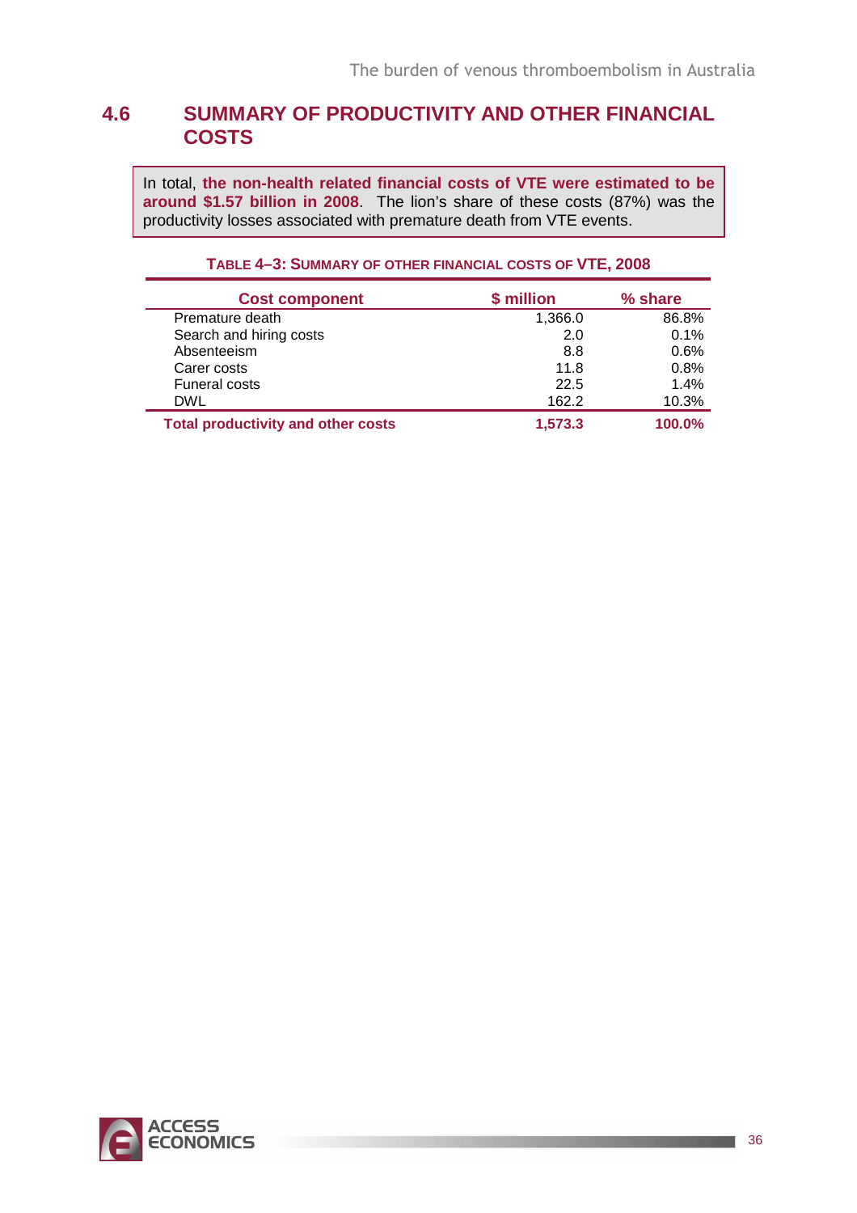## 4.6 SUMMARY OF PRODUCTIVITY AND OTHER FINANCIAL COSTS

In total, **the non-health related financial costs of VTE were estimated to be around $1.57 billion in 2008**. The lion's share of these costs (87%) was the productivity losses associated with premature death from VTE events.

**TABLE 4–3: SUMMARY OF OTHER FINANCIAL COSTS OF VTE, 2008**

| Cost component | $ million | % share |
|---|---|---|
| Premature death | 1,366.0 | 86.8% |
| Search and hiring costs | 2.0 | 0.1% |
| Absenteeism | 8.8 | 0.6% |
| Carer costs | 11.8 | 0.8% |
| Funeral costs | 22.5 | 1.4% |
| DWL | 162.2 | 10.3% |
| **Total productivity and other costs** | **1,573.3** | **100.0%** |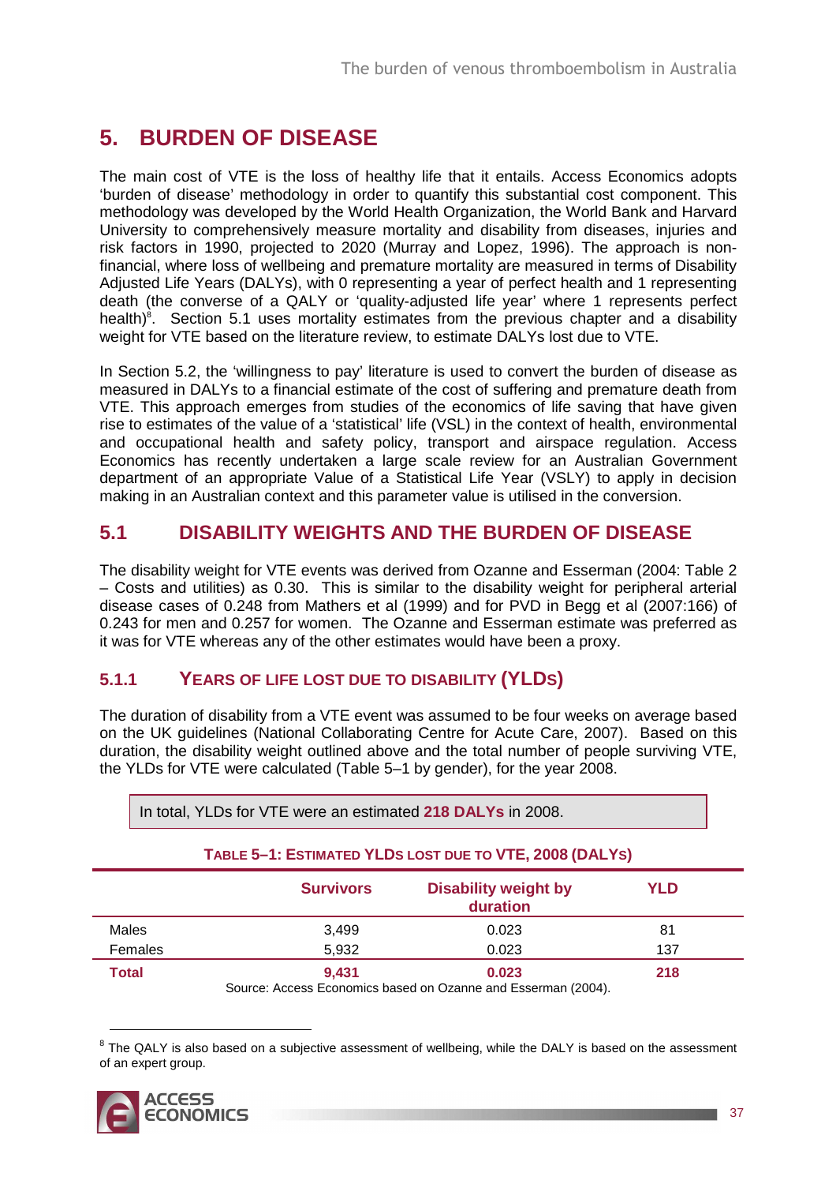# 5. BURDEN OF DISEASE

The main cost of VTE is the loss of healthy life that it entails. Access Economics adopts 'burden of disease' methodology in order to quantify this substantial cost component. This methodology was developed by the World Health Organization, the World Bank and Harvard University to comprehensively measure mortality and disability from diseases, injuries and risk factors in 1990, projected to 2020 (Murray and Lopez, 1996). The approach is non-financial, where loss of wellbeing and premature mortality are measured in terms of Disability Adjusted Life Years (DALYs), with 0 representing a year of perfect health and 1 representing death (the converse of a QALY or 'quality-adjusted life year' where 1 represents perfect health)[8]. Section 5.1 uses mortality estimates from the previous chapter and a disability weight for VTE based on the literature review, to estimate DALYs lost due to VTE.

In Section 5.2, the 'willingness to pay' literature is used to convert the burden of disease as measured in DALYs to a financial estimate of the cost of suffering and premature death from VTE. This approach emerges from studies of the economics of life saving that have given rise to estimates of the value of a 'statistical' life (VSL) in the context of health, environmental and occupational health and safety policy, transport and airspace regulation. Access Economics has recently undertaken a large scale review for an Australian Government department of an appropriate Value of a Statistical Life Year (VSLY) to apply in decision making in an Australian context and this parameter value is utilised in the conversion.

## 5.1 DISABILITY WEIGHTS AND THE BURDEN OF DISEASE

The disability weight for VTE events was derived from Ozanne and Esserman (2004: Table 2 – Costs and utilities) as 0.30. This is similar to the disability weight for peripheral arterial disease cases of 0.248 from Mathers et al (1999) and for PVD in Begg et al (2007:166) of 0.243 for men and 0.257 for women. The Ozanne and Esserman estimate was preferred as it was for VTE whereas any of the other estimates would have been a proxy.

### 5.1.1 YEARS OF LIFE LOST DUE TO DISABILITY (YLDS)

The duration of disability from a VTE event was assumed to be four weeks on average based on the UK guidelines (National Collaborating Centre for Acute Care, 2007). Based on this duration, the disability weight outlined above and the total number of people surviving VTE, the YLDs for VTE were calculated (Table 5–1 by gender), for the year 2008.

> In total, YLDs for VTE were an estimated **218 DALYs** in 2008.

**TABLE 5–1: ESTIMATED YLDS LOST DUE TO VTE, 2008 (DALYS)**

| | Survivors | Disability weight by duration | YLD |
|---|---|---|---|
| Males | 3,499 | 0.023 | 81 |
| Females | 5,932 | 0.023 | 137 |
| **Total** | **9,431** | **0.023** | **218** |

Source: Access Economics based on Ozanne and Esserman (2004).

---

[8] The QALY is also based on a subjective assessment of wellbeing, while the DALY is based on the assessment of an expert group.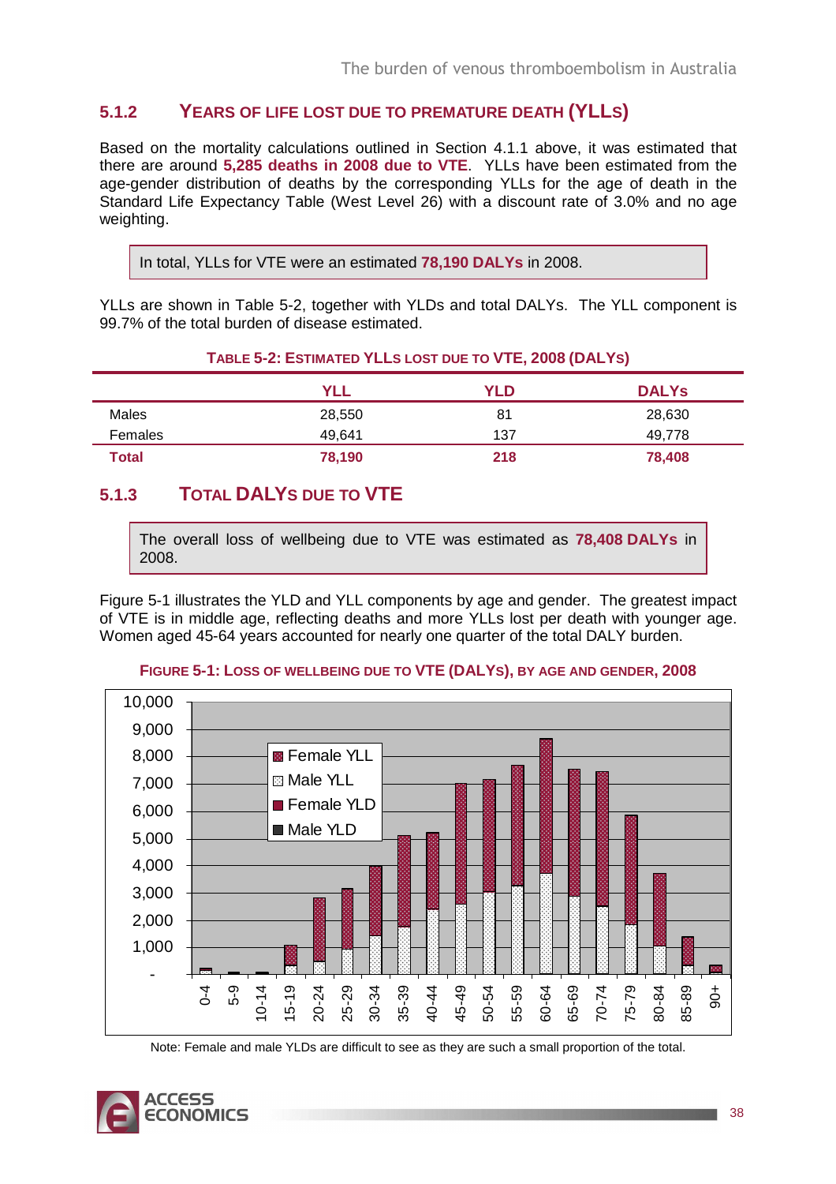### 5.1.2 YEARS OF LIFE LOST DUE TO PREMATURE DEATH (YLLS)

Based on the mortality calculations outlined in Section 4.1.1 above, it was estimated that there are around **5,285 deaths in 2008 due to VTE**. YLLs have been estimated from the age-gender distribution of deaths by the corresponding YLLs for the age of death in the Standard Life Expectancy Table (West Level 26) with a discount rate of 3.0% and no age weighting.

> In total, YLLs for VTE were an estimated **78,190 DALYs** in 2008.

YLLs are shown in Table 5-2, together with YLDs and total DALYs. The YLL component is 99.7% of the total burden of disease estimated.

**TABLE 5-2: ESTIMATED YLLS LOST DUE TO VTE, 2008 (DALYS)**

| | YLL | YLD | DALYs |
|---|---|---|---|
| Males | 28,550 | 81 | 28,630 |
| Females | 49,641 | 137 | 49,778 |
| **Total** | **78,190** | **218** | **78,408** |

### 5.1.3 TOTAL DALYS DUE TO VTE

> The overall loss of wellbeing due to VTE was estimated as **78,408 DALYs** in 2008.

Figure 5-1 illustrates the YLD and YLL components by age and gender. The greatest impact of VTE is in middle age, reflecting deaths and more YLLs lost per death with younger age. Women aged 45-64 years accounted for nearly one quarter of the total DALY burden.

**FIGURE 5-1: LOSS OF WELLBEING DUE TO VTE (DALYS), BY AGE AND GENDER, 2008**

Note: Female and male YLDs are difficult to see as they are such a small proportion of the total.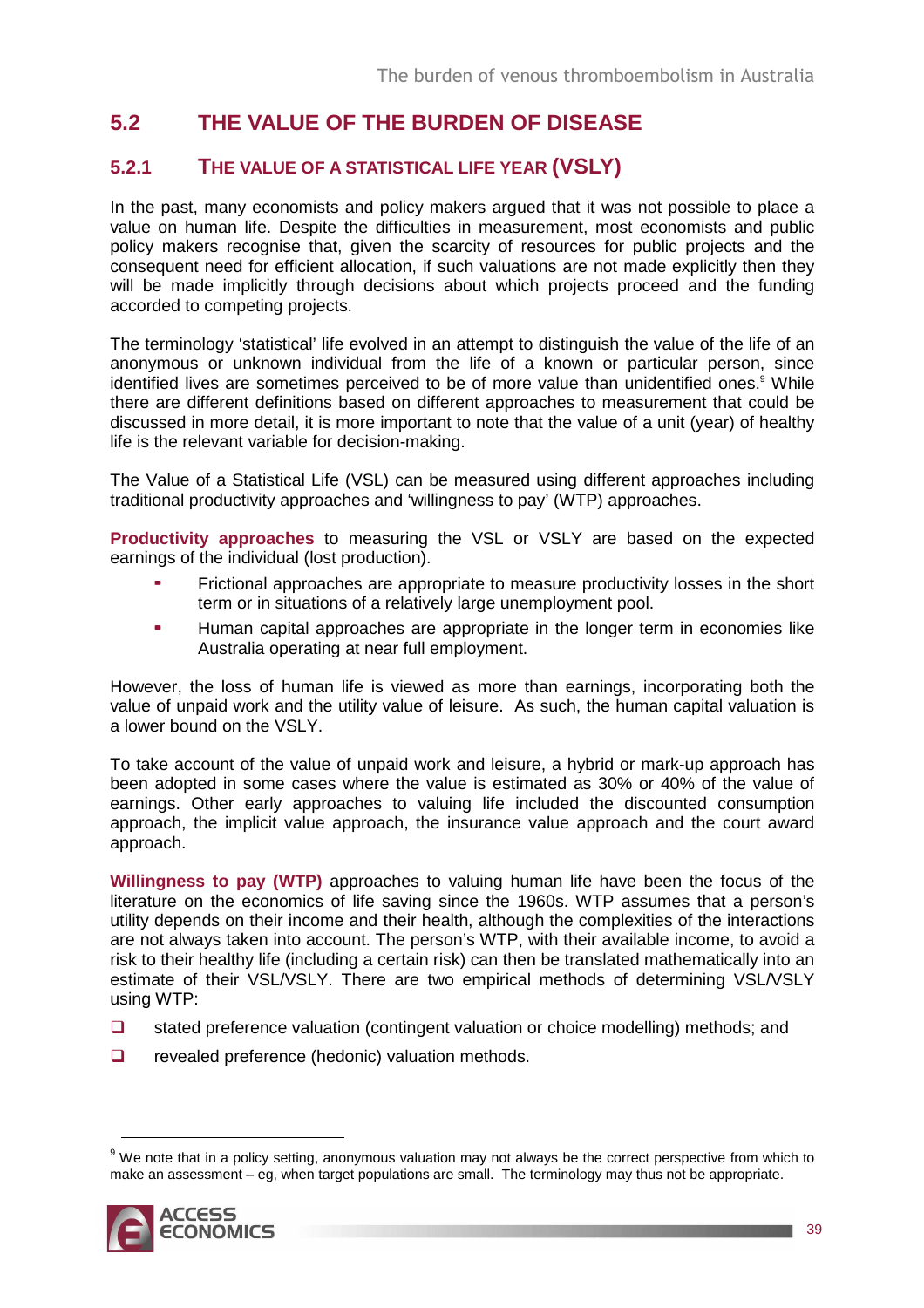## 5.2 THE VALUE OF THE BURDEN OF DISEASE

### 5.2.1 THE VALUE OF A STATISTICAL LIFE YEAR (VSLY)

In the past, many economists and policy makers argued that it was not possible to place a value on human life. Despite the difficulties in measurement, most economists and public policy makers recognise that, given the scarcity of resources for public projects and the consequent need for efficient allocation, if such valuations are not made explicitly then they will be made implicitly through decisions about which projects proceed and the funding accorded to competing projects.

The terminology 'statistical' life evolved in an attempt to distinguish the value of the life of an anonymous or unknown individual from the life of a known or particular person, since identified lives are sometimes perceived to be of more value than unidentified ones.[9] While there are different definitions based on different approaches to measurement that could be discussed in more detail, it is more important to note that the value of a unit (year) of healthy life is the relevant variable for decision-making.

The Value of a Statistical Life (VSL) can be measured using different approaches including traditional productivity approaches and 'willingness to pay' (WTP) approaches.

**Productivity approaches** to measuring the VSL or VSLY are based on the expected earnings of the individual (lost production).

- Frictional approaches are appropriate to measure productivity losses in the short term or in situations of a relatively large unemployment pool.
- Human capital approaches are appropriate in the longer term in economies like Australia operating at near full employment.

However, the loss of human life is viewed as more than earnings, incorporating both the value of unpaid work and the utility value of leisure. As such, the human capital valuation is a lower bound on the VSLY.

To take account of the value of unpaid work and leisure, a hybrid or mark-up approach has been adopted in some cases where the value is estimated as 30% or 40% of the value of earnings. Other early approaches to valuing life included the discounted consumption approach, the implicit value approach, the insurance value approach and the court award approach.

**Willingness to pay (WTP)** approaches to valuing human life have been the focus of the literature on the economics of life saving since the 1960s. WTP assumes that a person's utility depends on their income and their health, although the complexities of the interactions are not always taken into account. The person's WTP, with their available income, to avoid a risk to their healthy life (including a certain risk) can then be translated mathematically into an estimate of their VSL/VSLY. There are two empirical methods of determining VSL/VSLY using WTP:

- stated preference valuation (contingent valuation or choice modelling) methods; and
- revealed preference (hedonic) valuation methods.

---

[9] We note that in a policy setting, anonymous valuation may not always be the correct perspective from which to make an assessment – eg, when target populations are small. The terminology may thus not be appropriate.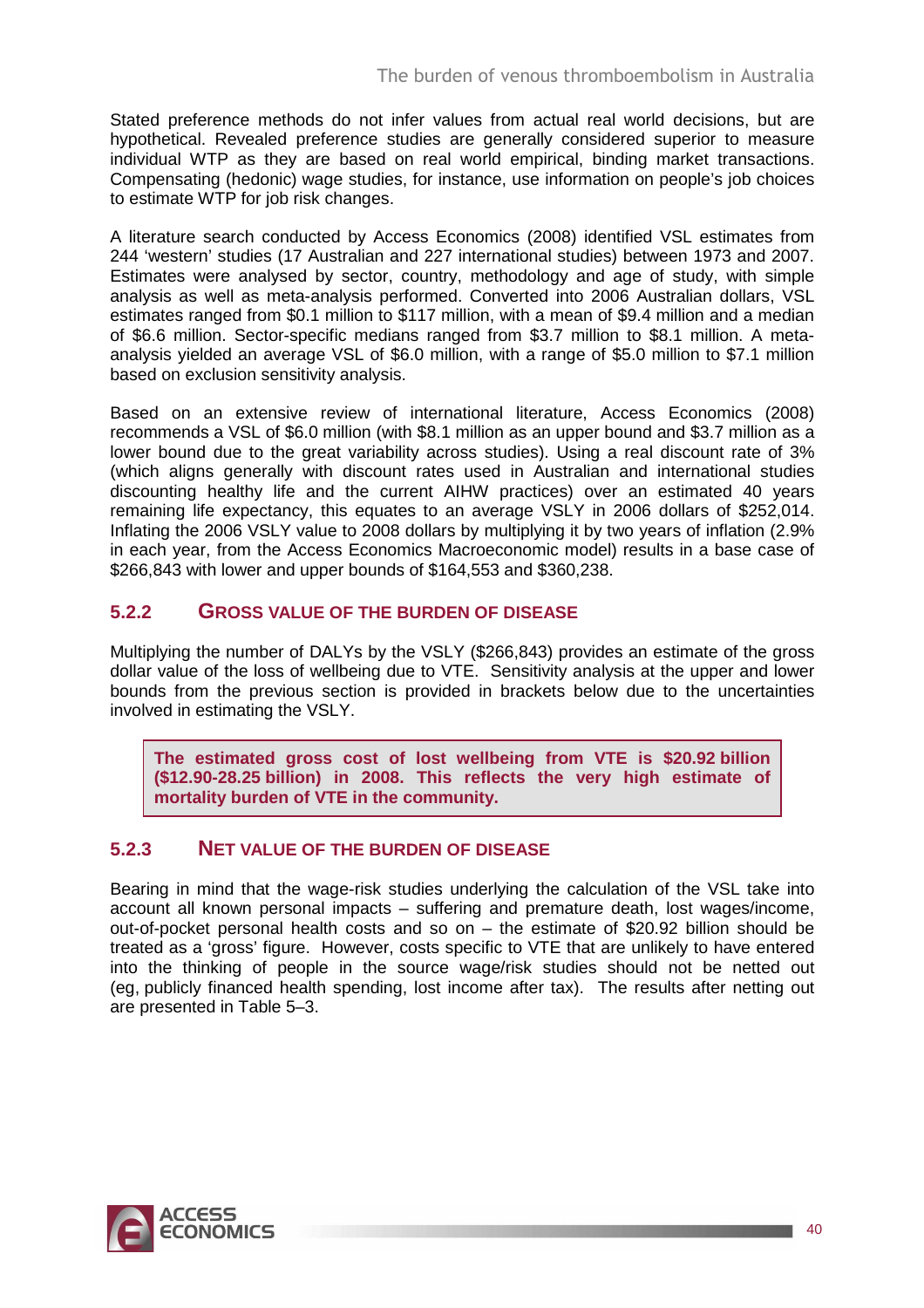Stated preference methods do not infer values from actual real world decisions, but are hypothetical. Revealed preference studies are generally considered superior to measure individual WTP as they are based on real world empirical, binding market transactions. Compensating (hedonic) wage studies, for instance, use information on people's job choices to estimate WTP for job risk changes.

A literature search conducted by Access Economics (2008) identified VSL estimates from 244 'western' studies (17 Australian and 227 international studies) between 1973 and 2007. Estimates were analysed by sector, country, methodology and age of study, with simple analysis as well as meta-analysis performed. Converted into 2006 Australian dollars, VSL estimates ranged from $0.1 million to $117 million, with a mean of $9.4 million and a median of $6.6 million. Sector-specific medians ranged from $3.7 million to $8.1 million. A meta-analysis yielded an average VSL of $6.0 million, with a range of $5.0 million to $7.1 million based on exclusion sensitivity analysis.

Based on an extensive review of international literature, Access Economics (2008) recommends a VSL of $6.0 million (with $8.1 million as an upper bound and $3.7 million as a lower bound due to the great variability across studies). Using a real discount rate of 3% (which aligns generally with discount rates used in Australian and international studies discounting healthy life and the current AIHW practices) over an estimated 40 years remaining life expectancy, this equates to an average VSLY in 2006 dollars of $252,014. Inflating the 2006 VSLY value to 2008 dollars by multiplying it by two years of inflation (2.9% in each year, from the Access Economics Macroeconomic model) results in a base case of $266,843 with lower and upper bounds of $164,553 and $360,238.

### 5.2.2 Gross value of the burden of disease

Multiplying the number of DALYs by the VSLY ($266,843) provides an estimate of the gross dollar value of the loss of wellbeing due to VTE. Sensitivity analysis at the upper and lower bounds from the previous section is provided in brackets below due to the uncertainties involved in estimating the VSLY.

> **The estimated gross cost of lost wellbeing from VTE is $20.92 billion ($12.90-28.25 billion) in 2008. This reflects the very high estimate of mortality burden of VTE in the community.**

### 5.2.3 Net value of the burden of disease

Bearing in mind that the wage-risk studies underlying the calculation of the VSL take into account all known personal impacts – suffering and premature death, lost wages/income, out-of-pocket personal health costs and so on – the estimate of $20.92 billion should be treated as a 'gross' figure. However, costs specific to VTE that are unlikely to have entered into the thinking of people in the source wage/risk studies should not be netted out (eg, publicly financed health spending, lost income after tax). The results after netting out are presented in Table 5–3.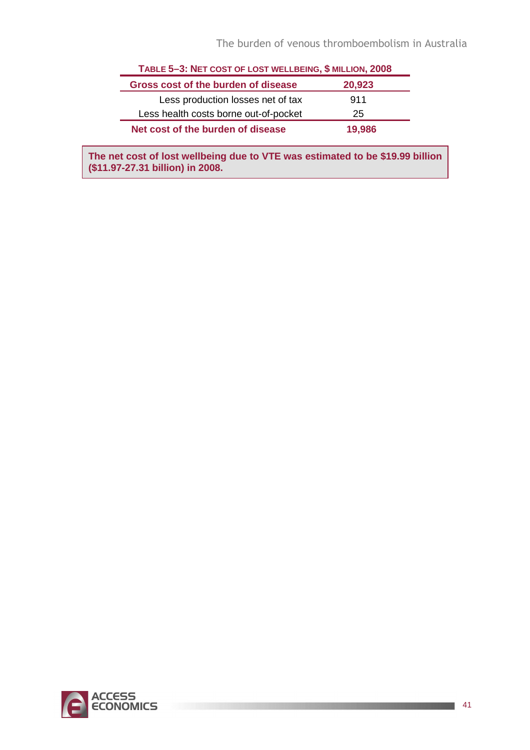**Table 5–3: Net cost of lost wellbeing, $ million, 2008**

| Gross cost of the burden of disease | 20,923 |
|---|---|
| Less production losses net of tax | 911 |
| Less health costs borne out-of-pocket | 25 |
| **Net cost of the burden of disease** | **19,986** |

**The net cost of lost wellbeing due to VTE was estimated to be $19.99 billion ($11.97-27.31 billion) in 2008.**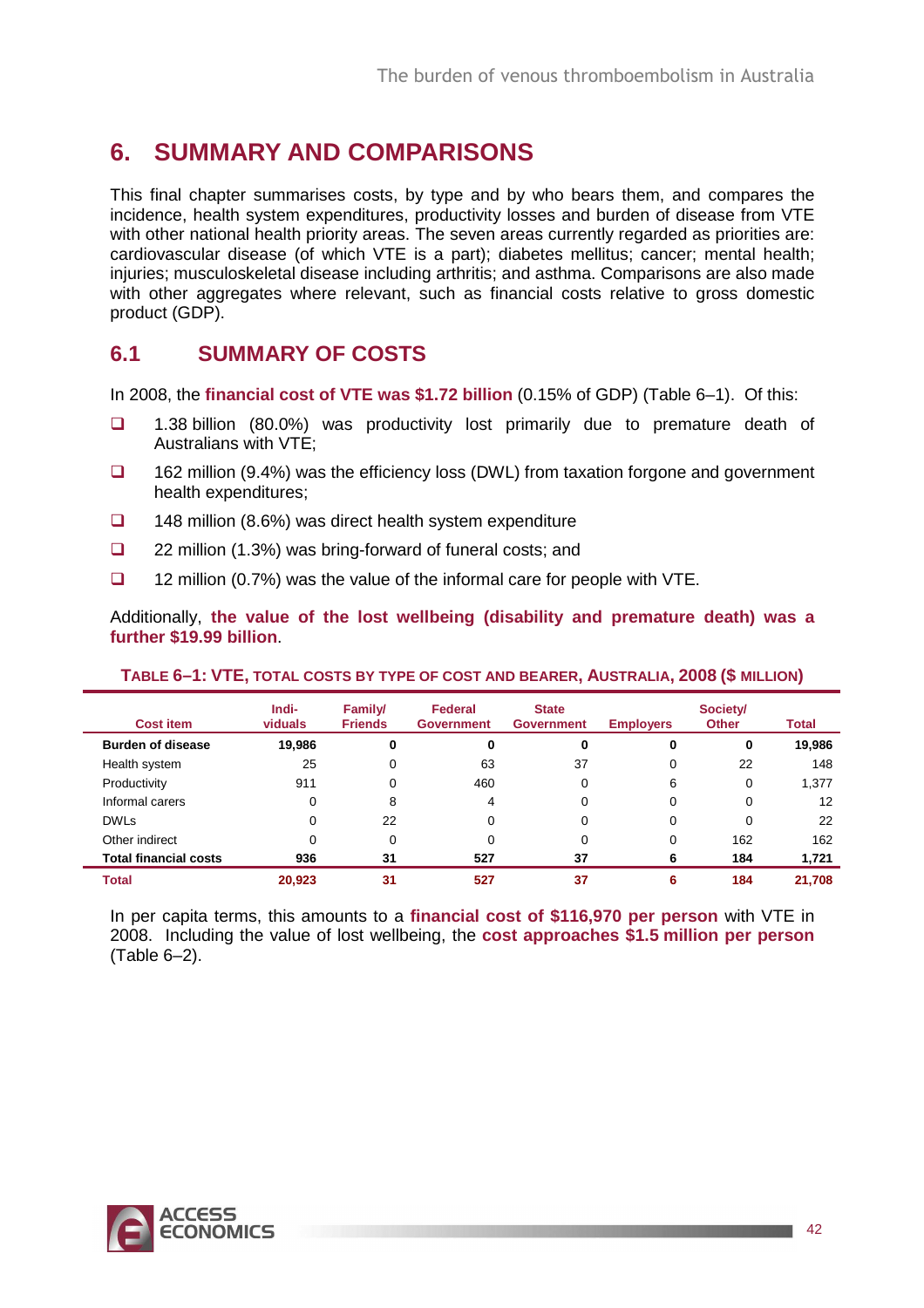# 6. SUMMARY AND COMPARISONS

This final chapter summarises costs, by type and by who bears them, and compares the incidence, health system expenditures, productivity losses and burden of disease from VTE with other national health priority areas. The seven areas currently regarded as priorities are: cardiovascular disease (of which VTE is a part); diabetes mellitus; cancer; mental health; injuries; musculoskeletal disease including arthritis; and asthma. Comparisons are also made with other aggregates where relevant, such as financial costs relative to gross domestic product (GDP).

## 6.1 SUMMARY OF COSTS

In 2008, the **financial cost of VTE was $1.72 billion** (0.15% of GDP) (Table 6–1). Of this:

- 1.38 billion (80.0%) was productivity lost primarily due to premature death of Australians with VTE;
- 162 million (9.4%) was the efficiency loss (DWL) from taxation forgone and government health expenditures;
- 148 million (8.6%) was direct health system expenditure
- 22 million (1.3%) was bring-forward of funeral costs; and
- 12 million (0.7%) was the value of the informal care for people with VTE.

Additionally, **the value of the lost wellbeing (disability and premature death) was a further $19.99 billion**.

**TABLE 6–1: VTE, TOTAL COSTS BY TYPE OF COST AND BEARER, AUSTRALIA, 2008 ($ MILLION)**

| Cost item | Indi-viduals | Family/ Friends | Federal Government | State Government | Employers | Society/ Other | Total |
|---|---|---|---|---|---|---|---|
| **Burden of disease** | **19,986** | **0** | **0** | **0** | **0** | **0** | **19,986** |
| Health system | 25 | 0 | 63 | 37 | 0 | 22 | 148 |
| Productivity | 911 | 0 | 460 | 0 | 6 | 0 | 1,377 |
| Informal carers | 0 | 8 | 4 | 0 | 0 | 0 | 12 |
| DWLs | 0 | 22 | 0 | 0 | 0 | 0 | 22 |
| Other indirect | 0 | 0 | 0 | 0 | 0 | 162 | 162 |
| **Total financial costs** | **936** | **31** | **527** | **37** | **6** | **184** | **1,721** |
| **Total** | **20,923** | **31** | **527** | **37** | **6** | **184** | **21,708** |

In per capita terms, this amounts to a **financial cost of $116,970 per person** with VTE in 2008. Including the value of lost wellbeing, the **cost approaches $1.5 million per person** (Table 6–2).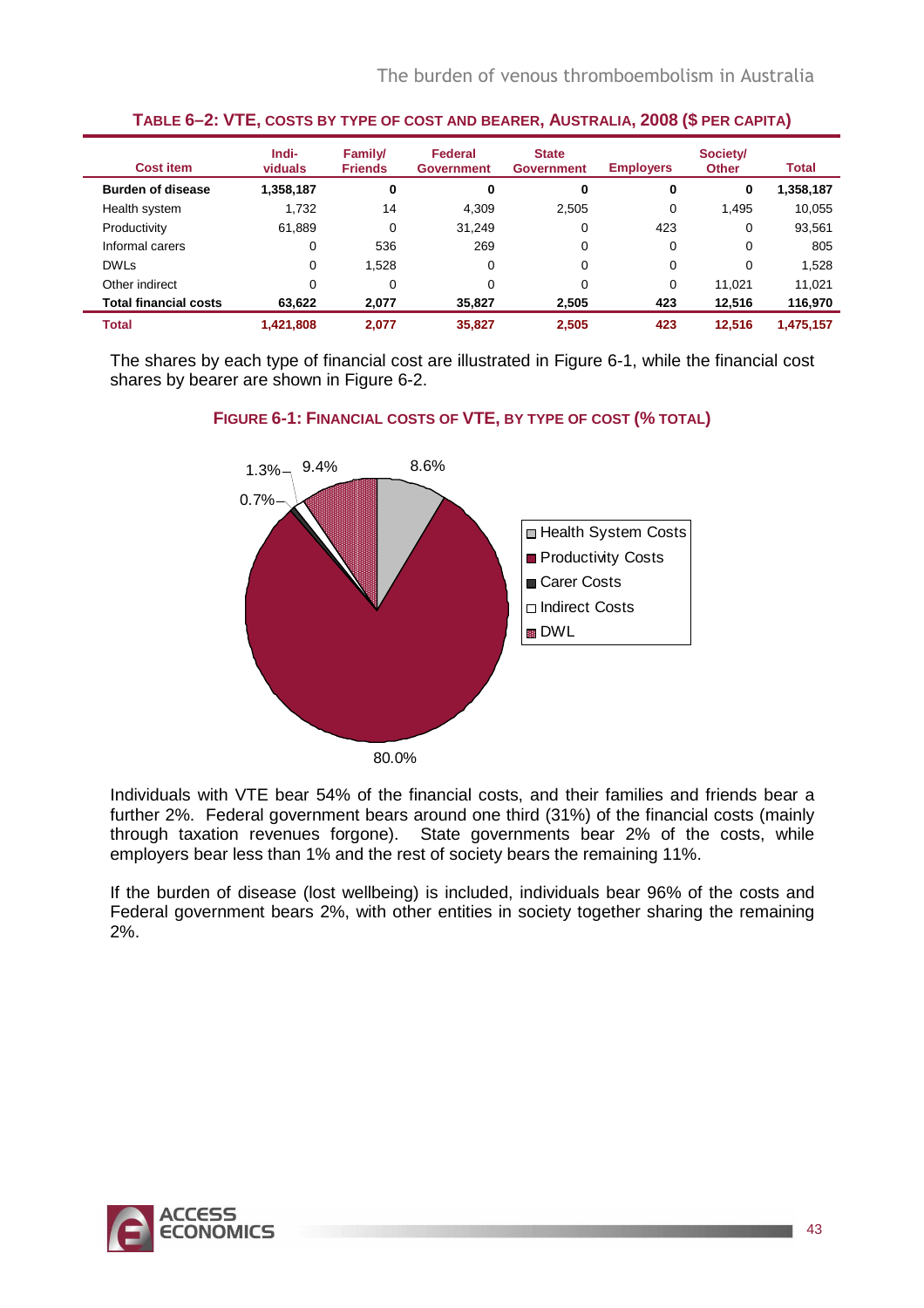**TABLE 6–2: VTE, COSTS BY TYPE OF COST AND BEARER, AUSTRALIA, 2008 ($ PER CAPITA)**

| Cost item | Indi-viduals | Family/ Friends | Federal Government | State Government | Employers | Society/ Other | Total |
|---|---|---|---|---|---|---|---|
| **Burden of disease** | **1,358,187** | **0** | **0** | **0** | **0** | **0** | **1,358,187** |
| Health system | 1,732 | 14 | 4,309 | 2,505 | 0 | 1,495 | 10,055 |
| Productivity | 61,889 | 0 | 31,249 | 0 | 423 | 0 | 93,561 |
| Informal carers | 0 | 536 | 269 | 0 | 0 | 0 | 805 |
| DWLs | 0 | 1,528 | 0 | 0 | 0 | 0 | 1,528 |
| Other indirect | 0 | 0 | 0 | 0 | 0 | 11,021 | 11,021 |
| **Total financial costs** | **63,622** | **2,077** | **35,827** | **2,505** | **423** | **12,516** | **116,970** |
| **Total** | **1,421,808** | **2,077** | **35,827** | **2,505** | **423** | **12,516** | **1,475,157** |

The shares by each type of financial cost are illustrated in Figure 6-1, while the financial cost shares by bearer are shown in Figure 6-2.

**FIGURE 6-1: FINANCIAL COSTS OF VTE, BY TYPE OF COST (% TOTAL)**

| Cost type | % |
|---|---|
| Health System Costs | 8.6% |
| Productivity Costs | 80.0% |
| Carer Costs | 0.7% |
| Indirect Costs | 1.3% |
| DWL | 9.4% |

Individuals with VTE bear 54% of the financial costs, and their families and friends bear a further 2%. Federal government bears around one third (31%) of the financial costs (mainly through taxation revenues forgone). State governments bear 2% of the costs, while employers bear less than 1% and the rest of society bears the remaining 11%.

If the burden of disease (lost wellbeing) is included, individuals bear 96% of the costs and Federal government bears 2%, with other entities in society together sharing the remaining 2%.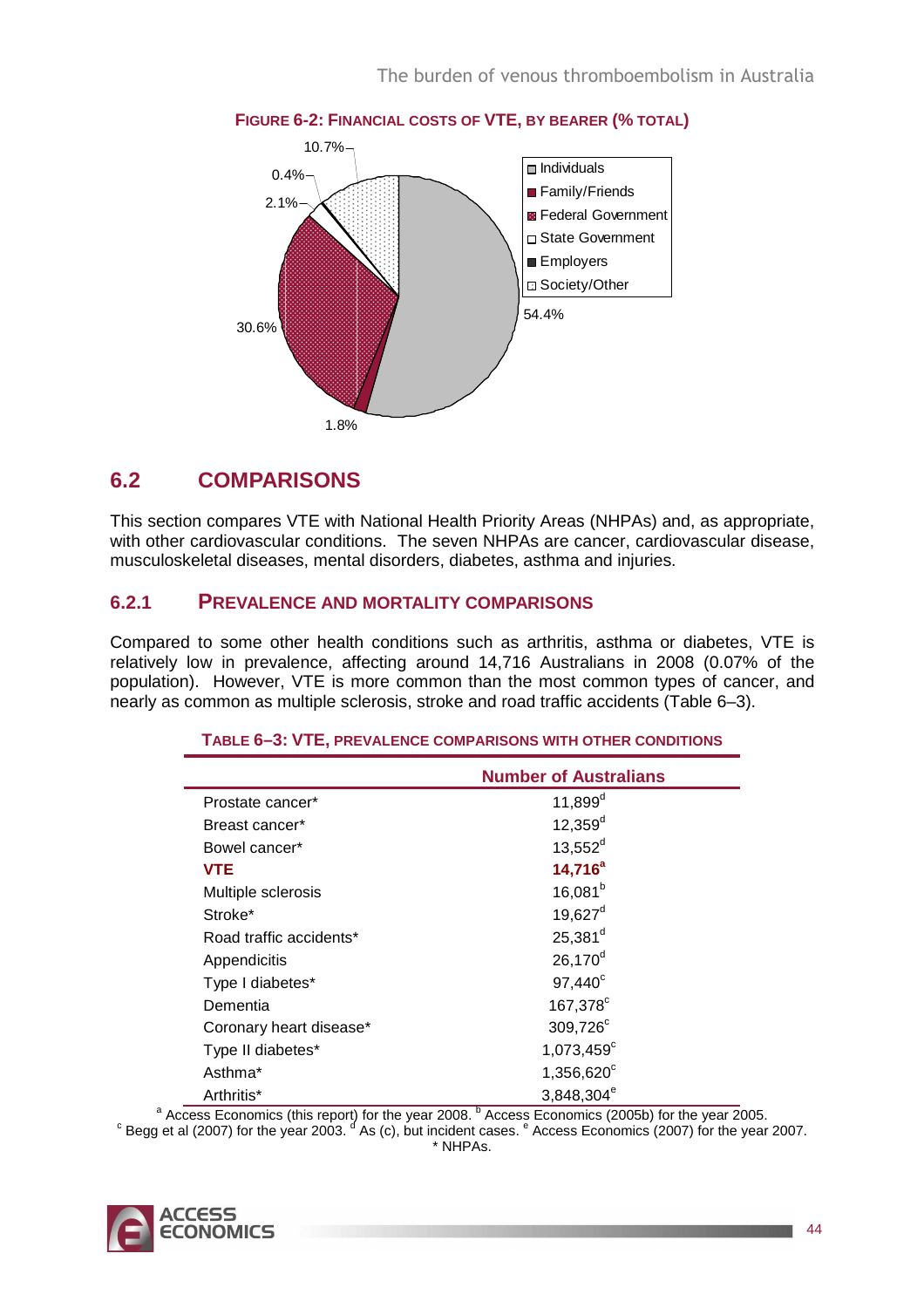**FIGURE 6-2: FINANCIAL COSTS OF VTE, BY BEARER (% TOTAL)**

| Bearer | % total |
|---|---|
| Individuals | 54.4% |
| Family/Friends | 1.8% |
| Federal Government | 30.6% |
| State Government | 2.1% |
| Employers | 0.4% |
| Society/Other | 10.7% |

## 6.2 COMPARISONS

This section compares VTE with National Health Priority Areas (NHPAs) and, as appropriate, with other cardiovascular conditions. The seven NHPAs are cancer, cardiovascular disease, musculoskeletal diseases, mental disorders, diabetes, asthma and injuries.

### 6.2.1 PREVALENCE AND MORTALITY COMPARISONS

Compared to some other health conditions such as arthritis, asthma or diabetes, VTE is relatively low in prevalence, affecting around 14,716 Australians in 2008 (0.07% of the population). However, VTE is more common than the most common types of cancer, and nearly as common as multiple sclerosis, stroke and road traffic accidents (Table 6–3).

**TABLE 6–3: VTE, PREVALENCE COMPARISONS WITH OTHER CONDITIONS**

| | Number of Australians |
|---|---|
| Prostate cancer* | 11,899[d] |
| Breast cancer* | 12,359[d] |
| Bowel cancer* | 13,552[d] |
| **VTE** | **14,716[a]** |
| Multiple sclerosis | 16,081[b] |
| Stroke* | 19,627[d] |
| Road traffic accidents* | 25,381[d] |
| Appendicitis | 26,170[d] |
| Type I diabetes* | 97,440[c] |
| Dementia | 167,378[c] |
| Coronary heart disease* | 309,726[c] |
| Type II diabetes* | 1,073,459[c] |
| Asthma* | 1,356,620[c] |
| Arthritis* | 3,848,304[e] |

[a] Access Economics (this report) for the year 2008. [b] Access Economics (2005b) for the year 2005. [c] Begg et al (2007) for the year 2003. [d] As (c), but incident cases. [e] Access Economics (2007) for the year 2007.
* NHPAs.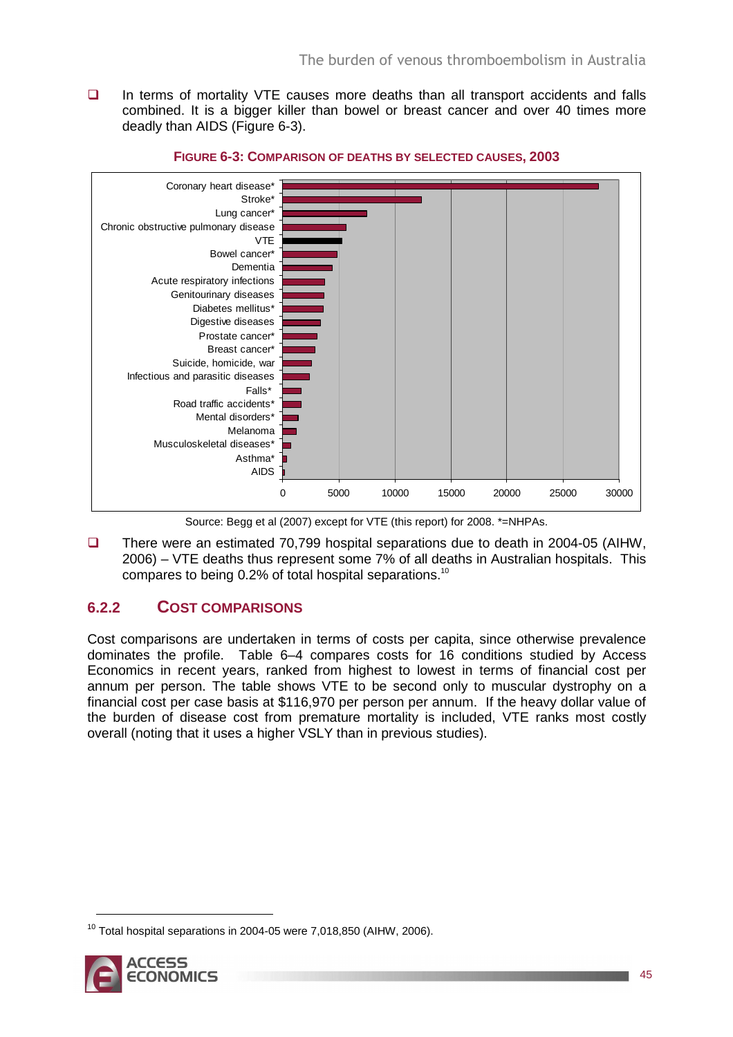- In terms of mortality VTE causes more deaths than all transport accidents and falls combined. It is a bigger killer than bowel or breast cancer and over 40 times more deadly than AIDS (Figure 6-3).

**FIGURE 6-3: COMPARISON OF DEATHS BY SELECTED CAUSES, 2003**

Source: Begg et al (2007) except for VTE (this report) for 2008. *=NHPAs.

- There were an estimated 70,799 hospital separations due to death in 2004-05 (AIHW, 2006) – VTE deaths thus represent some 7% of all deaths in Australian hospitals. This compares to being 0.2% of total hospital separations.[10]

### 6.2.2 COST COMPARISONS

Cost comparisons are undertaken in terms of costs per capita, since otherwise prevalence dominates the profile. Table 6–4 compares costs for 16 conditions studied by Access Economics in recent years, ranked from highest to lowest in terms of financial cost per annum per person. The table shows VTE to be second only to muscular dystrophy on a financial cost per case basis at $116,970 per person per annum. If the heavy dollar value of the burden of disease cost from premature mortality is included, VTE ranks most costly overall (noting that it uses a higher VSLY than in previous studies).

[10] Total hospital separations in 2004-05 were 7,018,850 (AIHW, 2006).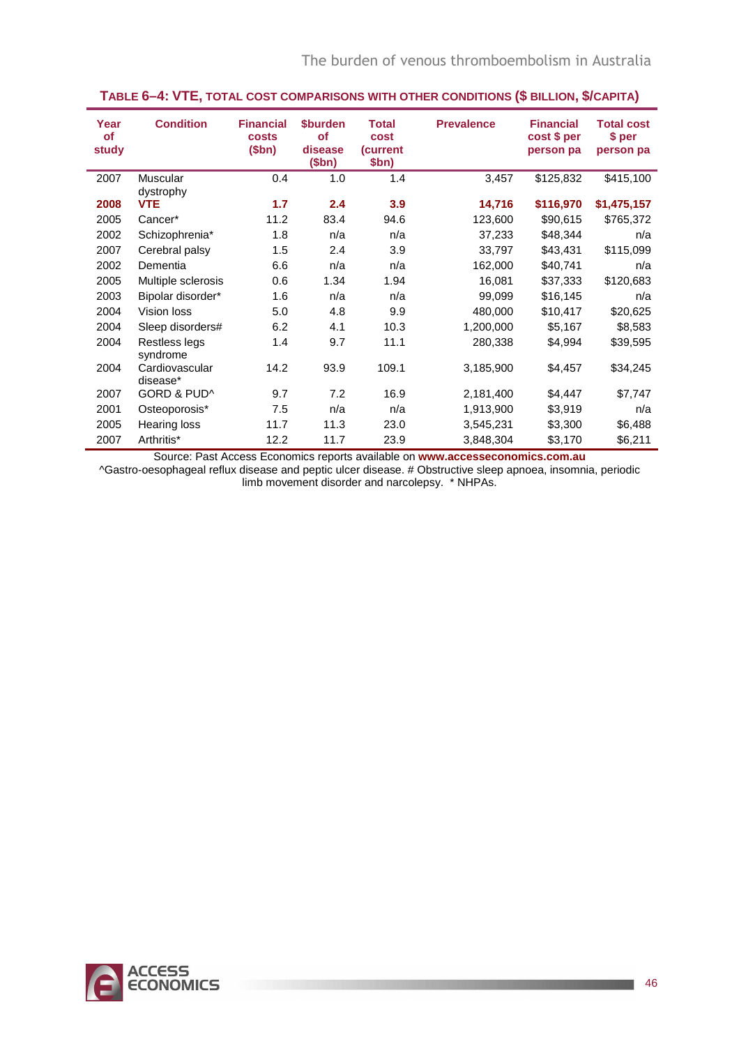**TABLE 6–4: VTE, TOTAL COST COMPARISONS WITH OTHER CONDITIONS ($ BILLION, $/CAPITA)**

| Year of study | Condition | Financial costs ($bn) | $burden of disease ($bn) | Total cost (current $bn) | Prevalence | Financial cost $ per person pa | Total cost $ per person pa |
|---|---|---|---|---|---|---|---|
| 2007 | Muscular dystrophy | 0.4 | 1.0 | 1.4 | 3,457 | $125,832 | $415,100 |
| **2008** | **VTE** | **1.7** | **2.4** | **3.9** | **14,716** | **$116,970** | **$1,475,157** |
| 2005 | Cancer* | 11.2 | 83.4 | 94.6 | 123,600 | $90,615 | $765,372 |
| 2002 | Schizophrenia* | 1.8 | n/a | n/a | 37,233 | $48,344 | n/a |
| 2007 | Cerebral palsy | 1.5 | 2.4 | 3.9 | 33,797 | $43,431 | $115,099 |
| 2002 | Dementia | 6.6 | n/a | n/a | 162,000 | $40,741 | n/a |
| 2005 | Multiple sclerosis | 0.6 | 1.34 | 1.94 | 16,081 | $37,333 | $120,683 |
| 2003 | Bipolar disorder* | 1.6 | n/a | n/a | 99,099 | $16,145 | n/a |
| 2004 | Vision loss | 5.0 | 4.8 | 9.9 | 480,000 | $10,417 | $20,625 |
| 2004 | Sleep disorders# | 6.2 | 4.1 | 10.3 | 1,200,000 | $5,167 | $8,583 |
| 2004 | Restless legs syndrome | 1.4 | 9.7 | 11.1 | 280,338 | $4,994 | $39,595 |
| 2004 | Cardiovascular disease* | 14.2 | 93.9 | 109.1 | 3,185,900 | $4,457 | $34,245 |
| 2007 | GORD & PUD^ | 9.7 | 7.2 | 16.9 | 2,181,400 | $4,447 | $7,747 |
| 2001 | Osteoporosis* | 7.5 | n/a | n/a | 1,913,900 | $3,919 | n/a |
| 2005 | Hearing loss | 11.7 | 11.3 | 23.0 | 3,545,231 | $3,300 | $6,488 |
| 2007 | Arthritis* | 12.2 | 11.7 | 23.9 | 3,848,304 | $3,170 | $6,211 |

Source: Past Access Economics reports available on **www.accesseconomics.com.au**
^Gastro-oesophageal reflux disease and peptic ulcer disease. # Obstructive sleep apnoea, insomnia, periodic limb movement disorder and narcolepsy. * NHPAs.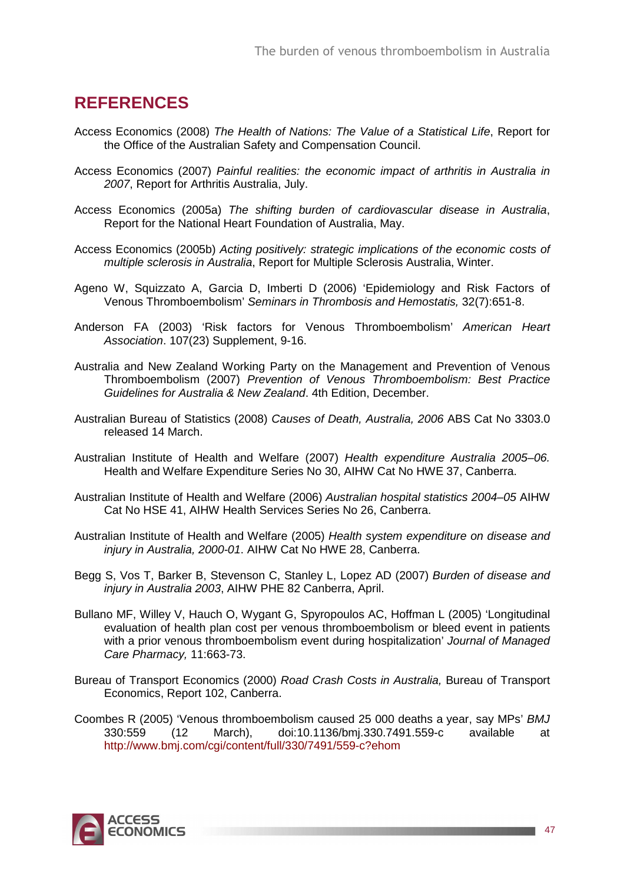## REFERENCES

Access Economics (2008) *The Health of Nations: The Value of a Statistical Life*, Report for the Office of the Australian Safety and Compensation Council.

Access Economics (2007) *Painful realities: the economic impact of arthritis in Australia in 2007*, Report for Arthritis Australia, July.

Access Economics (2005a) *The shifting burden of cardiovascular disease in Australia*, Report for the National Heart Foundation of Australia, May.

Access Economics (2005b) *Acting positively: strategic implications of the economic costs of multiple sclerosis in Australia*, Report for Multiple Sclerosis Australia, Winter.

Ageno W, Squizzato A, Garcia D, Imberti D (2006) 'Epidemiology and Risk Factors of Venous Thromboembolism' *Seminars in Thrombosis and Hemostatis,* 32(7):651-8.

Anderson FA (2003) 'Risk factors for Venous Thromboembolism' *American Heart Association*. 107(23) Supplement, 9-16.

Australia and New Zealand Working Party on the Management and Prevention of Venous Thromboembolism (2007) *Prevention of Venous Thromboembolism: Best Practice Guidelines for Australia & New Zealand*. 4th Edition, December.

Australian Bureau of Statistics (2008) *Causes of Death, Australia, 2006* ABS Cat No 3303.0 released 14 March.

Australian Institute of Health and Welfare (2007) *Health expenditure Australia 2005–06.* Health and Welfare Expenditure Series No 30, AIHW Cat No HWE 37, Canberra.

Australian Institute of Health and Welfare (2006) *Australian hospital statistics 2004–05* AIHW Cat No HSE 41, AIHW Health Services Series No 26, Canberra.

Australian Institute of Health and Welfare (2005) *Health system expenditure on disease and injury in Australia, 2000-01*. AIHW Cat No HWE 28, Canberra.

Begg S, Vos T, Barker B, Stevenson C, Stanley L, Lopez AD (2007) *Burden of disease and injury in Australia 2003*, AIHW PHE 82 Canberra, April.

Bullano MF, Willey V, Hauch O, Wygant G, Spyropoulos AC, Hoffman L (2005) 'Longitudinal evaluation of health plan cost per venous thromboembolism or bleed event in patients with a prior venous thromboembolism event during hospitalization' *Journal of Managed Care Pharmacy,* 11:663-73.

Bureau of Transport Economics (2000) *Road Crash Costs in Australia,* Bureau of Transport Economics, Report 102, Canberra.

Coombes R (2005) 'Venous thromboembolism caused 25 000 deaths a year, say MPs' *BMJ* 330:559 (12 March), doi:10.1136/bmj.330.7491.559-c available at http://www.bmj.com/cgi/content/full/330/7491/559-c?ehom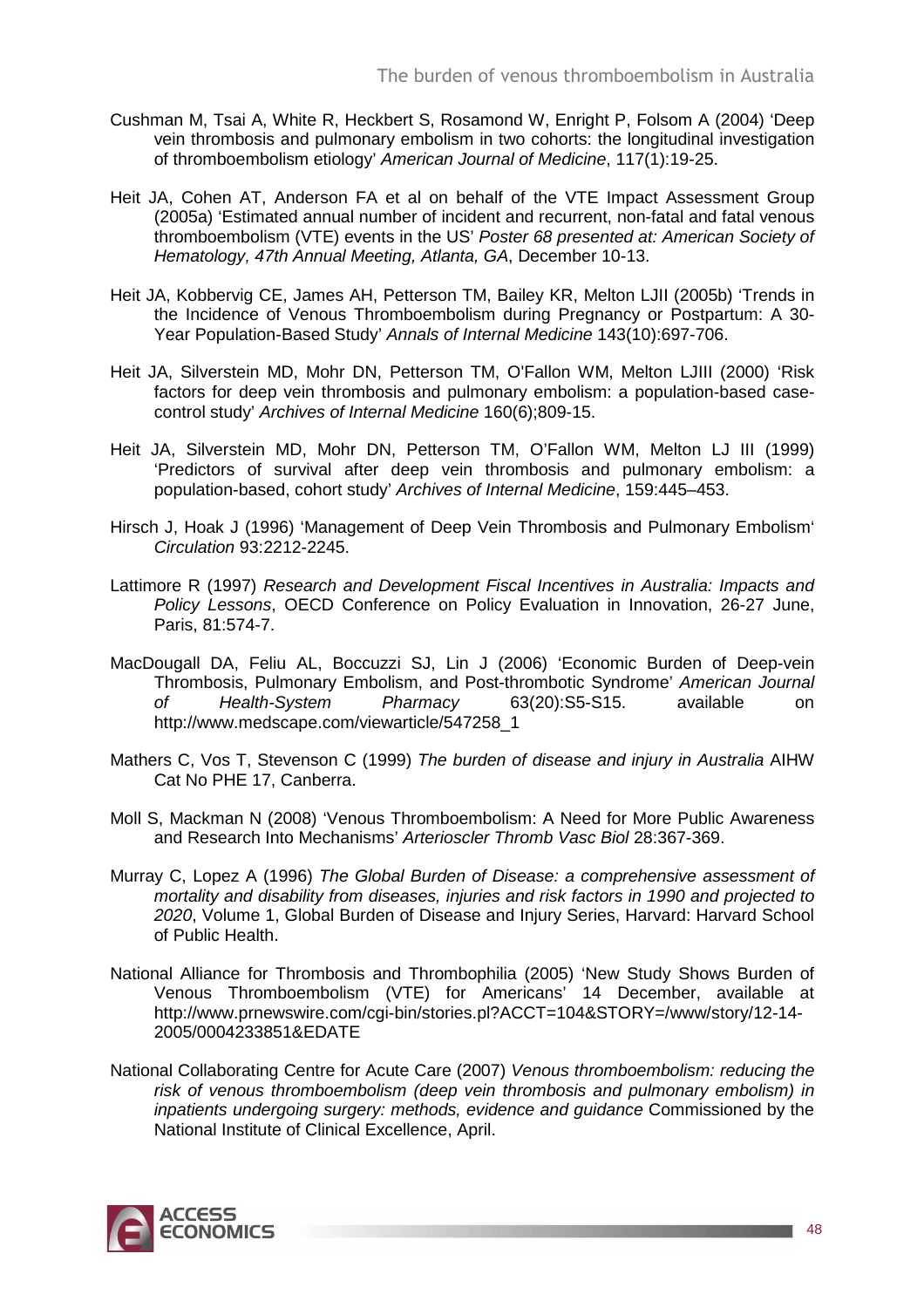Cushman M, Tsai A, White R, Heckbert S, Rosamond W, Enright P, Folsom A (2004) 'Deep vein thrombosis and pulmonary embolism in two cohorts: the longitudinal investigation of thromboembolism etiology' *American Journal of Medicine*, 117(1):19-25.

Heit JA, Cohen AT, Anderson FA et al on behalf of the VTE Impact Assessment Group (2005a) 'Estimated annual number of incident and recurrent, non-fatal and fatal venous thromboembolism (VTE) events in the US' *Poster 68 presented at: American Society of Hematology, 47th Annual Meeting, Atlanta, GA*, December 10-13.

Heit JA, Kobbervig CE, James AH, Petterson TM, Bailey KR, Melton LJII (2005b) 'Trends in the Incidence of Venous Thromboembolism during Pregnancy or Postpartum: A 30-Year Population-Based Study' *Annals of Internal Medicine* 143(10):697-706.

Heit JA, Silverstein MD, Mohr DN, Petterson TM, O'Fallon WM, Melton LJIII (2000) 'Risk factors for deep vein thrombosis and pulmonary embolism: a population-based case-control study' *Archives of Internal Medicine* 160(6);809-15.

Heit JA, Silverstein MD, Mohr DN, Petterson TM, O'Fallon WM, Melton LJ III (1999) 'Predictors of survival after deep vein thrombosis and pulmonary embolism: a population-based, cohort study' *Archives of Internal Medicine*, 159:445–453.

Hirsch J, Hoak J (1996) 'Management of Deep Vein Thrombosis and Pulmonary Embolism' *Circulation* 93:2212-2245.

Lattimore R (1997) *Research and Development Fiscal Incentives in Australia: Impacts and Policy Lessons*, OECD Conference on Policy Evaluation in Innovation, 26-27 June, Paris, 81:574-7.

MacDougall DA, Feliu AL, Boccuzzi SJ, Lin J (2006) 'Economic Burden of Deep-vein Thrombosis, Pulmonary Embolism, and Post-thrombotic Syndrome' *American Journal of Health-System Pharmacy* 63(20):S5-S15. available on http://www.medscape.com/viewarticle/547258_1

Mathers C, Vos T, Stevenson C (1999) *The burden of disease and injury in Australia* AIHW Cat No PHE 17, Canberra.

Moll S, Mackman N (2008) 'Venous Thromboembolism: A Need for More Public Awareness and Research Into Mechanisms' *Arterioscler Thromb Vasc Biol* 28:367-369.

Murray C, Lopez A (1996) *The Global Burden of Disease: a comprehensive assessment of mortality and disability from diseases, injuries and risk factors in 1990 and projected to 2020*, Volume 1, Global Burden of Disease and Injury Series, Harvard: Harvard School of Public Health.

National Alliance for Thrombosis and Thrombophilia (2005) 'New Study Shows Burden of Venous Thromboembolism (VTE) for Americans' 14 December, available at http://www.prnewswire.com/cgi-bin/stories.pl?ACCT=104&STORY=/www/story/12-14-2005/0004233851&EDATE

National Collaborating Centre for Acute Care (2007) *Venous thromboembolism: reducing the risk of venous thromboembolism (deep vein thrombosis and pulmonary embolism) in inpatients undergoing surgery: methods, evidence and guidance* Commissioned by the National Institute of Clinical Excellence, April.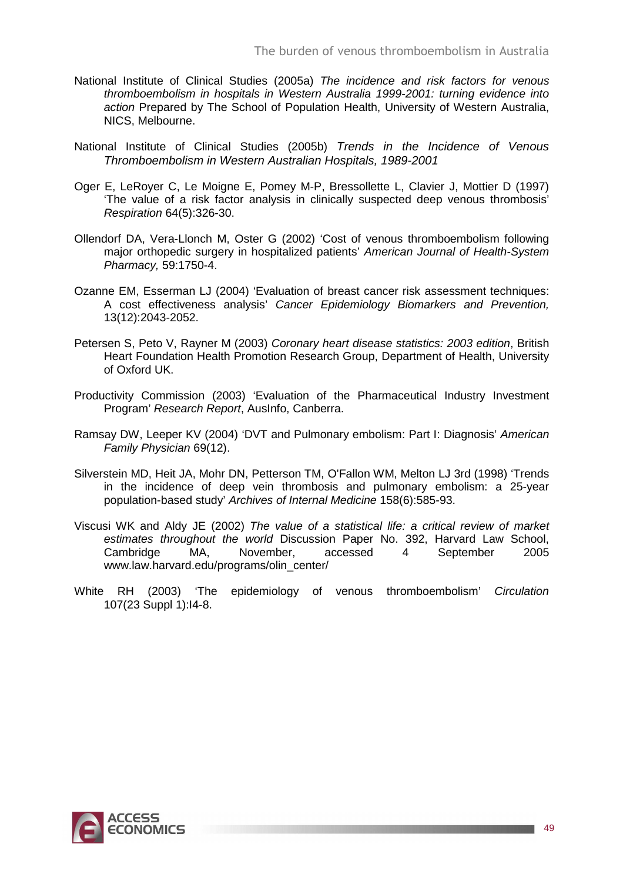National Institute of Clinical Studies (2005a) *The incidence and risk factors for venous thromboembolism in hospitals in Western Australia 1999-2001: turning evidence into action* Prepared by The School of Population Health, University of Western Australia, NICS, Melbourne.

National Institute of Clinical Studies (2005b) *Trends in the Incidence of Venous Thromboembolism in Western Australian Hospitals, 1989-2001*

Oger E, LeRoyer C, Le Moigne E, Pomey M-P, Bressollette L, Clavier J, Mottier D (1997) 'The value of a risk factor analysis in clinically suspected deep venous thrombosis' *Respiration* 64(5):326-30.

Ollendorf DA, Vera-Llonch M, Oster G (2002) 'Cost of venous thromboembolism following major orthopedic surgery in hospitalized patients' *American Journal of Health-System Pharmacy,* 59:1750-4.

Ozanne EM, Esserman LJ (2004) 'Evaluation of breast cancer risk assessment techniques: A cost effectiveness analysis' *Cancer Epidemiology Biomarkers and Prevention,* 13(12):2043-2052.

Petersen S, Peto V, Rayner M (2003) *Coronary heart disease statistics: 2003 edition*, British Heart Foundation Health Promotion Research Group, Department of Health, University of Oxford UK.

Productivity Commission (2003) 'Evaluation of the Pharmaceutical Industry Investment Program' *Research Report*, AusInfo, Canberra.

Ramsay DW, Leeper KV (2004) 'DVT and Pulmonary embolism: Part I: Diagnosis' *American Family Physician* 69(12).

Silverstein MD, Heit JA, Mohr DN, Petterson TM, O'Fallon WM, Melton LJ 3rd (1998) 'Trends in the incidence of deep vein thrombosis and pulmonary embolism: a 25-year population-based study' *Archives of Internal Medicine* 158(6):585-93.

Viscusi WK and Aldy JE (2002) *The value of a statistical life: a critical review of market estimates throughout the world* Discussion Paper No. 392, Harvard Law School, Cambridge MA, November, accessed 4 September 2005 www.law.harvard.edu/programs/olin_center/

White RH (2003) 'The epidemiology of venous thromboembolism' *Circulation* 107(23 Suppl 1):I4-8.